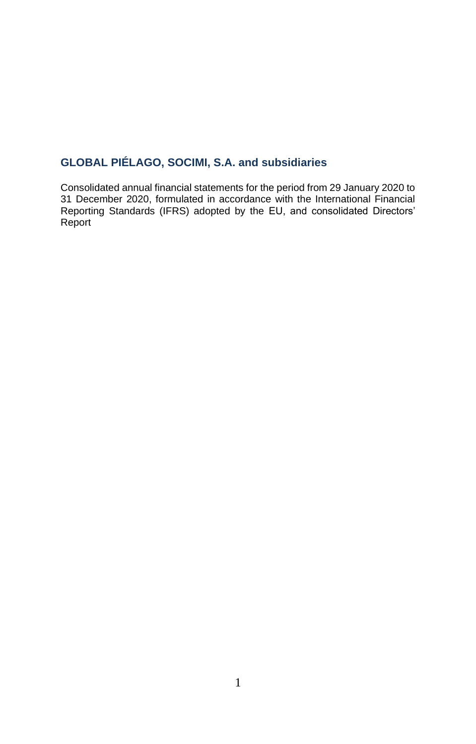# GLOBAL PIÉLAGO, SOCIMI, S.A. and subsidiaries

Consolidated annual financial statements for the period from 29 January 2020 to 31 December 2020, formulated in accordance with the International Financial Reporting Standards (IFRS) adopted by the EU, and consolidated Directors' Report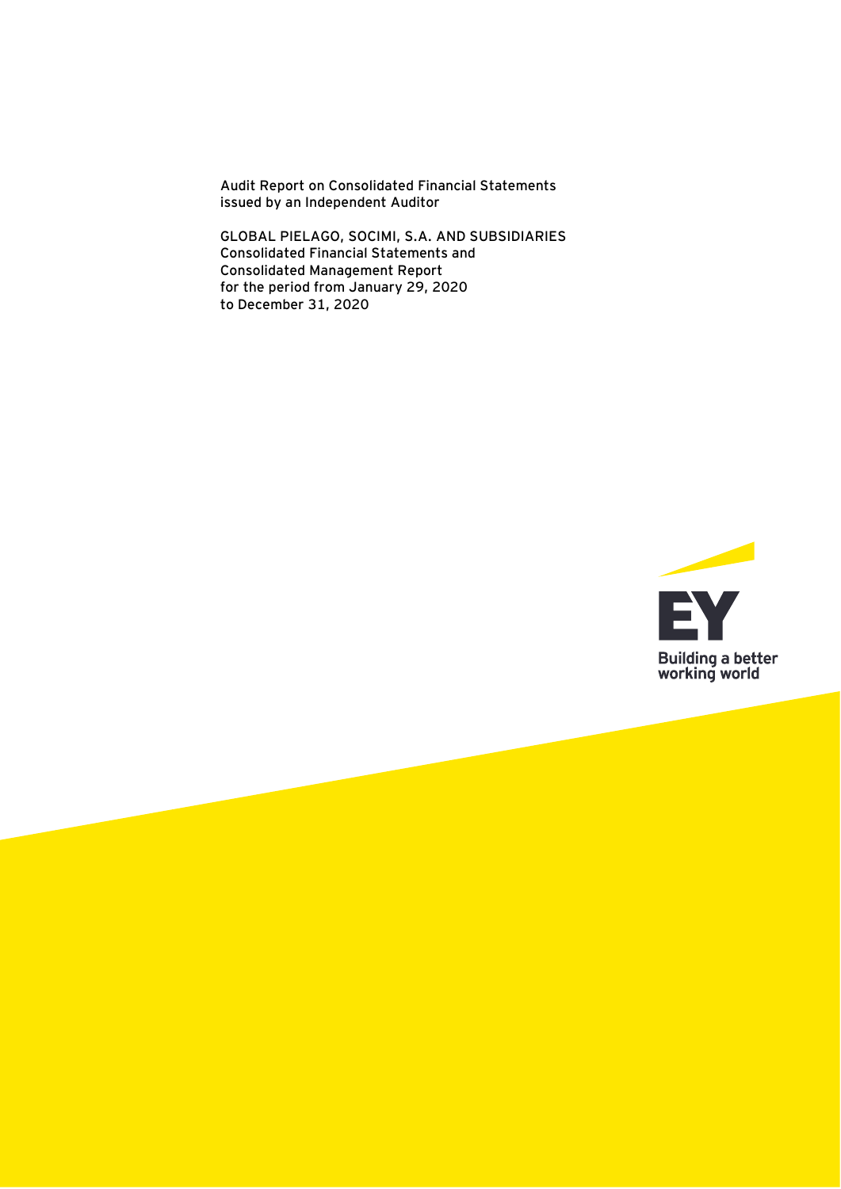Audit Report on Consolidated Financial Statements issued by an Independent Auditor

GLOBAL PIELAGO, SOCIMI, S.A. AND SUBSIDIARIES
Consolidated Financial Statements and
Consolidated Management Report
for the period from January 29, 2020
to December 31, 2020

EY

Building a better working world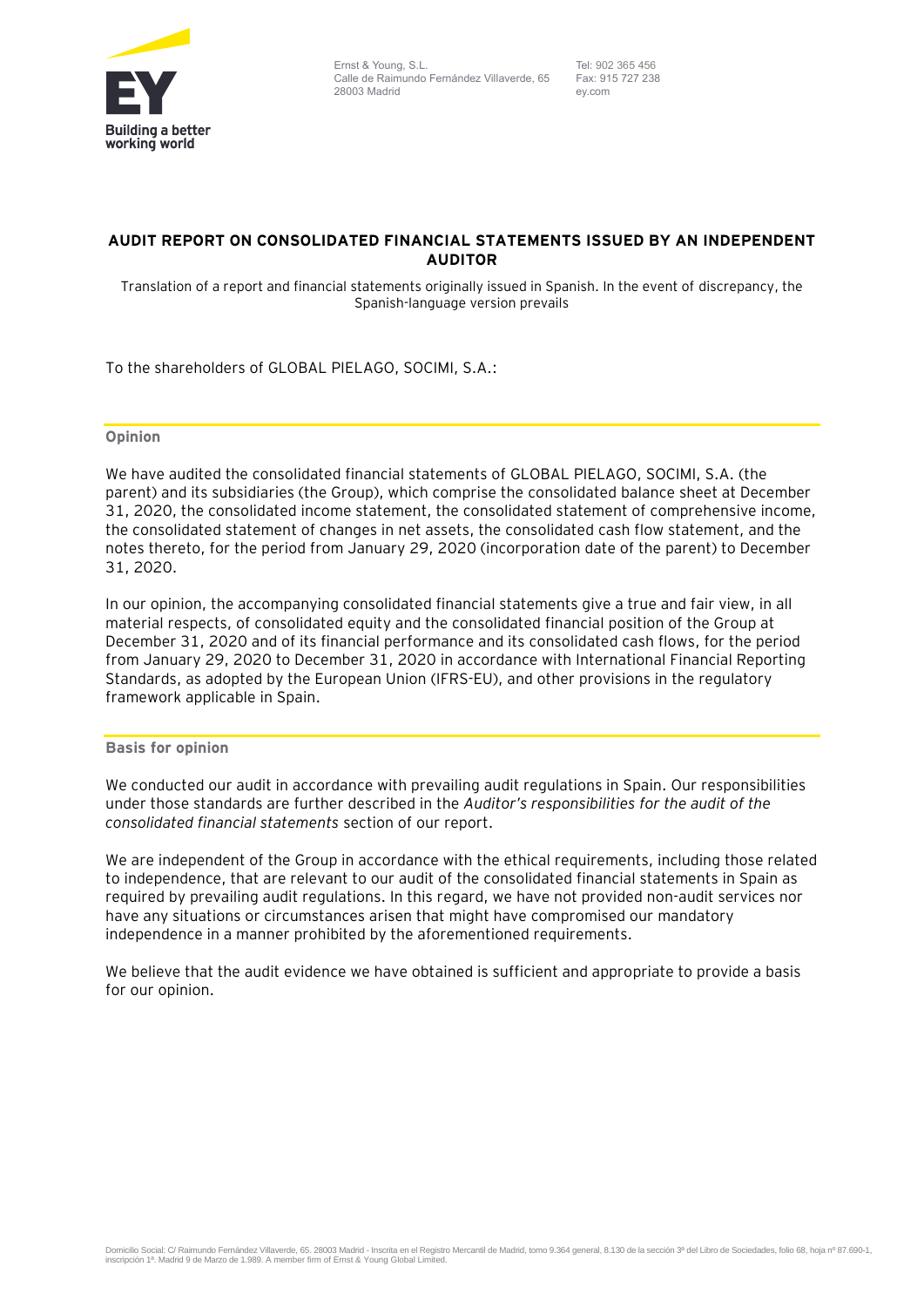# AUDIT REPORT ON CONSOLIDATED FINANCIAL STATEMENTS ISSUED BY AN INDEPENDENT AUDITOR

Translation of a report and financial statements originally issued in Spanish. In the event of discrepancy, the Spanish-language version prevails

To the shareholders of GLOBAL PIELAGO, SOCIMI, S.A.:

## Opinion

We have audited the consolidated financial statements of GLOBAL PIELAGO, SOCIMI, S.A. (the parent) and its subsidiaries (the Group), which comprise the consolidated balance sheet at December 31, 2020, the consolidated income statement, the consolidated statement of comprehensive income, the consolidated statement of changes in net assets, the consolidated cash flow statement, and the notes thereto, for the period from January 29, 2020 (incorporation date of the parent) to December 31, 2020.

In our opinion, the accompanying consolidated financial statements give a true and fair view, in all material respects, of consolidated equity and the consolidated financial position of the Group at December 31, 2020 and of its financial performance and its consolidated cash flows, for the period from January 29, 2020 to December 31, 2020 in accordance with International Financial Reporting Standards, as adopted by the European Union (IFRS-EU), and other provisions in the regulatory framework applicable in Spain.

## Basis for opinion

We conducted our audit in accordance with prevailing audit regulations in Spain. Our responsibilities under those standards are further described in the *Auditor's responsibilities for the audit of the consolidated financial statements* section of our report.

We are independent of the Group in accordance with the ethical requirements, including those related to independence, that are relevant to our audit of the consolidated financial statements in Spain as required by prevailing audit regulations. In this regard, we have not provided non-audit services nor have any situations or circumstances arisen that might have compromised our mandatory independence in a manner prohibited by the aforementioned requirements.

We believe that the audit evidence we have obtained is sufficient and appropriate to provide a basis for our opinion.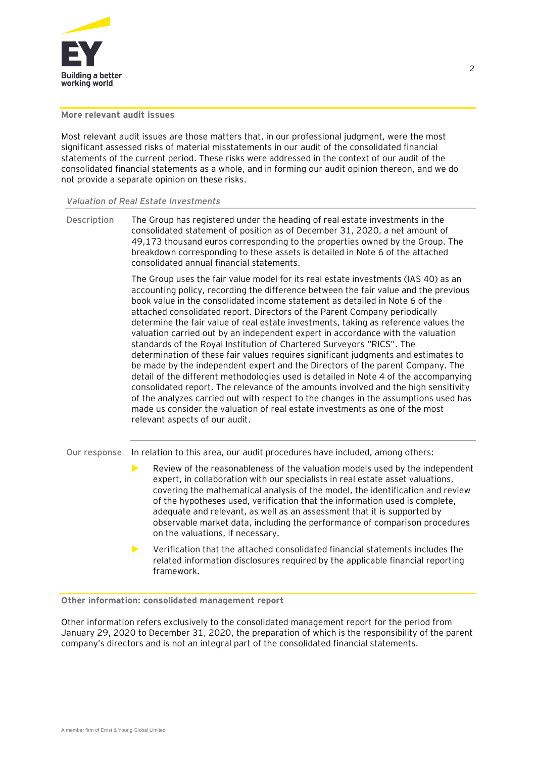## More relevant audit issues

Most relevant audit issues are those matters that, in our professional judgment, were the most significant assessed risks of material misstatements in our audit of the consolidated financial statements of the current period. These risks were addressed in the context of our audit of the consolidated financial statements as a whole, and in forming our audit opinion thereon, and we do not provide a separate opinion on these risks.

### *Valuation of Real Estate Investments*

**Description**

The Group has registered under the heading of real estate investments in the consolidated statement of position as of December 31, 2020, a net amount of 49,173 thousand euros corresponding to the properties owned by the Group. The breakdown corresponding to these assets is detailed in Note 6 of the attached consolidated annual financial statements.

The Group uses the fair value model for its real estate investments (IAS 40) as an accounting policy, recording the difference between the fair value and the previous book value in the consolidated income statement as detailed in Note 6 of the attached consolidated report. Directors of the Parent Company periodically determine the fair value of real estate investments, taking as reference values the valuation carried out by an independent expert in accordance with the valuation standards of the Royal Institution of Chartered Surveyors "RICS". The determination of these fair values requires significant judgments and estimates to be made by the independent expert and the Directors of the parent Company. The detail of the different methodologies used is detailed in Note 4 of the accompanying consolidated report. The relevance of the amounts involved and the high sensitivity of the analyzes carried out with respect to the changes in the assumptions used has made us consider the valuation of real estate investments as one of the most relevant aspects of our audit.

**Our response**

In relation to this area, our audit procedures have included, among others:

- Review of the reasonableness of the valuation models used by the independent expert, in collaboration with our specialists in real estate asset valuations, covering the mathematical analysis of the model, the identification and review of the hypotheses used, verification that the information used is complete, adequate and relevant, as well as an assessment that it is supported by observable market data, including the performance of comparison procedures on the valuations, if necessary.
- Verification that the attached consolidated financial statements includes the related information disclosures required by the applicable financial reporting framework.

## Other information: consolidated management report

Other information refers exclusively to the consolidated management report for the period from January 29, 2020 to December 31, 2020, the preparation of which is the responsibility of the parent company's directors and is not an integral part of the consolidated financial statements.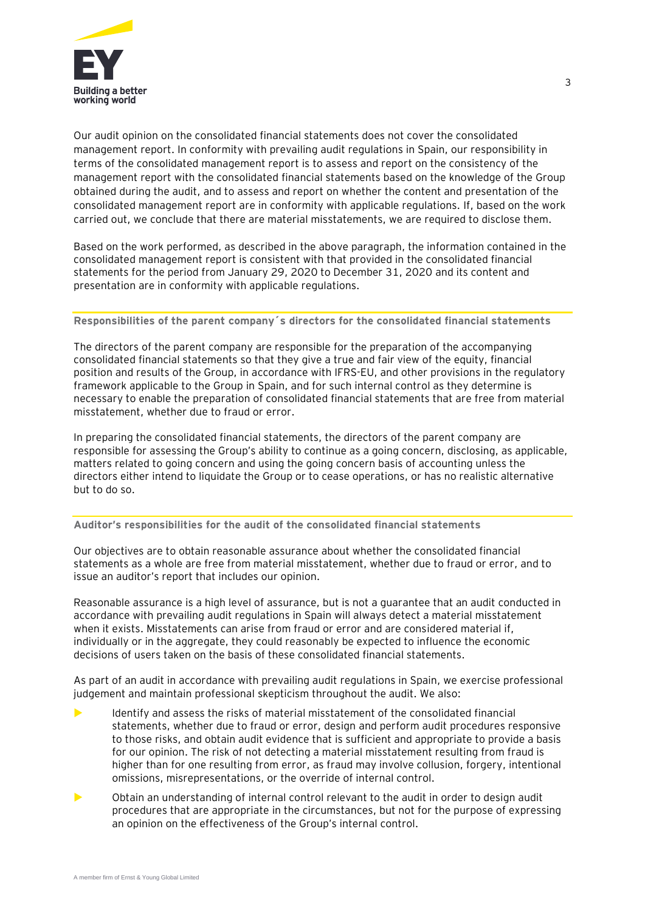Our audit opinion on the consolidated financial statements does not cover the consolidated management report. In conformity with prevailing audit regulations in Spain, our responsibility in terms of the consolidated management report is to assess and report on the consistency of the management report with the consolidated financial statements based on the knowledge of the Group obtained during the audit, and to assess and report on whether the content and presentation of the consolidated management report are in conformity with applicable regulations. If, based on the work carried out, we conclude that there are material misstatements, we are required to disclose them.

Based on the work performed, as described in the above paragraph, the information contained in the consolidated management report is consistent with that provided in the consolidated financial statements for the period from January 29, 2020 to December 31, 2020 and its content and presentation are in conformity with applicable regulations.

## Responsibilities of the parent company´s directors for the consolidated financial statements

The directors of the parent company are responsible for the preparation of the accompanying consolidated financial statements so that they give a true and fair view of the equity, financial position and results of the Group, in accordance with IFRS-EU, and other provisions in the regulatory framework applicable to the Group in Spain, and for such internal control as they determine is necessary to enable the preparation of consolidated financial statements that are free from material misstatement, whether due to fraud or error.

In preparing the consolidated financial statements, the directors of the parent company are responsible for assessing the Group's ability to continue as a going concern, disclosing, as applicable, matters related to going concern and using the going concern basis of accounting unless the directors either intend to liquidate the Group or to cease operations, or has no realistic alternative but to do so.

## Auditor's responsibilities for the audit of the consolidated financial statements

Our objectives are to obtain reasonable assurance about whether the consolidated financial statements as a whole are free from material misstatement, whether due to fraud or error, and to issue an auditor's report that includes our opinion.

Reasonable assurance is a high level of assurance, but is not a guarantee that an audit conducted in accordance with prevailing audit regulations in Spain will always detect a material misstatement when it exists. Misstatements can arise from fraud or error and are considered material if, individually or in the aggregate, they could reasonably be expected to influence the economic decisions of users taken on the basis of these consolidated financial statements.

As part of an audit in accordance with prevailing audit regulations in Spain, we exercise professional judgement and maintain professional skepticism throughout the audit. We also:

- Identify and assess the risks of material misstatement of the consolidated financial statements, whether due to fraud or error, design and perform audit procedures responsive to those risks, and obtain audit evidence that is sufficient and appropriate to provide a basis for our opinion. The risk of not detecting a material misstatement resulting from fraud is higher than for one resulting from error, as fraud may involve collusion, forgery, intentional omissions, misrepresentations, or the override of internal control.
- Obtain an understanding of internal control relevant to the audit in order to design audit procedures that are appropriate in the circumstances, but not for the purpose of expressing an opinion on the effectiveness of the Group's internal control.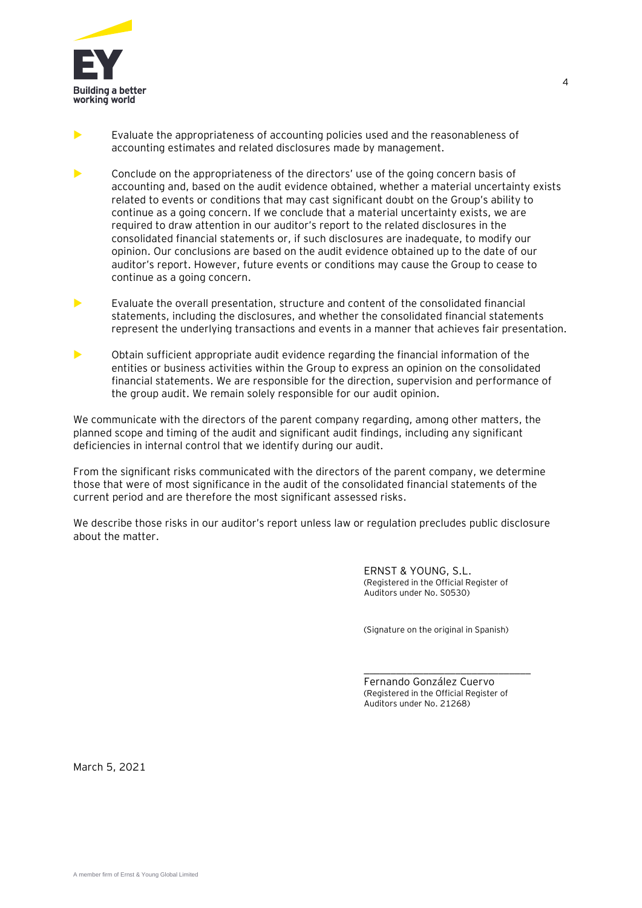- Evaluate the appropriateness of accounting policies used and the reasonableness of accounting estimates and related disclosures made by management.

- Conclude on the appropriateness of the directors' use of the going concern basis of accounting and, based on the audit evidence obtained, whether a material uncertainty exists related to events or conditions that may cast significant doubt on the Group's ability to continue as a going concern. If we conclude that a material uncertainty exists, we are required to draw attention in our auditor's report to the related disclosures in the consolidated financial statements or, if such disclosures are inadequate, to modify our opinion. Our conclusions are based on the audit evidence obtained up to the date of our auditor's report. However, future events or conditions may cause the Group to cease to continue as a going concern.

- Evaluate the overall presentation, structure and content of the consolidated financial statements, including the disclosures, and whether the consolidated financial statements represent the underlying transactions and events in a manner that achieves fair presentation.

- Obtain sufficient appropriate audit evidence regarding the financial information of the entities or business activities within the Group to express an opinion on the consolidated financial statements. We are responsible for the direction, supervision and performance of the group audit. We remain solely responsible for our audit opinion.

We communicate with the directors of the parent company regarding, among other matters, the planned scope and timing of the audit and significant audit findings, including any significant deficiencies in internal control that we identify during our audit.

From the significant risks communicated with the directors of the parent company, we determine those that were of most significance in the audit of the consolidated financial statements of the current period and are therefore the most significant assessed risks.

We describe those risks in our auditor's report unless law or regulation precludes public disclosure about the matter.

ERNST & YOUNG, S.L.
(Registered in the Official Register of Auditors under No. S0530)

(Signature on the original in Spanish)

\_\_\_\_\_\_\_\_\_\_\_\_\_\_\_\_\_\_\_\_\_\_\_\_\_\_\_\_\_\_\_\_

Fernando González Cuervo
(Registered in the Official Register of Auditors under No. 21268)

March 5, 2021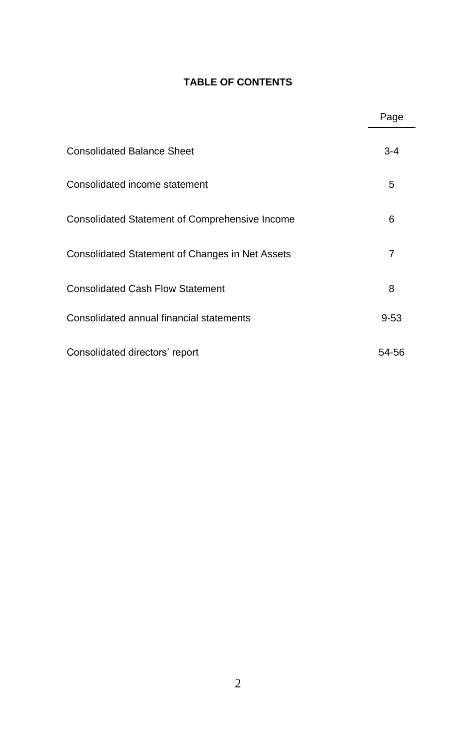# TABLE OF CONTENTS

| | Page |
|---|---|
| Consolidated Balance Sheet | 3-4 |
| Consolidated income statement | 5 |
| Consolidated Statement of Comprehensive Income | 6 |
| Consolidated Statement of Changes in Net Assets | 7 |
| Consolidated Cash Flow Statement | 8 |
| Consolidated annual financial statements | 9-53 |
| Consolidated directors' report | 54-56 |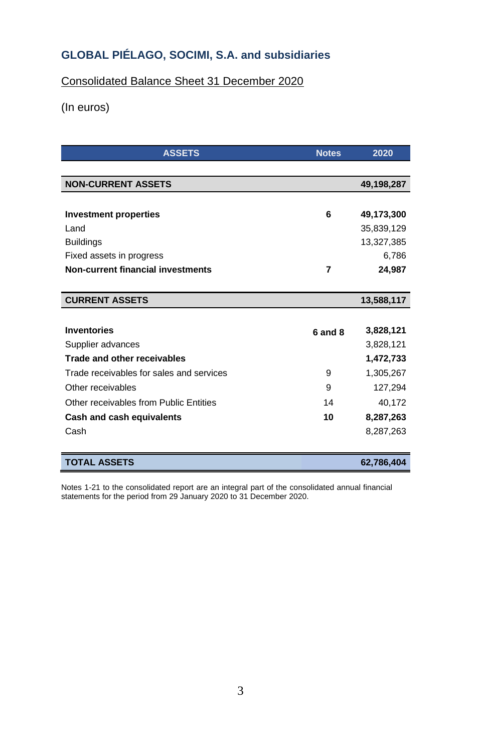## GLOBAL PIÉLAGO, SOCIMI, S.A. and subsidiaries

Consolidated Balance Sheet 31 December 2020

(In euros)

| ASSETS | Notes | 2020 |
|---|---|---|
| **NON-CURRENT ASSETS** | | **49,198,287** |
| **Investment properties** | **6** | **49,173,300** |
| Land | | 35,839,129 |
| Buildings | | 13,327,385 |
| Fixed assets in progress | | 6,786 |
| **Non-current financial investments** | **7** | **24,987** |
| **CURRENT ASSETS** | | **13,588,117** |
| **Inventories** | **6 and 8** | **3,828,121** |
| Supplier advances | | 3,828,121 |
| **Trade and other receivables** | | **1,472,733** |
| Trade receivables for sales and services | 9 | 1,305,267 |
| Other receivables | 9 | 127,294 |
| Other receivables from Public Entities | 14 | 40,172 |
| **Cash and cash equivalents** | **10** | **8,287,263** |
| Cash | | 8,287,263 |
| **TOTAL ASSETS** | | **62,786,404** |

Notes 1-21 to the consolidated report are an integral part of the consolidated annual financial statements for the period from 29 January 2020 to 31 December 2020.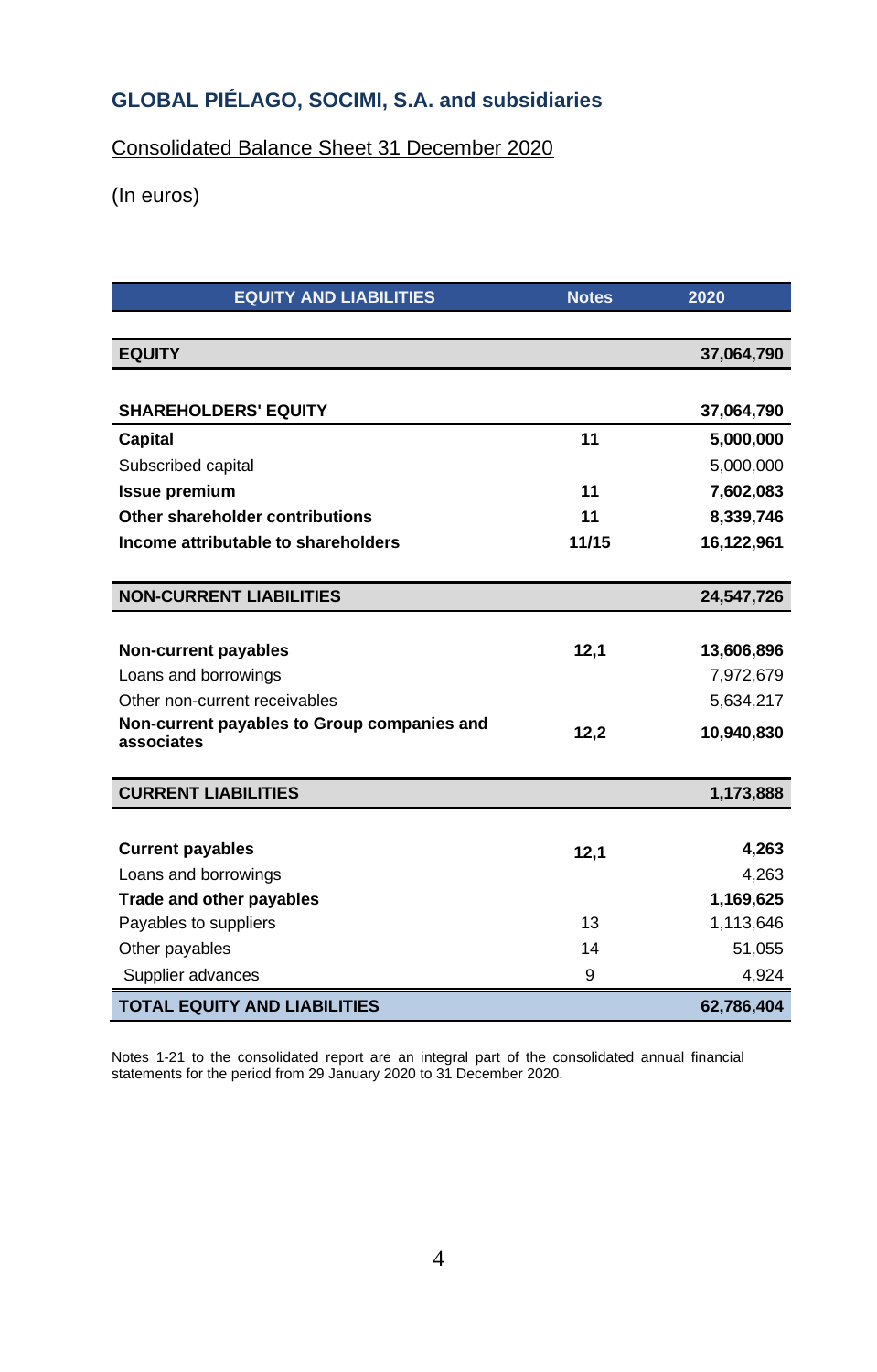## GLOBAL PIÉLAGO, SOCIMI, S.A. and subsidiaries

Consolidated Balance Sheet 31 December 2020

(In euros)

| EQUITY AND LIABILITIES | Notes | 2020 |
|---|---|---|
| **EQUITY** | | **37,064,790** |
| | | |
| **SHAREHOLDERS' EQUITY** | | **37,064,790** |
| **Capital** | **11** | **5,000,000** |
| Subscribed capital | | 5,000,000 |
| **Issue premium** | **11** | **7,602,083** |
| **Other shareholder contributions** | **11** | **8,339,746** |
| **Income attributable to shareholders** | **11/15** | **16,122,961** |
| | | |
| **NON-CURRENT LIABILITIES** | | **24,547,726** |
| | | |
| **Non-current payables** | **12,1** | **13,606,896** |
| Loans and borrowings | | 7,972,679 |
| Other non-current receivables | | 5,634,217 |
| **Non-current payables to Group companies and associates** | **12,2** | **10,940,830** |
| | | |
| **CURRENT LIABILITIES** | | **1,173,888** |
| | | |
| **Current payables** | **12,1** | **4,263** |
| Loans and borrowings | | 4,263 |
| **Trade and other payables** | | **1,169,625** |
| Payables to suppliers | 13 | 1,113,646 |
| Other payables | 14 | 51,055 |
| Supplier advances | 9 | 4,924 |
| **TOTAL EQUITY AND LIABILITIES** | | **62,786,404** |

Notes 1-21 to the consolidated report are an integral part of the consolidated annual financial statements for the period from 29 January 2020 to 31 December 2020.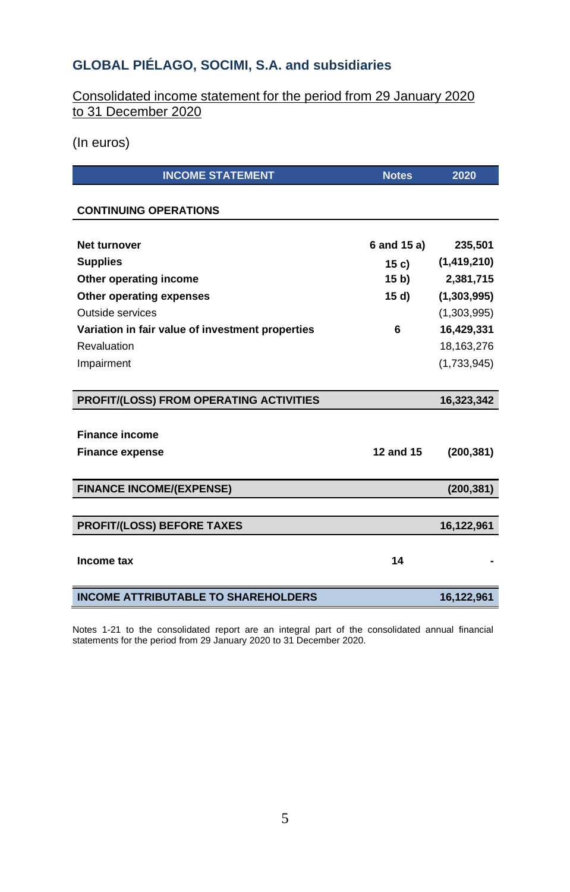## GLOBAL PIÉLAGO, SOCIMI, S.A. and subsidiaries

Consolidated income statement for the period from 29 January 2020 to 31 December 2020

(In euros)

| INCOME STATEMENT | Notes | 2020 |
|---|---|---|
| **CONTINUING OPERATIONS** | | |
| **Net turnover** | **6 and 15 a)** | **235,501** |
| **Supplies** | **15 c)** | **(1,419,210)** |
| **Other operating income** | **15 b)** | **2,381,715** |
| **Other operating expenses** | **15 d)** | **(1,303,995)** |
| Outside services | | (1,303,995) |
| **Variation in fair value of investment properties** | **6** | **16,429,331** |
| Revaluation | | 18,163,276 |
| Impairment | | (1,733,945) |
| **PROFIT/(LOSS) FROM OPERATING ACTIVITIES** | | **16,323,342** |
| **Finance income** | | |
| **Finance expense** | **12 and 15** | **(200,381)** |
| **FINANCE INCOME/(EXPENSE)** | | **(200,381)** |
| **PROFIT/(LOSS) BEFORE TAXES** | | **16,122,961** |
| **Income tax** | **14** | **-** |
| **INCOME ATTRIBUTABLE TO SHAREHOLDERS** | | **16,122,961** |

Notes 1-21 to the consolidated report are an integral part of the consolidated annual financial statements for the period from 29 January 2020 to 31 December 2020.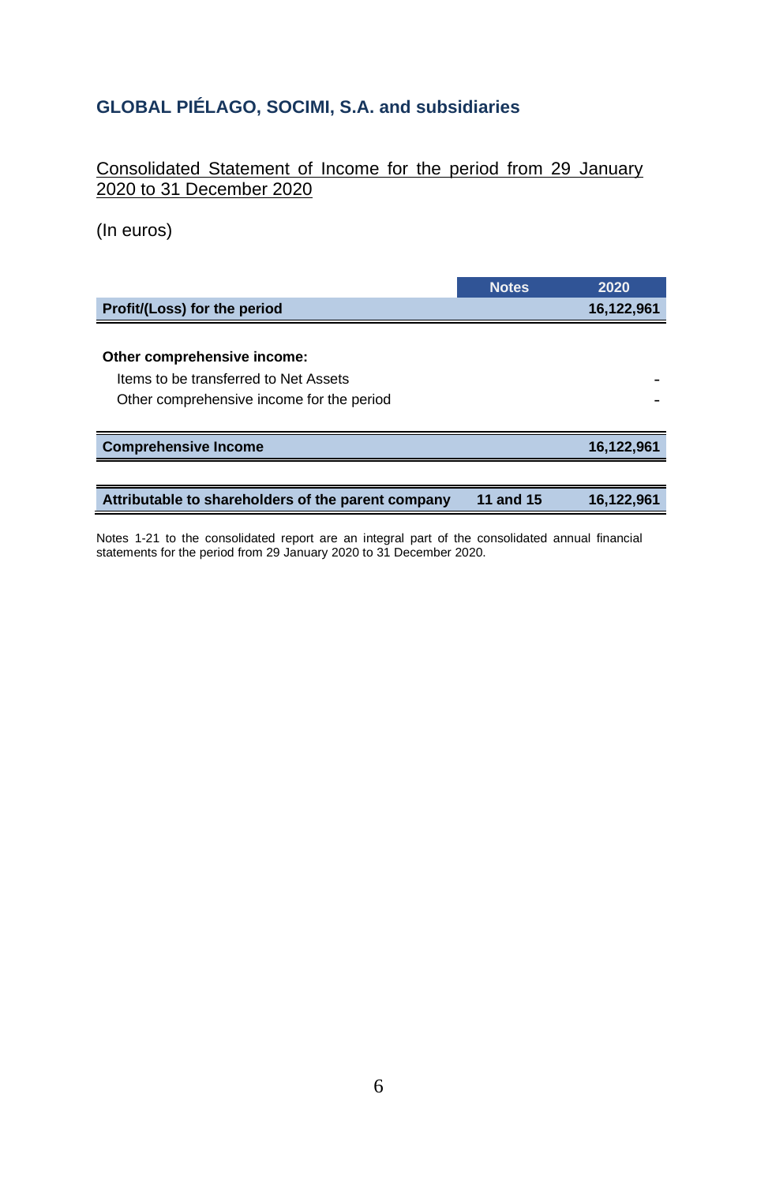## GLOBAL PIÉLAGO, SOCIMI, S.A. and subsidiaries

Consolidated Statement of Income for the period from 29 January 2020 to 31 December 2020

(In euros)

| | Notes | 2020 |
|---|---|---|
| **Profit/(Loss) for the period** | | **16,122,961** |
| | | |
| **Other comprehensive income:** | | |
| Items to be transferred to Net Assets | | - |
| Other comprehensive income for the period | | - |
| | | |
| **Comprehensive Income** | | **16,122,961** |
| | | |
| **Attributable to shareholders of the parent company** | **11 and 15** | **16,122,961** |

Notes 1-21 to the consolidated report are an integral part of the consolidated annual financial statements for the period from 29 January 2020 to 31 December 2020.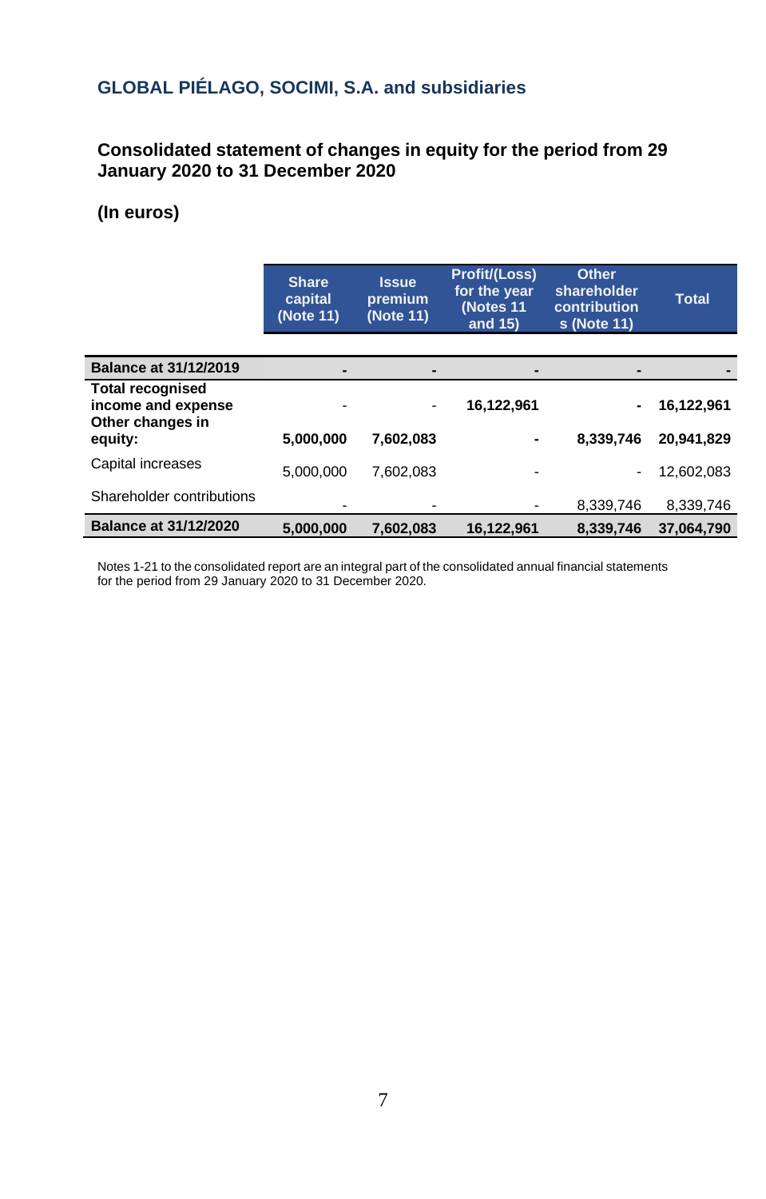## GLOBAL PIÉLAGO, SOCIMI, S.A. and subsidiaries

### Consolidated statement of changes in equity for the period from 29 January 2020 to 31 December 2020

### (In euros)

| | Share capital (Note 11) | Issue premium (Note 11) | Profit/(Loss) for the year (Notes 11 and 15) | Other shareholder contributions (Note 11) | Total |
|---|---|---|---|---|---|
| **Balance at 31/12/2019** | **-** | **-** | **-** | **-** | **-** |
| **Total recognised income and expense** | - | - | **16,122,961** | **-** | **16,122,961** |
| **Other changes in equity:** | **5,000,000** | **7,602,083** | **-** | **8,339,746** | **20,941,829** |
| Capital increases | 5,000,000 | 7,602,083 | - | - | 12,602,083 |
| Shareholder contributions | - | - | - | 8,339,746 | 8,339,746 |
| **Balance at 31/12/2020** | **5,000,000** | **7,602,083** | **16,122,961** | **8,339,746** | **37,064,790** |

Notes 1-21 to the consolidated report are an integral part of the consolidated annual financial statements for the period from 29 January 2020 to 31 December 2020.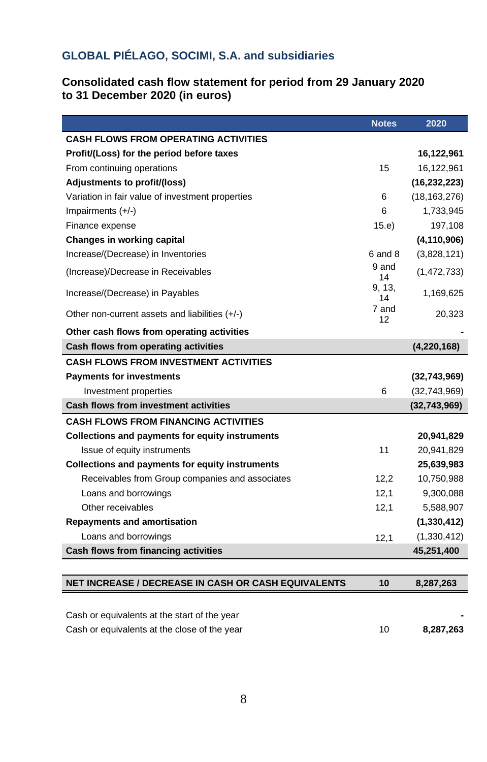## GLOBAL PIÉLAGO, SOCIMI, S.A. and subsidiaries

### Consolidated cash flow statement for period from 29 January 2020 to 31 December 2020 (in euros)

| | Notes | 2020 |
|---|---|---|
| **CASH FLOWS FROM OPERATING ACTIVITIES** | | |
| **Profit/(Loss) for the period before taxes** | | **16,122,961** |
| From continuing operations | 15 | 16,122,961 |
| **Adjustments to profit/(loss)** | | **(16,232,223)** |
| Variation in fair value of investment properties | 6 | (18,163,276) |
| Impairments (+/-) | 6 | 1,733,945 |
| Finance expense | 15.e) | 197,108 |
| **Changes in working capital** | | **(4,110,906)** |
| Increase/(Decrease) in Inventories | 6 and 8 | (3,828,121) |
| (Increase)/Decrease in Receivables | 9 and 14 | (1,472,733) |
| Increase/(Decrease) in Payables | 9, 13, 14 | 1,169,625 |
| Other non-current assets and liabilities (+/-) | 7 and 12 | 20,323 |
| **Other cash flows from operating activities** | | **-** |
| **Cash flows from operating activities** | | **(4,220,168)** |
| **CASH FLOWS FROM INVESTMENT ACTIVITIES** | | |
| **Payments for investments** | | **(32,743,969)** |
| Investment properties | 6 | (32,743,969) |
| **Cash flows from investment activities** | | **(32,743,969)** |
| **CASH FLOWS FROM FINANCING ACTIVITIES** | | |
| **Collections and payments for equity instruments** | | **20,941,829** |
| Issue of equity instruments | 11 | 20,941,829 |
| **Collections and payments for equity instruments** | | **25,639,983** |
| Receivables from Group companies and associates | 12,2 | 10,750,988 |
| Loans and borrowings | 12,1 | 9,300,088 |
| Other receivables | 12,1 | 5,588,907 |
| **Repayments and amortisation** | | **(1,330,412)** |
| Loans and borrowings | 12,1 | (1,330,412) |
| **Cash flows from financing activities** | | **45,251,400** |
| | | |
| **NET INCREASE / DECREASE IN CASH OR CASH EQUIVALENTS** | **10** | **8,287,263** |
| | | |
| Cash or equivalents at the start of the year | | **-** |
| Cash or equivalents at the close of the year | 10 | **8,287,263** |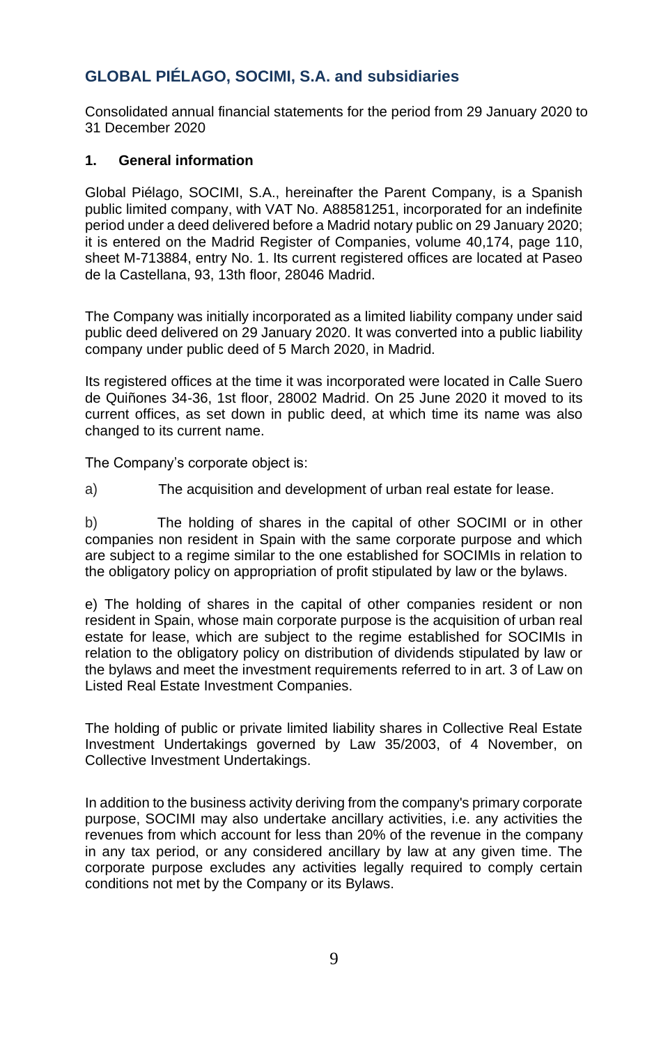## GLOBAL PIÉLAGO, SOCIMI, S.A. and subsidiaries

Consolidated annual financial statements for the period from 29 January 2020 to 31 December 2020

### 1. General information

Global Piélago, SOCIMI, S.A., hereinafter the Parent Company, is a Spanish public limited company, with VAT No. A88581251, incorporated for an indefinite period under a deed delivered before a Madrid notary public on 29 January 2020; it is entered on the Madrid Register of Companies, volume 40,174, page 110, sheet M-713884, entry No. 1. Its current registered offices are located at Paseo de la Castellana, 93, 13th floor, 28046 Madrid.

The Company was initially incorporated as a limited liability company under said public deed delivered on 29 January 2020. It was converted into a public liability company under public deed of 5 March 2020, in Madrid.

Its registered offices at the time it was incorporated were located in Calle Suero de Quiñones 34-36, 1st floor, 28002 Madrid. On 25 June 2020 it moved to its current offices, as set down in public deed, at which time its name was also changed to its current name.

The Company's corporate object is:

a) The acquisition and development of urban real estate for lease.

b) The holding of shares in the capital of other SOCIMI or in other companies non resident in Spain with the same corporate purpose and which are subject to a regime similar to the one established for SOCIMIs in relation to the obligatory policy on appropriation of profit stipulated by law or the bylaws.

e) The holding of shares in the capital of other companies resident or non resident in Spain, whose main corporate purpose is the acquisition of urban real estate for lease, which are subject to the regime established for SOCIMIs in relation to the obligatory policy on distribution of dividends stipulated by law or the bylaws and meet the investment requirements referred to in art. 3 of Law on Listed Real Estate Investment Companies.

The holding of public or private limited liability shares in Collective Real Estate Investment Undertakings governed by Law 35/2003, of 4 November, on Collective Investment Undertakings.

In addition to the business activity deriving from the company's primary corporate purpose, SOCIMI may also undertake ancillary activities, i.e. any activities the revenues from which account for less than 20% of the revenue in the company in any tax period, or any considered ancillary by law at any given time. The corporate purpose excludes any activities legally required to comply certain conditions not met by the Company or its Bylaws.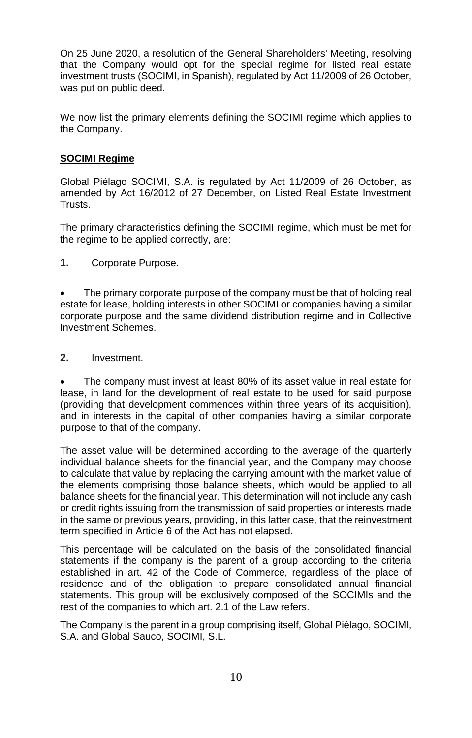On 25 June 2020, a resolution of the General Shareholders' Meeting, resolving that the Company would opt for the special regime for listed real estate investment trusts (SOCIMI, in Spanish), regulated by Act 11/2009 of 26 October, was put on public deed.

We now list the primary elements defining the SOCIMI regime which applies to the Company.

## SOCIMI Regime

Global Piélago SOCIMI, S.A. is regulated by Act 11/2009 of 26 October, as amended by Act 16/2012 of 27 December, on Listed Real Estate Investment Trusts.

The primary characteristics defining the SOCIMI regime, which must be met for the regime to be applied correctly, are:

**1.** Corporate Purpose.

- The primary corporate purpose of the company must be that of holding real estate for lease, holding interests in other SOCIMI or companies having a similar corporate purpose and the same dividend distribution regime and in Collective Investment Schemes.

**2.** Investment.

- The company must invest at least 80% of its asset value in real estate for lease, in land for the development of real estate to be used for said purpose (providing that development commences within three years of its acquisition), and in interests in the capital of other companies having a similar corporate purpose to that of the company.

The asset value will be determined according to the average of the quarterly individual balance sheets for the financial year, and the Company may choose to calculate that value by replacing the carrying amount with the market value of the elements comprising those balance sheets, which would be applied to all balance sheets for the financial year. This determination will not include any cash or credit rights issuing from the transmission of said properties or interests made in the same or previous years, providing, in this latter case, that the reinvestment term specified in Article 6 of the Act has not elapsed.

This percentage will be calculated on the basis of the consolidated financial statements if the company is the parent of a group according to the criteria established in art. 42 of the Code of Commerce, regardless of the place of residence and of the obligation to prepare consolidated annual financial statements. This group will be exclusively composed of the SOCIMIs and the rest of the companies to which art. 2.1 of the Law refers.

The Company is the parent in a group comprising itself, Global Piélago, SOCIMI, S.A. and Global Sauco, SOCIMI, S.L.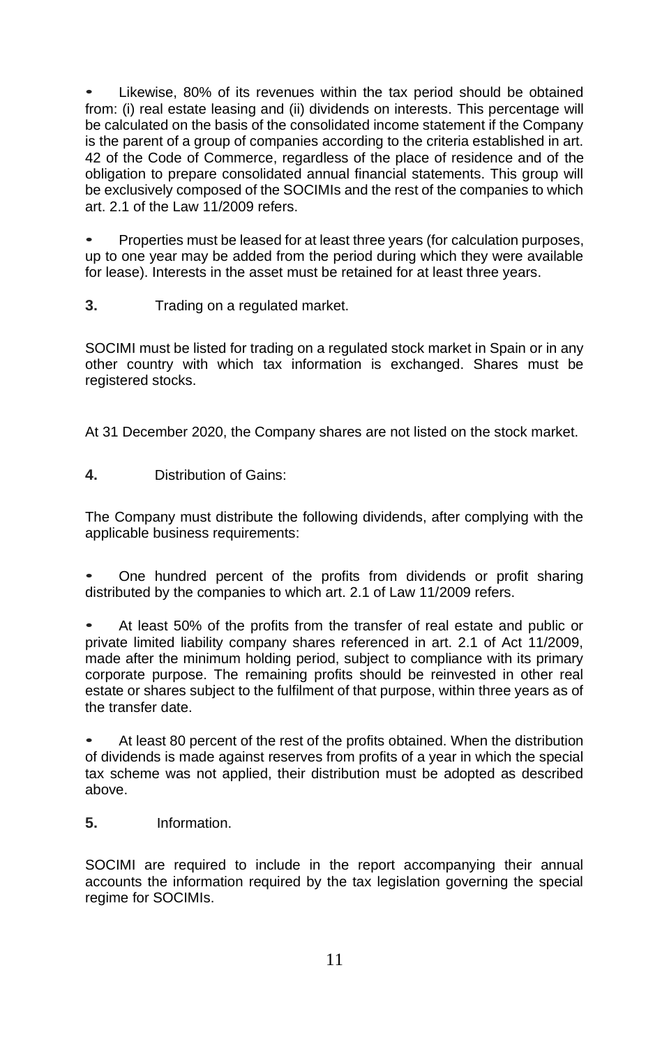- Likewise, 80% of its revenues within the tax period should be obtained from: (i) real estate leasing and (ii) dividends on interests. This percentage will be calculated on the basis of the consolidated income statement if the Company is the parent of a group of companies according to the criteria established in art. 42 of the Code of Commerce, regardless of the place of residence and of the obligation to prepare consolidated annual financial statements. This group will be exclusively composed of the SOCIMIs and the rest of the companies to which art. 2.1 of the Law 11/2009 refers.

- Properties must be leased for at least three years (for calculation purposes, up to one year may be added from the period during which they were available for lease). Interests in the asset must be retained for at least three years.

**3.** Trading on a regulated market.

SOCIMI must be listed for trading on a regulated stock market in Spain or in any other country with which tax information is exchanged. Shares must be registered stocks.

At 31 December 2020, the Company shares are not listed on the stock market.

**4.** Distribution of Gains:

The Company must distribute the following dividends, after complying with the applicable business requirements:

- One hundred percent of the profits from dividends or profit sharing distributed by the companies to which art. 2.1 of Law 11/2009 refers.

- At least 50% of the profits from the transfer of real estate and public or private limited liability company shares referenced in art. 2.1 of Act 11/2009, made after the minimum holding period, subject to compliance with its primary corporate purpose. The remaining profits should be reinvested in other real estate or shares subject to the fulfilment of that purpose, within three years as of the transfer date.

- At least 80 percent of the rest of the profits obtained. When the distribution of dividends is made against reserves from profits of a year in which the special tax scheme was not applied, their distribution must be adopted as described above.

**5.** Information.

SOCIMI are required to include in the report accompanying their annual accounts the information required by the tax legislation governing the special regime for SOCIMIs.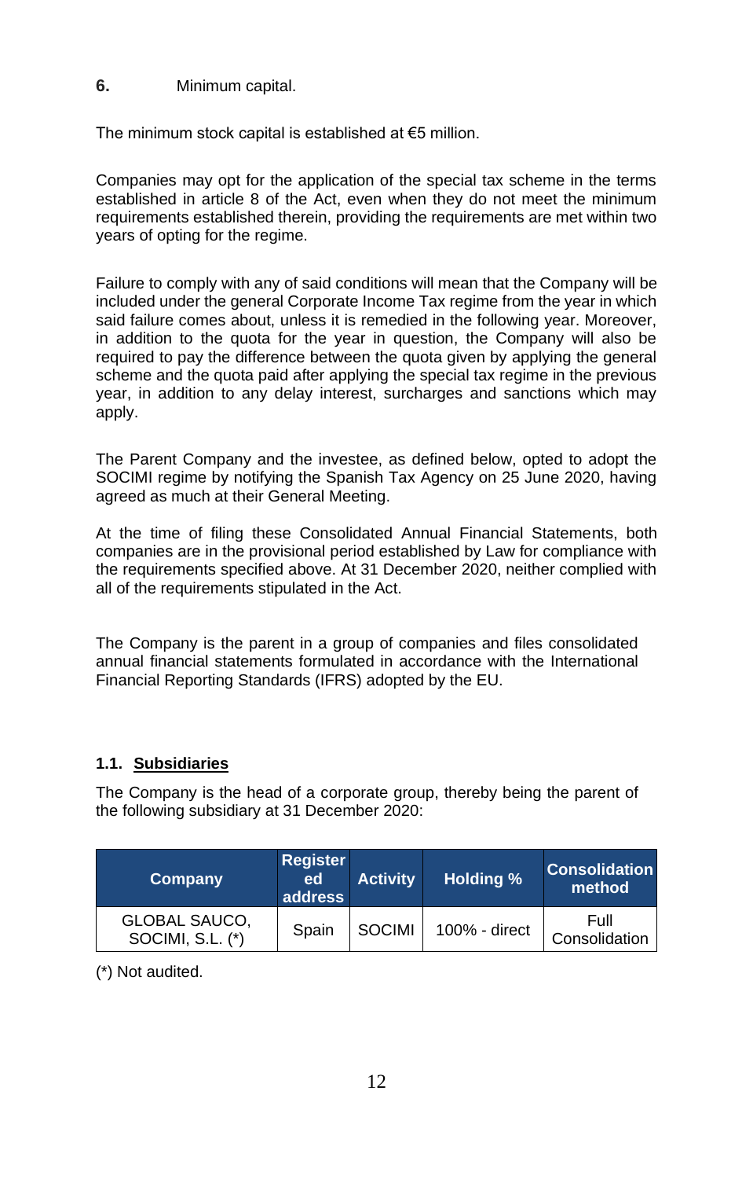**6.** Minimum capital.

The minimum stock capital is established at €5 million.

Companies may opt for the application of the special tax scheme in the terms established in article 8 of the Act, even when they do not meet the minimum requirements established therein, providing the requirements are met within two years of opting for the regime.

Failure to comply with any of said conditions will mean that the Company will be included under the general Corporate Income Tax regime from the year in which said failure comes about, unless it is remedied in the following year. Moreover, in addition to the quota for the year in question, the Company will also be required to pay the difference between the quota given by applying the general scheme and the quota paid after applying the special tax regime in the previous year, in addition to any delay interest, surcharges and sanctions which may apply.

The Parent Company and the investee, as defined below, opted to adopt the SOCIMI regime by notifying the Spanish Tax Agency on 25 June 2020, having agreed as much at their General Meeting.

At the time of filing these Consolidated Annual Financial Statements, both companies are in the provisional period established by Law for compliance with the requirements specified above. At 31 December 2020, neither complied with all of the requirements stipulated in the Act.

The Company is the parent in a group of companies and files consolidated annual financial statements formulated in accordance with the International Financial Reporting Standards (IFRS) adopted by the EU.

### 1.1. Subsidiaries

The Company is the head of a corporate group, thereby being the parent of the following subsidiary at 31 December 2020:

| Company | Registered address | Activity | Holding % | Consolidation method |
|---|---|---|---|---|
| GLOBAL SAUCO, SOCIMI, S.L. (*) | Spain | SOCIMI | 100% - direct | Full Consolidation |

(*) Not audited.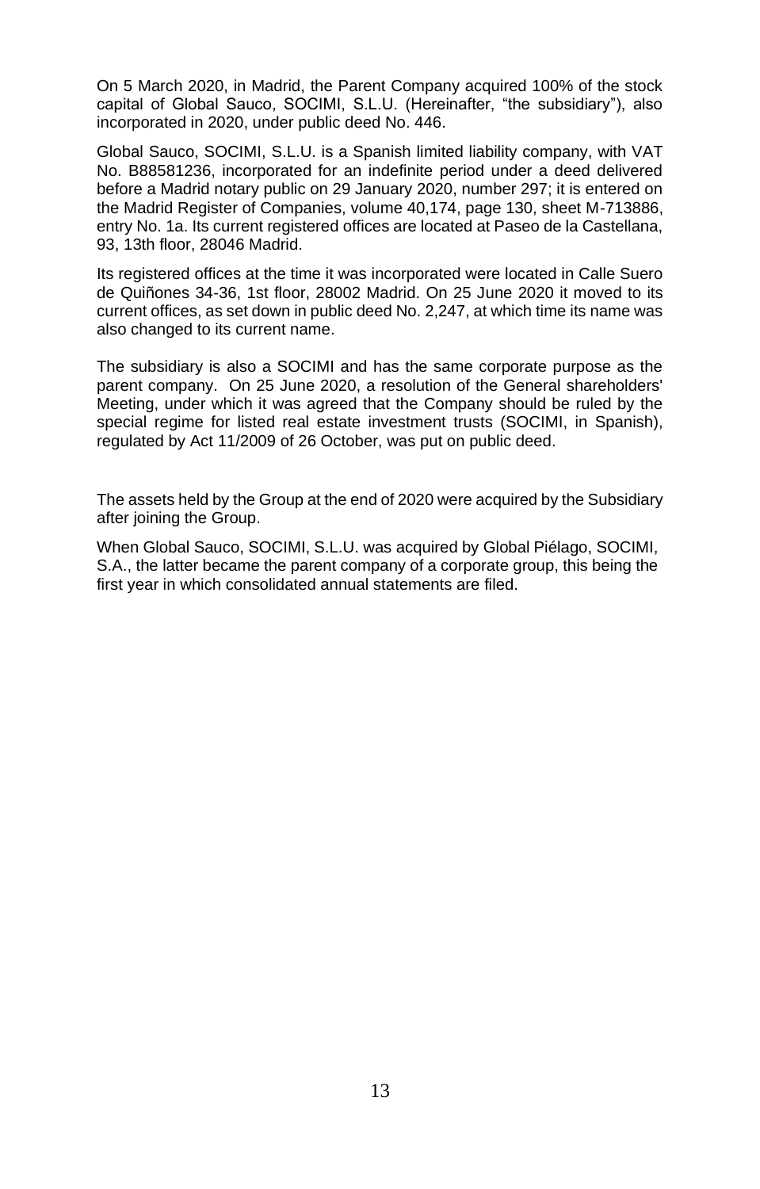On 5 March 2020, in Madrid, the Parent Company acquired 100% of the stock capital of Global Sauco, SOCIMI, S.L.U. (Hereinafter, "the subsidiary"), also incorporated in 2020, under public deed No. 446.

Global Sauco, SOCIMI, S.L.U. is a Spanish limited liability company, with VAT No. B88581236, incorporated for an indefinite period under a deed delivered before a Madrid notary public on 29 January 2020, number 297; it is entered on the Madrid Register of Companies, volume 40,174, page 130, sheet M-713886, entry No. 1a. Its current registered offices are located at Paseo de la Castellana, 93, 13th floor, 28046 Madrid.

Its registered offices at the time it was incorporated were located in Calle Suero de Quiñones 34-36, 1st floor, 28002 Madrid. On 25 June 2020 it moved to its current offices, as set down in public deed No. 2,247, at which time its name was also changed to its current name.

The subsidiary is also a SOCIMI and has the same corporate purpose as the parent company. On 25 June 2020, a resolution of the General shareholders' Meeting, under which it was agreed that the Company should be ruled by the special regime for listed real estate investment trusts (SOCIMI, in Spanish), regulated by Act 11/2009 of 26 October, was put on public deed.

The assets held by the Group at the end of 2020 were acquired by the Subsidiary after joining the Group.

When Global Sauco, SOCIMI, S.L.U. was acquired by Global Piélago, SOCIMI, S.A., the latter became the parent company of a corporate group, this being the first year in which consolidated annual statements are filed.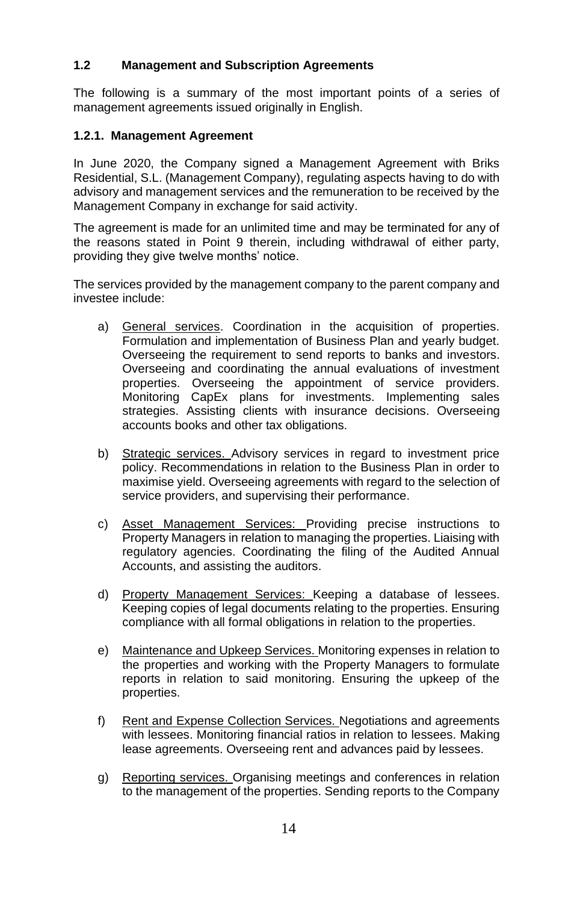## 1.2 Management and Subscription Agreements

The following is a summary of the most important points of a series of management agreements issued originally in English.

### 1.2.1. Management Agreement

In June 2020, the Company signed a Management Agreement with Briks Residential, S.L. (Management Company), regulating aspects having to do with advisory and management services and the remuneration to be received by the Management Company in exchange for said activity.

The agreement is made for an unlimited time and may be terminated for any of the reasons stated in Point 9 therein, including withdrawal of either party, providing they give twelve months' notice.

The services provided by the management company to the parent company and investee include:

a) General services. Coordination in the acquisition of properties. Formulation and implementation of Business Plan and yearly budget. Overseeing the requirement to send reports to banks and investors. Overseeing and coordinating the annual evaluations of investment properties. Overseeing the appointment of service providers. Monitoring CapEx plans for investments. Implementing sales strategies. Assisting clients with insurance decisions. Overseeing accounts books and other tax obligations.

b) Strategic services. Advisory services in regard to investment price policy. Recommendations in relation to the Business Plan in order to maximise yield. Overseeing agreements with regard to the selection of service providers, and supervising their performance.

c) Asset Management Services: Providing precise instructions to Property Managers in relation to managing the properties. Liaising with regulatory agencies. Coordinating the filing of the Audited Annual Accounts, and assisting the auditors.

d) Property Management Services: Keeping a database of lessees. Keeping copies of legal documents relating to the properties. Ensuring compliance with all formal obligations in relation to the properties.

e) Maintenance and Upkeep Services. Monitoring expenses in relation to the properties and working with the Property Managers to formulate reports in relation to said monitoring. Ensuring the upkeep of the properties.

f) Rent and Expense Collection Services. Negotiations and agreements with lessees. Monitoring financial ratios in relation to lessees. Making lease agreements. Overseeing rent and advances paid by lessees.

g) Reporting services. Organising meetings and conferences in relation to the management of the properties. Sending reports to the Company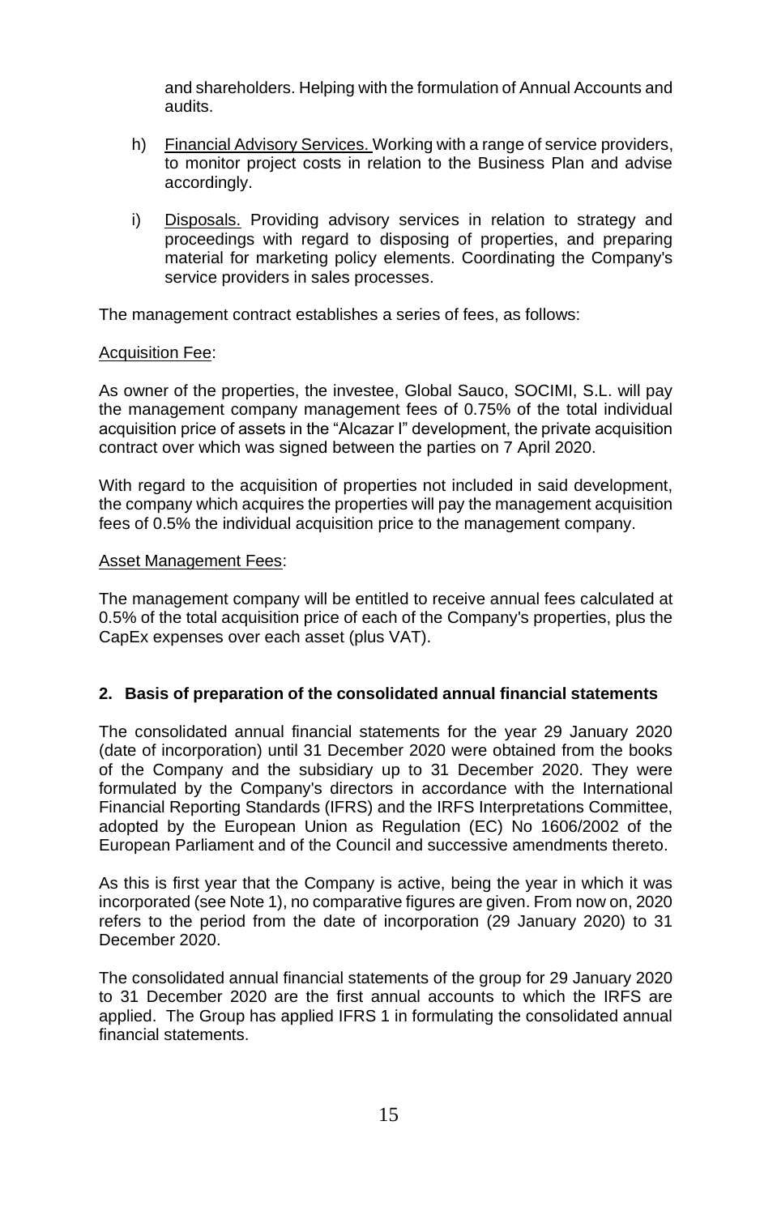and shareholders. Helping with the formulation of Annual Accounts and audits.

h) Financial Advisory Services. Working with a range of service providers, to monitor project costs in relation to the Business Plan and advise accordingly.

i) Disposals. Providing advisory services in relation to strategy and proceedings with regard to disposing of properties, and preparing material for marketing policy elements. Coordinating the Company's service providers in sales processes.

The management contract establishes a series of fees, as follows:

Acquisition Fee:

As owner of the properties, the investee, Global Sauco, SOCIMI, S.L. will pay the management company management fees of 0.75% of the total individual acquisition price of assets in the "Alcazar I" development, the private acquisition contract over which was signed between the parties on 7 April 2020.

With regard to the acquisition of properties not included in said development, the company which acquires the properties will pay the management acquisition fees of 0.5% the individual acquisition price to the management company.

Asset Management Fees:

The management company will be entitled to receive annual fees calculated at 0.5% of the total acquisition price of each of the Company's properties, plus the CapEx expenses over each asset (plus VAT).

## 2. Basis of preparation of the consolidated annual financial statements

The consolidated annual financial statements for the year 29 January 2020 (date of incorporation) until 31 December 2020 were obtained from the books of the Company and the subsidiary up to 31 December 2020. They were formulated by the Company's directors in accordance with the International Financial Reporting Standards (IFRS) and the IRFS Interpretations Committee, adopted by the European Union as Regulation (EC) No 1606/2002 of the European Parliament and of the Council and successive amendments thereto.

As this is first year that the Company is active, being the year in which it was incorporated (see Note 1), no comparative figures are given. From now on, 2020 refers to the period from the date of incorporation (29 January 2020) to 31 December 2020.

The consolidated annual financial statements of the group for 29 January 2020 to 31 December 2020 are the first annual accounts to which the IRFS are applied. The Group has applied IFRS 1 in formulating the consolidated annual financial statements.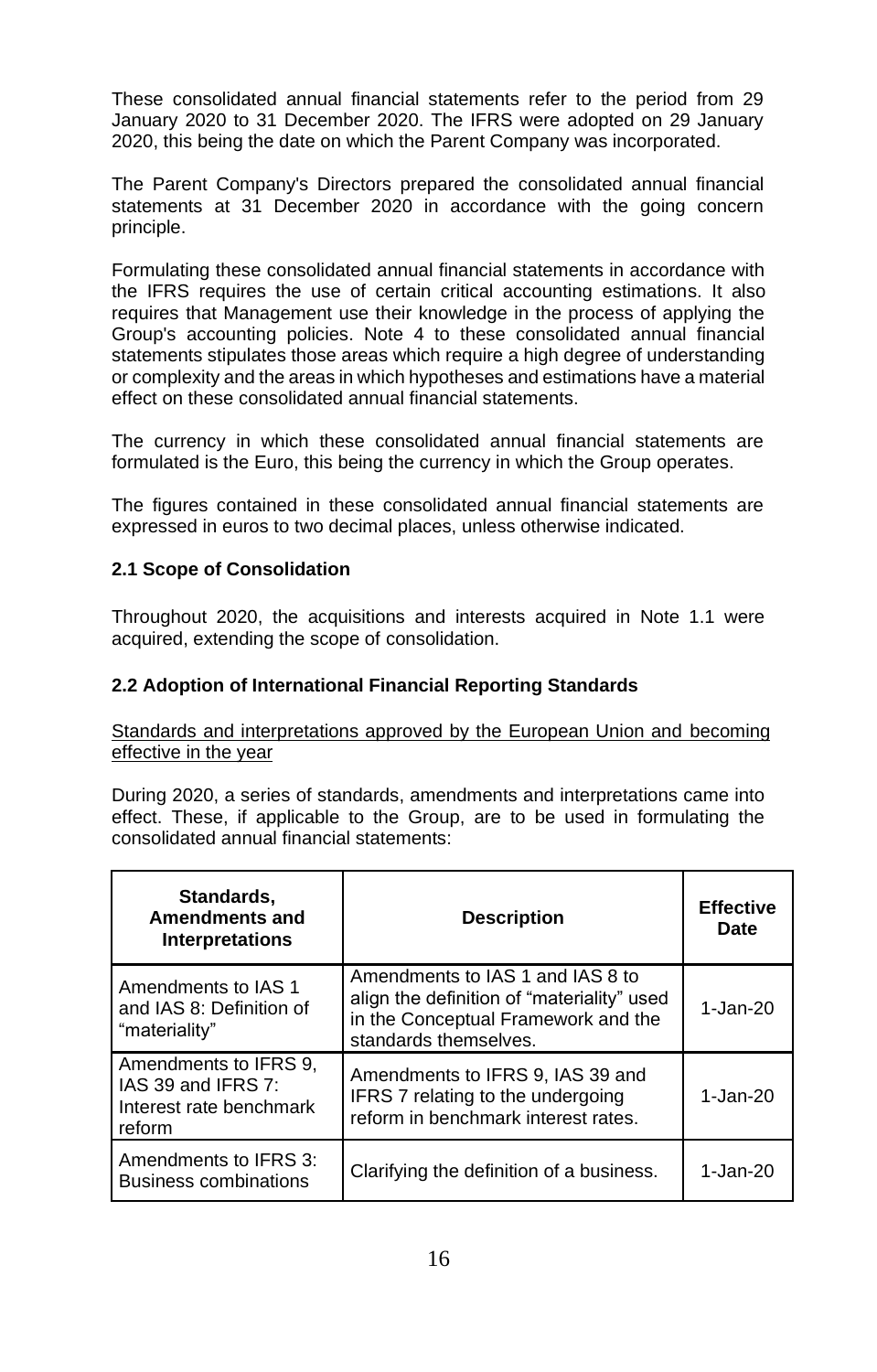These consolidated annual financial statements refer to the period from 29 January 2020 to 31 December 2020. The IFRS were adopted on 29 January 2020, this being the date on which the Parent Company was incorporated.

The Parent Company's Directors prepared the consolidated annual financial statements at 31 December 2020 in accordance with the going concern principle.

Formulating these consolidated annual financial statements in accordance with the IFRS requires the use of certain critical accounting estimations. It also requires that Management use their knowledge in the process of applying the Group's accounting policies. Note 4 to these consolidated annual financial statements stipulates those areas which require a high degree of understanding or complexity and the areas in which hypotheses and estimations have a material effect on these consolidated annual financial statements.

The currency in which these consolidated annual financial statements are formulated is the Euro, this being the currency in which the Group operates.

The figures contained in these consolidated annual financial statements are expressed in euros to two decimal places, unless otherwise indicated.

### 2.1 Scope of Consolidation

Throughout 2020, the acquisitions and interests acquired in Note 1.1 were acquired, extending the scope of consolidation.

### 2.2 Adoption of International Financial Reporting Standards

Standards and interpretations approved by the European Union and becoming effective in the year

During 2020, a series of standards, amendments and interpretations came into effect. These, if applicable to the Group, are to be used in formulating the consolidated annual financial statements:

| Standards, Amendments and Interpretations | Description | Effective Date |
|---|---|---|
| Amendments to IAS 1 and IAS 8: Definition of "materiality" | Amendments to IAS 1 and IAS 8 to align the definition of "materiality" used in the Conceptual Framework and the standards themselves. | 1-Jan-20 |
| Amendments to IFRS 9, IAS 39 and IFRS 7: Interest rate benchmark reform | Amendments to IFRS 9, IAS 39 and IFRS 7 relating to the undergoing reform in benchmark interest rates. | 1-Jan-20 |
| Amendments to IFRS 3: Business combinations | Clarifying the definition of a business. | 1-Jan-20 |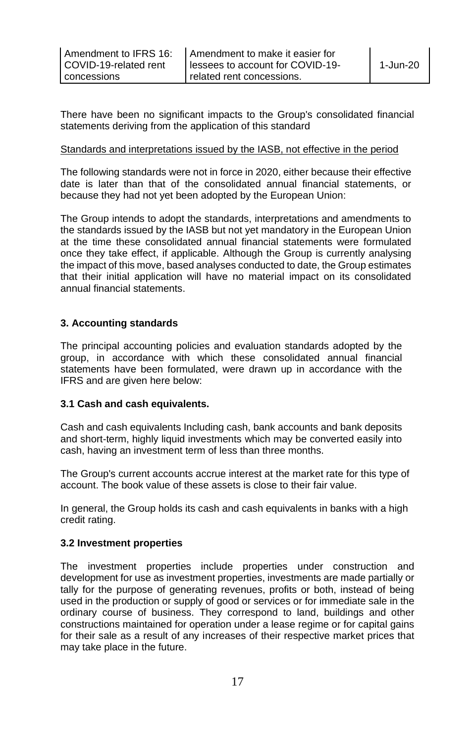| Amendment to IFRS 16: COVID-19-related rent concessions | Amendment to make it easier for lessees to account for COVID-19-related rent concessions. | 1-Jun-20 |
|---|---|---|

There have been no significant impacts to the Group's consolidated financial statements deriving from the application of this standard

Standards and interpretations issued by the IASB, not effective in the period

The following standards were not in force in 2020, either because their effective date is later than that of the consolidated annual financial statements, or because they had not yet been adopted by the European Union:

The Group intends to adopt the standards, interpretations and amendments to the standards issued by the IASB but not yet mandatory in the European Union at the time these consolidated annual financial statements were formulated once they take effect, if applicable. Although the Group is currently analysing the impact of this move, based analyses conducted to date, the Group estimates that their initial application will have no material impact on its consolidated annual financial statements.

## 3. Accounting standards

The principal accounting policies and evaluation standards adopted by the group, in accordance with which these consolidated annual financial statements have been formulated, were drawn up in accordance with the IFRS and are given here below:

### 3.1 Cash and cash equivalents.

Cash and cash equivalents Including cash, bank accounts and bank deposits and short-term, highly liquid investments which may be converted easily into cash, having an investment term of less than three months.

The Group's current accounts accrue interest at the market rate for this type of account. The book value of these assets is close to their fair value.

In general, the Group holds its cash and cash equivalents in banks with a high credit rating.

### 3.2 Investment properties

The investment properties include properties under construction and development for use as investment properties, investments are made partially or tally for the purpose of generating revenues, profits or both, instead of being used in the production or supply of good or services or for immediate sale in the ordinary course of business. They correspond to land, buildings and other constructions maintained for operation under a lease regime or for capital gains for their sale as a result of any increases of their respective market prices that may take place in the future.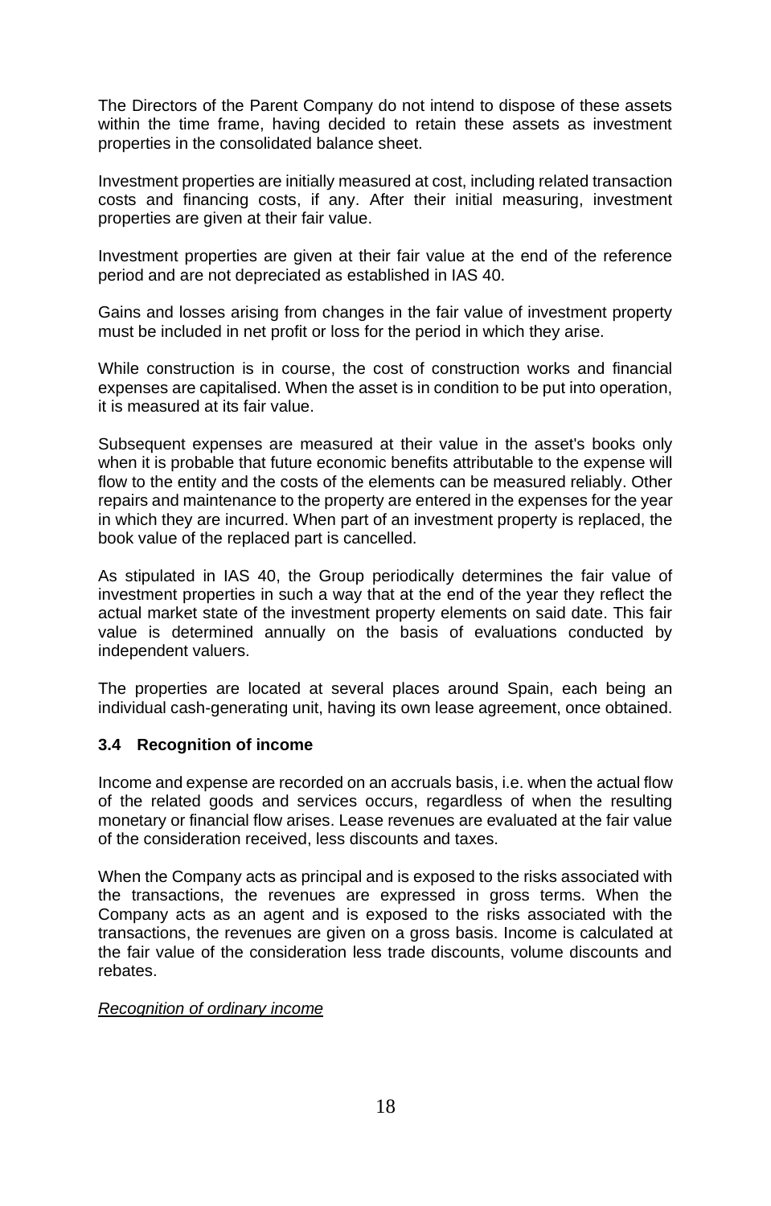The Directors of the Parent Company do not intend to dispose of these assets within the time frame, having decided to retain these assets as investment properties in the consolidated balance sheet.

Investment properties are initially measured at cost, including related transaction costs and financing costs, if any. After their initial measuring, investment properties are given at their fair value.

Investment properties are given at their fair value at the end of the reference period and are not depreciated as established in IAS 40.

Gains and losses arising from changes in the fair value of investment property must be included in net profit or loss for the period in which they arise.

While construction is in course, the cost of construction works and financial expenses are capitalised. When the asset is in condition to be put into operation, it is measured at its fair value.

Subsequent expenses are measured at their value in the asset's books only when it is probable that future economic benefits attributable to the expense will flow to the entity and the costs of the elements can be measured reliably. Other repairs and maintenance to the property are entered in the expenses for the year in which they are incurred. When part of an investment property is replaced, the book value of the replaced part is cancelled.

As stipulated in IAS 40, the Group periodically determines the fair value of investment properties in such a way that at the end of the year they reflect the actual market state of the investment property elements on said date. This fair value is determined annually on the basis of evaluations conducted by independent valuers.

The properties are located at several places around Spain, each being an individual cash-generating unit, having its own lease agreement, once obtained.

### 3.4 Recognition of income

Income and expense are recorded on an accruals basis, i.e. when the actual flow of the related goods and services occurs, regardless of when the resulting monetary or financial flow arises. Lease revenues are evaluated at the fair value of the consideration received, less discounts and taxes.

When the Company acts as principal and is exposed to the risks associated with the transactions, the revenues are expressed in gross terms. When the Company acts as an agent and is exposed to the risks associated with the transactions, the revenues are given on a gross basis. Income is calculated at the fair value of the consideration less trade discounts, volume discounts and rebates.

*Recognition of ordinary income*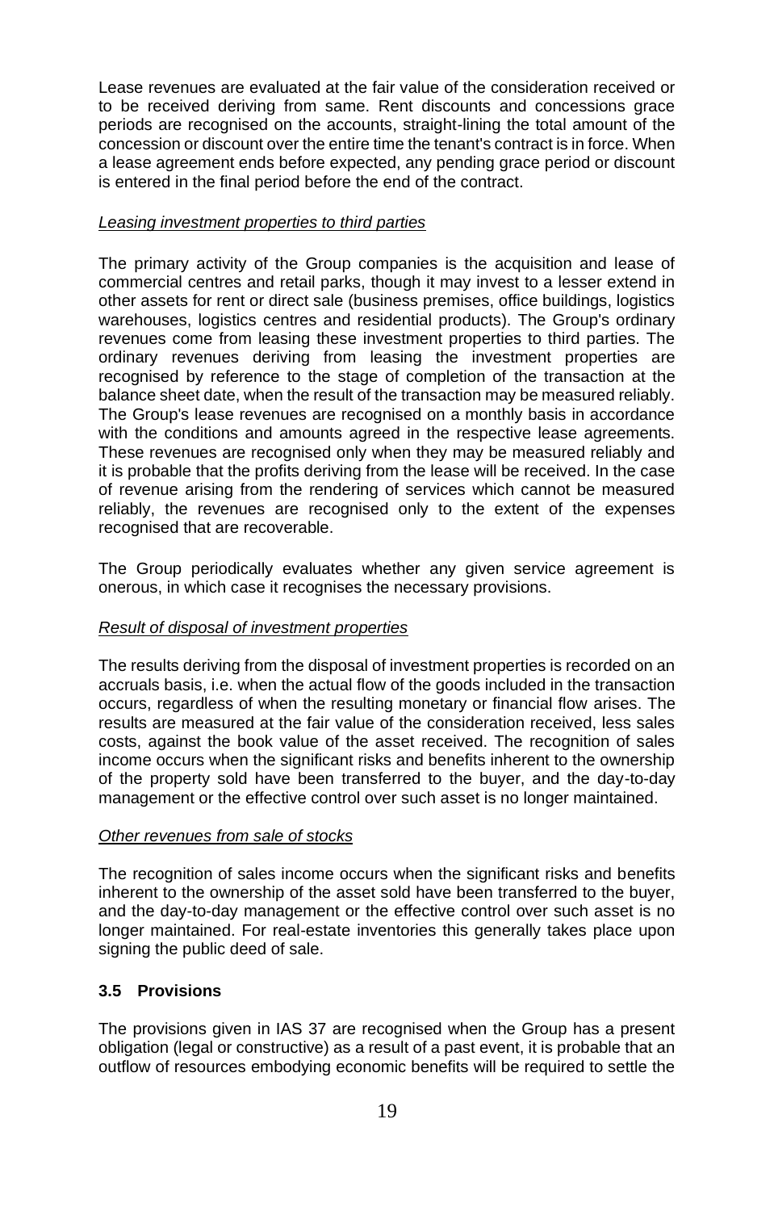Lease revenues are evaluated at the fair value of the consideration received or to be received deriving from same. Rent discounts and concessions grace periods are recognised on the accounts, straight-lining the total amount of the concession or discount over the entire time the tenant's contract is in force. When a lease agreement ends before expected, any pending grace period or discount is entered in the final period before the end of the contract.

*Leasing investment properties to third parties*

The primary activity of the Group companies is the acquisition and lease of commercial centres and retail parks, though it may invest to a lesser extend in other assets for rent or direct sale (business premises, office buildings, logistics warehouses, logistics centres and residential products). The Group's ordinary revenues come from leasing these investment properties to third parties. The ordinary revenues deriving from leasing the investment properties are recognised by reference to the stage of completion of the transaction at the balance sheet date, when the result of the transaction may be measured reliably. The Group's lease revenues are recognised on a monthly basis in accordance with the conditions and amounts agreed in the respective lease agreements. These revenues are recognised only when they may be measured reliably and it is probable that the profits deriving from the lease will be received. In the case of revenue arising from the rendering of services which cannot be measured reliably, the revenues are recognised only to the extent of the expenses recognised that are recoverable.

The Group periodically evaluates whether any given service agreement is onerous, in which case it recognises the necessary provisions.

*Result of disposal of investment properties*

The results deriving from the disposal of investment properties is recorded on an accruals basis, i.e. when the actual flow of the goods included in the transaction occurs, regardless of when the resulting monetary or financial flow arises. The results are measured at the fair value of the consideration received, less sales costs, against the book value of the asset received. The recognition of sales income occurs when the significant risks and benefits inherent to the ownership of the property sold have been transferred to the buyer, and the day-to-day management or the effective control over such asset is no longer maintained.

*Other revenues from sale of stocks*

The recognition of sales income occurs when the significant risks and benefits inherent to the ownership of the asset sold have been transferred to the buyer, and the day-to-day management or the effective control over such asset is no longer maintained. For real-estate inventories this generally takes place upon signing the public deed of sale.

### 3.5 Provisions

The provisions given in IAS 37 are recognised when the Group has a present obligation (legal or constructive) as a result of a past event, it is probable that an outflow of resources embodying economic benefits will be required to settle the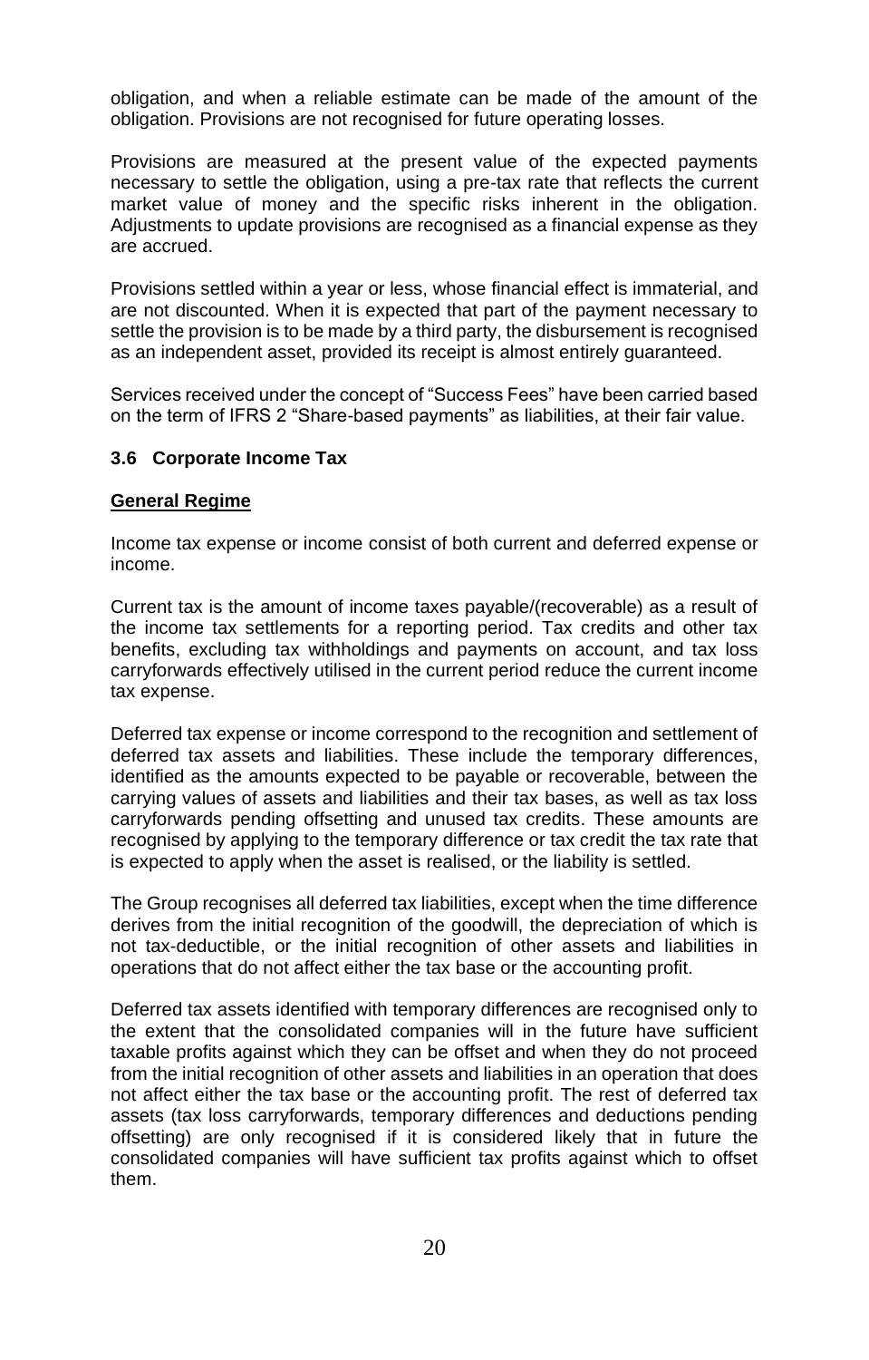obligation, and when a reliable estimate can be made of the amount of the obligation. Provisions are not recognised for future operating losses.

Provisions are measured at the present value of the expected payments necessary to settle the obligation, using a pre-tax rate that reflects the current market value of money and the specific risks inherent in the obligation. Adjustments to update provisions are recognised as a financial expense as they are accrued.

Provisions settled within a year or less, whose financial effect is immaterial, and are not discounted. When it is expected that part of the payment necessary to settle the provision is to be made by a third party, the disbursement is recognised as an independent asset, provided its receipt is almost entirely guaranteed.

Services received under the concept of "Success Fees" have been carried based on the term of IFRS 2 "Share-based payments" as liabilities, at their fair value.

### 3.6 Corporate Income Tax

**General Regime**

Income tax expense or income consist of both current and deferred expense or income.

Current tax is the amount of income taxes payable/(recoverable) as a result of the income tax settlements for a reporting period. Tax credits and other tax benefits, excluding tax withholdings and payments on account, and tax loss carryforwards effectively utilised in the current period reduce the current income tax expense.

Deferred tax expense or income correspond to the recognition and settlement of deferred tax assets and liabilities. These include the temporary differences, identified as the amounts expected to be payable or recoverable, between the carrying values of assets and liabilities and their tax bases, as well as tax loss carryforwards pending offsetting and unused tax credits. These amounts are recognised by applying to the temporary difference or tax credit the tax rate that is expected to apply when the asset is realised, or the liability is settled.

The Group recognises all deferred tax liabilities, except when the time difference derives from the initial recognition of the goodwill, the depreciation of which is not tax-deductible, or the initial recognition of other assets and liabilities in operations that do not affect either the tax base or the accounting profit.

Deferred tax assets identified with temporary differences are recognised only to the extent that the consolidated companies will in the future have sufficient taxable profits against which they can be offset and when they do not proceed from the initial recognition of other assets and liabilities in an operation that does not affect either the tax base or the accounting profit. The rest of deferred tax assets (tax loss carryforwards, temporary differences and deductions pending offsetting) are only recognised if it is considered likely that in future the consolidated companies will have sufficient tax profits against which to offset them.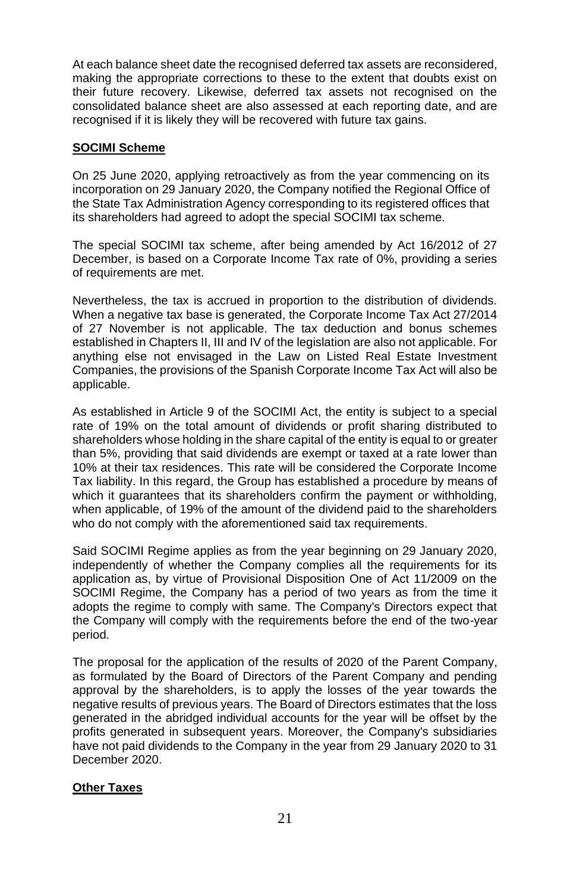At each balance sheet date the recognised deferred tax assets are reconsidered, making the appropriate corrections to these to the extent that doubts exist on their future recovery. Likewise, deferred tax assets not recognised on the consolidated balance sheet are also assessed at each reporting date, and are recognised if it is likely they will be recovered with future tax gains.

**SOCIMI Scheme**

On 25 June 2020, applying retroactively as from the year commencing on its incorporation on 29 January 2020, the Company notified the Regional Office of the State Tax Administration Agency corresponding to its registered offices that its shareholders had agreed to adopt the special SOCIMI tax scheme.

The special SOCIMI tax scheme, after being amended by Act 16/2012 of 27 December, is based on a Corporate Income Tax rate of 0%, providing a series of requirements are met.

Nevertheless, the tax is accrued in proportion to the distribution of dividends. When a negative tax base is generated, the Corporate Income Tax Act 27/2014 of 27 November is not applicable. The tax deduction and bonus schemes established in Chapters II, III and IV of the legislation are also not applicable. For anything else not envisaged in the Law on Listed Real Estate Investment Companies, the provisions of the Spanish Corporate Income Tax Act will also be applicable.

As established in Article 9 of the SOCIMI Act, the entity is subject to a special rate of 19% on the total amount of dividends or profit sharing distributed to shareholders whose holding in the share capital of the entity is equal to or greater than 5%, providing that said dividends are exempt or taxed at a rate lower than 10% at their tax residences. This rate will be considered the Corporate Income Tax liability. In this regard, the Group has established a procedure by means of which it guarantees that its shareholders confirm the payment or withholding, when applicable, of 19% of the amount of the dividend paid to the shareholders who do not comply with the aforementioned said tax requirements.

Said SOCIMI Regime applies as from the year beginning on 29 January 2020, independently of whether the Company complies all the requirements for its application as, by virtue of Provisional Disposition One of Act 11/2009 on the SOCIMI Regime, the Company has a period of two years as from the time it adopts the regime to comply with same. The Company's Directors expect that the Company will comply with the requirements before the end of the two-year period.

The proposal for the application of the results of 2020 of the Parent Company, as formulated by the Board of Directors of the Parent Company and pending approval by the shareholders, is to apply the losses of the year towards the negative results of previous years. The Board of Directors estimates that the loss generated in the abridged individual accounts for the year will be offset by the profits generated in subsequent years. Moreover, the Company's subsidiaries have not paid dividends to the Company in the year from 29 January 2020 to 31 December 2020.

**Other Taxes**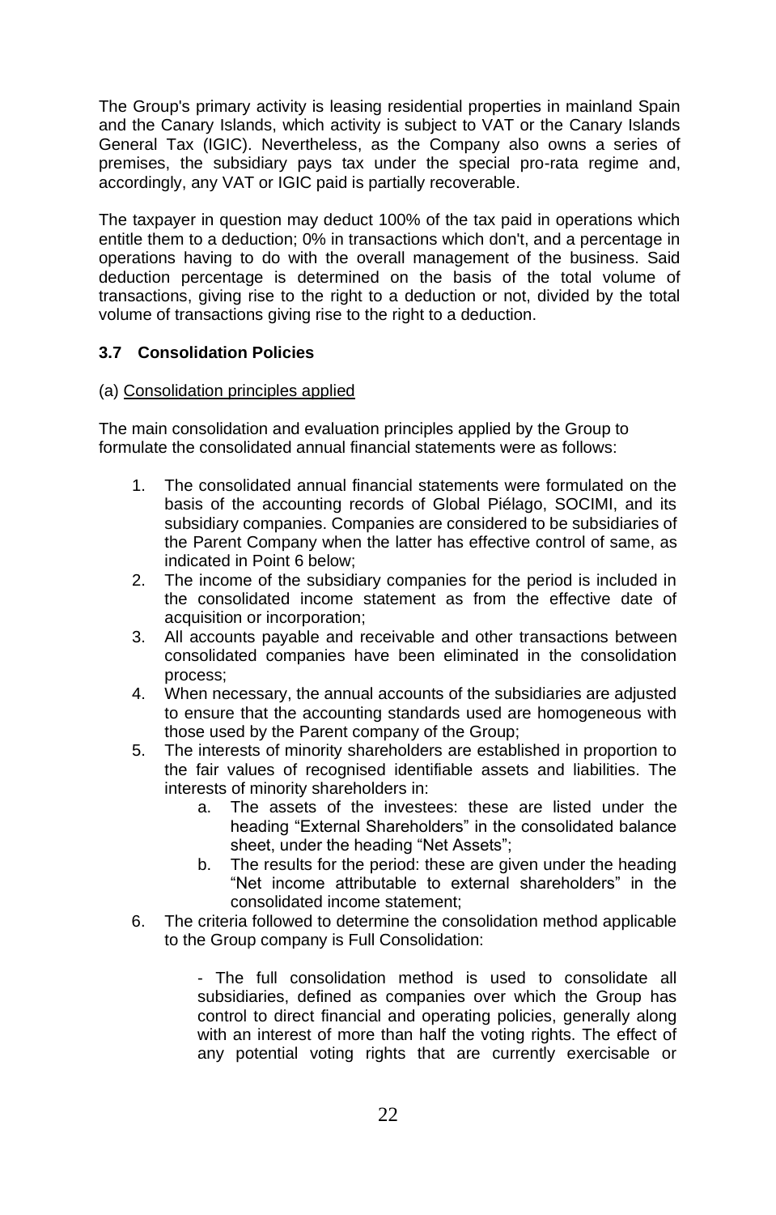The Group's primary activity is leasing residential properties in mainland Spain and the Canary Islands, which activity is subject to VAT or the Canary Islands General Tax (IGIC). Nevertheless, as the Company also owns a series of premises, the subsidiary pays tax under the special pro-rata regime and, accordingly, any VAT or IGIC paid is partially recoverable.

The taxpayer in question may deduct 100% of the tax paid in operations which entitle them to a deduction; 0% in transactions which don't, and a percentage in operations having to do with the overall management of the business. Said deduction percentage is determined on the basis of the total volume of transactions, giving rise to the right to a deduction or not, divided by the total volume of transactions giving rise to the right to a deduction.

### 3.7 Consolidation Policies

(a) Consolidation principles applied

The main consolidation and evaluation principles applied by the Group to formulate the consolidated annual financial statements were as follows:

1. The consolidated annual financial statements were formulated on the basis of the accounting records of Global Piélago, SOCIMI, and its subsidiary companies. Companies are considered to be subsidiaries of the Parent Company when the latter has effective control of same, as indicated in Point 6 below;
2. The income of the subsidiary companies for the period is included in the consolidated income statement as from the effective date of acquisition or incorporation;
3. All accounts payable and receivable and other transactions between consolidated companies have been eliminated in the consolidation process;
4. When necessary, the annual accounts of the subsidiaries are adjusted to ensure that the accounting standards used are homogeneous with those used by the Parent company of the Group;
5. The interests of minority shareholders are established in proportion to the fair values of recognised identifiable assets and liabilities. The interests of minority shareholders in:
    a. The assets of the investees: these are listed under the heading "External Shareholders" in the consolidated balance sheet, under the heading "Net Assets";
    b. The results for the period: these are given under the heading "Net income attributable to external shareholders" in the consolidated income statement;
6. The criteria followed to determine the consolidation method applicable to the Group company is Full Consolidation:

    - The full consolidation method is used to consolidate all subsidiaries, defined as companies over which the Group has control to direct financial and operating policies, generally along with an interest of more than half the voting rights. The effect of any potential voting rights that are currently exercisable or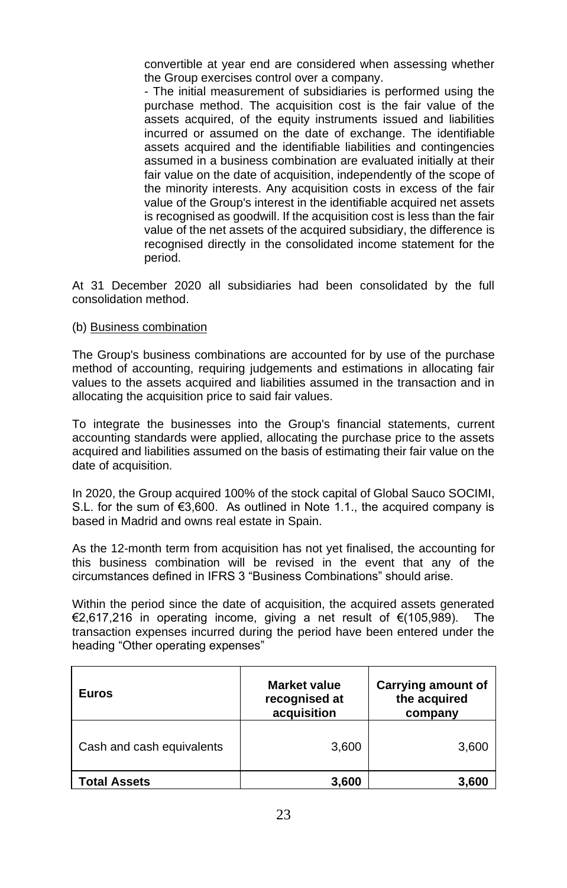convertible at year end are considered when assessing whether the Group exercises control over a company.

- The initial measurement of subsidiaries is performed using the purchase method. The acquisition cost is the fair value of the assets acquired, of the equity instruments issued and liabilities incurred or assumed on the date of exchange. The identifiable assets acquired and the identifiable liabilities and contingencies assumed in a business combination are evaluated initially at their fair value on the date of acquisition, independently of the scope of the minority interests. Any acquisition costs in excess of the fair value of the Group's interest in the identifiable acquired net assets is recognised as goodwill. If the acquisition cost is less than the fair value of the net assets of the acquired subsidiary, the difference is recognised directly in the consolidated income statement for the period.

At 31 December 2020 all subsidiaries had been consolidated by the full consolidation method.

(b) Business combination

The Group's business combinations are accounted for by use of the purchase method of accounting, requiring judgements and estimations in allocating fair values to the assets acquired and liabilities assumed in the transaction and in allocating the acquisition price to said fair values.

To integrate the businesses into the Group's financial statements, current accounting standards were applied, allocating the purchase price to the assets acquired and liabilities assumed on the basis of estimating their fair value on the date of acquisition.

In 2020, the Group acquired 100% of the stock capital of Global Sauco SOCIMI, S.L. for the sum of €3,600. As outlined in Note 1.1., the acquired company is based in Madrid and owns real estate in Spain.

As the 12-month term from acquisition has not yet finalised, the accounting for this business combination will be revised in the event that any of the circumstances defined in IFRS 3 "Business Combinations" should arise.

Within the period since the date of acquisition, the acquired assets generated €2,617,216 in operating income, giving a net result of €(105,989). The transaction expenses incurred during the period have been entered under the heading "Other operating expenses"

| **Euros** | **Market value recognised at acquisition** | **Carrying amount of the acquired company** |
|---|---|---|
| Cash and cash equivalents | 3,600 | 3,600 |
| **Total Assets** | **3,600** | **3,600** |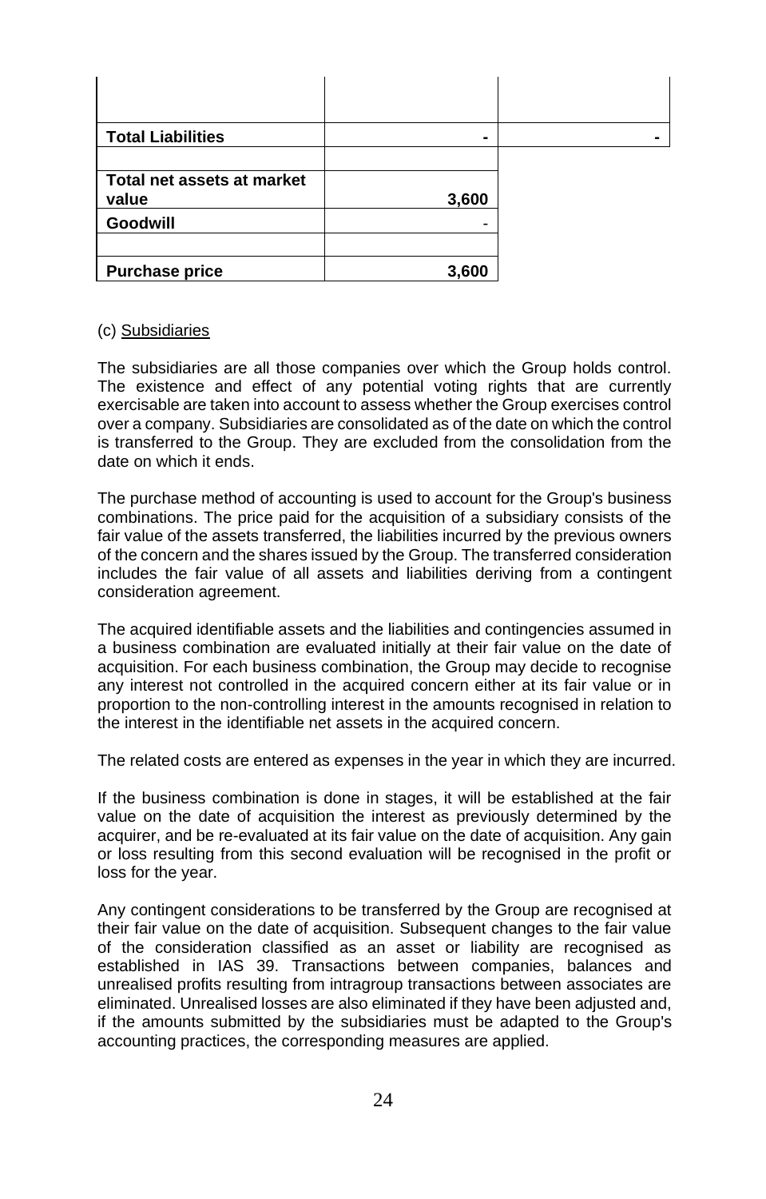| | | |
|---|---|---|
| | | |
| **Total Liabilities** | **-** | **-** |
| | | |
| **Total net assets at market value** | **3,600** | |
| **Goodwill** | - | |
| | | |
| **Purchase price** | **3,600** | |

(c) Subsidiaries

The subsidiaries are all those companies over which the Group holds control. The existence and effect of any potential voting rights that are currently exercisable are taken into account to assess whether the Group exercises control over a company. Subsidiaries are consolidated as of the date on which the control is transferred to the Group. They are excluded from the consolidation from the date on which it ends.

The purchase method of accounting is used to account for the Group's business combinations. The price paid for the acquisition of a subsidiary consists of the fair value of the assets transferred, the liabilities incurred by the previous owners of the concern and the shares issued by the Group. The transferred consideration includes the fair value of all assets and liabilities deriving from a contingent consideration agreement.

The acquired identifiable assets and the liabilities and contingencies assumed in a business combination are evaluated initially at their fair value on the date of acquisition. For each business combination, the Group may decide to recognise any interest not controlled in the acquired concern either at its fair value or in proportion to the non-controlling interest in the amounts recognised in relation to the interest in the identifiable net assets in the acquired concern.

The related costs are entered as expenses in the year in which they are incurred.

If the business combination is done in stages, it will be established at the fair value on the date of acquisition the interest as previously determined by the acquirer, and be re-evaluated at its fair value on the date of acquisition. Any gain or loss resulting from this second evaluation will be recognised in the profit or loss for the year.

Any contingent considerations to be transferred by the Group are recognised at their fair value on the date of acquisition. Subsequent changes to the fair value of the consideration classified as an asset or liability are recognised as established in IAS 39. Transactions between companies, balances and unrealised profits resulting from intragroup transactions between associates are eliminated. Unrealised losses are also eliminated if they have been adjusted and, if the amounts submitted by the subsidiaries must be adapted to the Group's accounting practices, the corresponding measures are applied.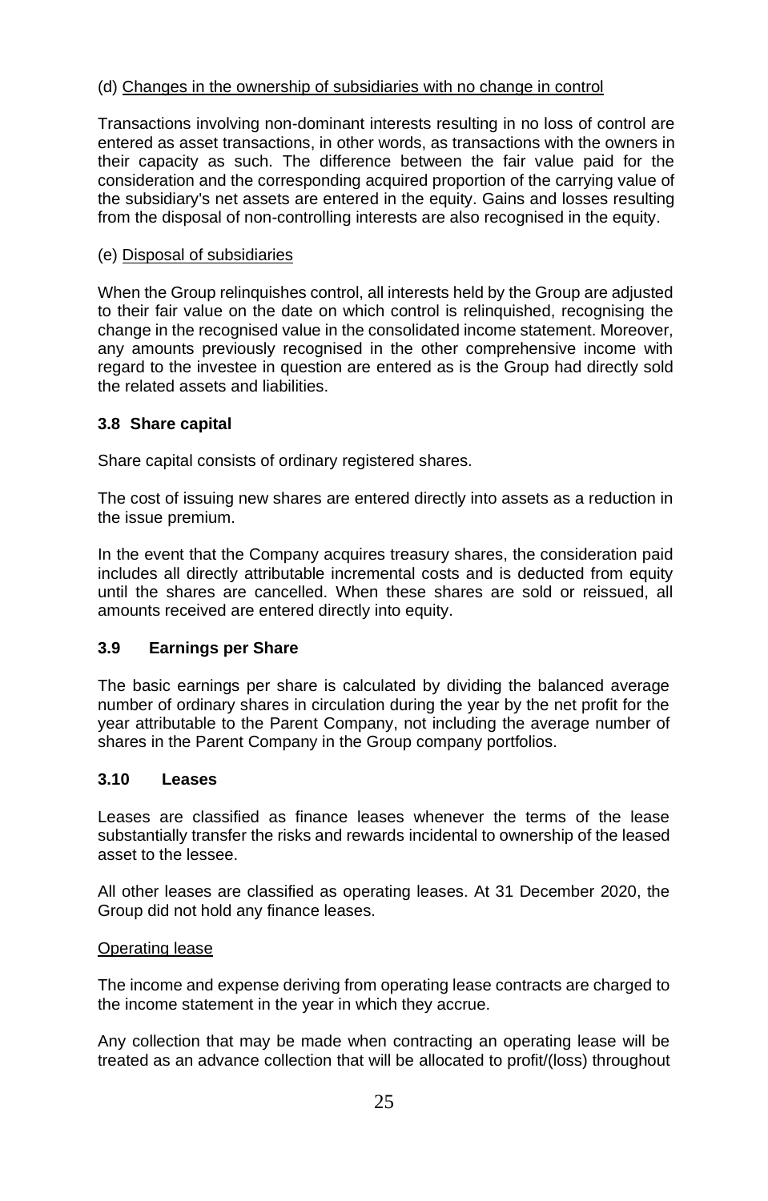(d) Changes in the ownership of subsidiaries with no change in control

Transactions involving non-dominant interests resulting in no loss of control are entered as asset transactions, in other words, as transactions with the owners in their capacity as such. The difference between the fair value paid for the consideration and the corresponding acquired proportion of the carrying value of the subsidiary's net assets are entered in the equity. Gains and losses resulting from the disposal of non-controlling interests are also recognised in the equity.

(e) Disposal of subsidiaries

When the Group relinquishes control, all interests held by the Group are adjusted to their fair value on the date on which control is relinquished, recognising the change in the recognised value in the consolidated income statement. Moreover, any amounts previously recognised in the other comprehensive income with regard to the investee in question are entered as is the Group had directly sold the related assets and liabilities.

### 3.8 Share capital

Share capital consists of ordinary registered shares.

The cost of issuing new shares are entered directly into assets as a reduction in the issue premium.

In the event that the Company acquires treasury shares, the consideration paid includes all directly attributable incremental costs and is deducted from equity until the shares are cancelled. When these shares are sold or reissued, all amounts received are entered directly into equity.

### 3.9 Earnings per Share

The basic earnings per share is calculated by dividing the balanced average number of ordinary shares in circulation during the year by the net profit for the year attributable to the Parent Company, not including the average number of shares in the Parent Company in the Group company portfolios.

### 3.10 Leases

Leases are classified as finance leases whenever the terms of the lease substantially transfer the risks and rewards incidental to ownership of the leased asset to the lessee.

All other leases are classified as operating leases. At 31 December 2020, the Group did not hold any finance leases.

Operating lease

The income and expense deriving from operating lease contracts are charged to the income statement in the year in which they accrue.

Any collection that may be made when contracting an operating lease will be treated as an advance collection that will be allocated to profit/(loss) throughout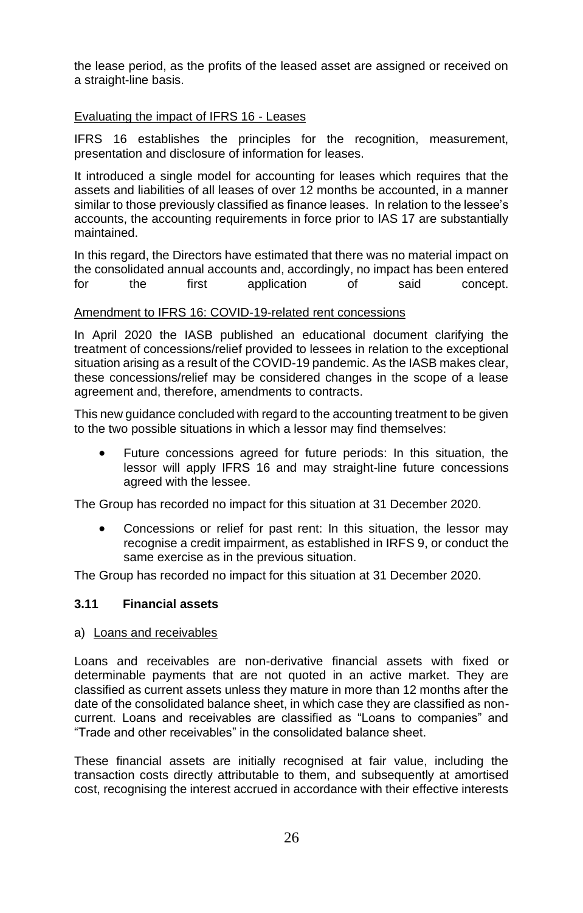the lease period, as the profits of the leased asset are assigned or received on a straight-line basis.

Evaluating the impact of IFRS 16 - Leases

IFRS 16 establishes the principles for the recognition, measurement, presentation and disclosure of information for leases.

It introduced a single model for accounting for leases which requires that the assets and liabilities of all leases of over 12 months be accounted, in a manner similar to those previously classified as finance leases. In relation to the lessee's accounts, the accounting requirements in force prior to IAS 17 are substantially maintained.

In this regard, the Directors have estimated that there was no material impact on the consolidated annual accounts and, accordingly, no impact has been entered for the first application of said concept.

Amendment to IFRS 16: COVID-19-related rent concessions

In April 2020 the IASB published an educational document clarifying the treatment of concessions/relief provided to lessees in relation to the exceptional situation arising as a result of the COVID-19 pandemic. As the IASB makes clear, these concessions/relief may be considered changes in the scope of a lease agreement and, therefore, amendments to contracts.

This new guidance concluded with regard to the accounting treatment to be given to the two possible situations in which a lessor may find themselves:

- Future concessions agreed for future periods: In this situation, the lessor will apply IFRS 16 and may straight-line future concessions agreed with the lessee.

The Group has recorded no impact for this situation at 31 December 2020.

- Concessions or relief for past rent: In this situation, the lessor may recognise a credit impairment, as established in IRFS 9, or conduct the same exercise as in the previous situation.

The Group has recorded no impact for this situation at 31 December 2020.

### 3.11 Financial assets

a) Loans and receivables

Loans and receivables are non-derivative financial assets with fixed or determinable payments that are not quoted in an active market. They are classified as current assets unless they mature in more than 12 months after the date of the consolidated balance sheet, in which case they are classified as non-current. Loans and receivables are classified as "Loans to companies" and "Trade and other receivables" in the consolidated balance sheet.

These financial assets are initially recognised at fair value, including the transaction costs directly attributable to them, and subsequently at amortised cost, recognising the interest accrued in accordance with their effective interests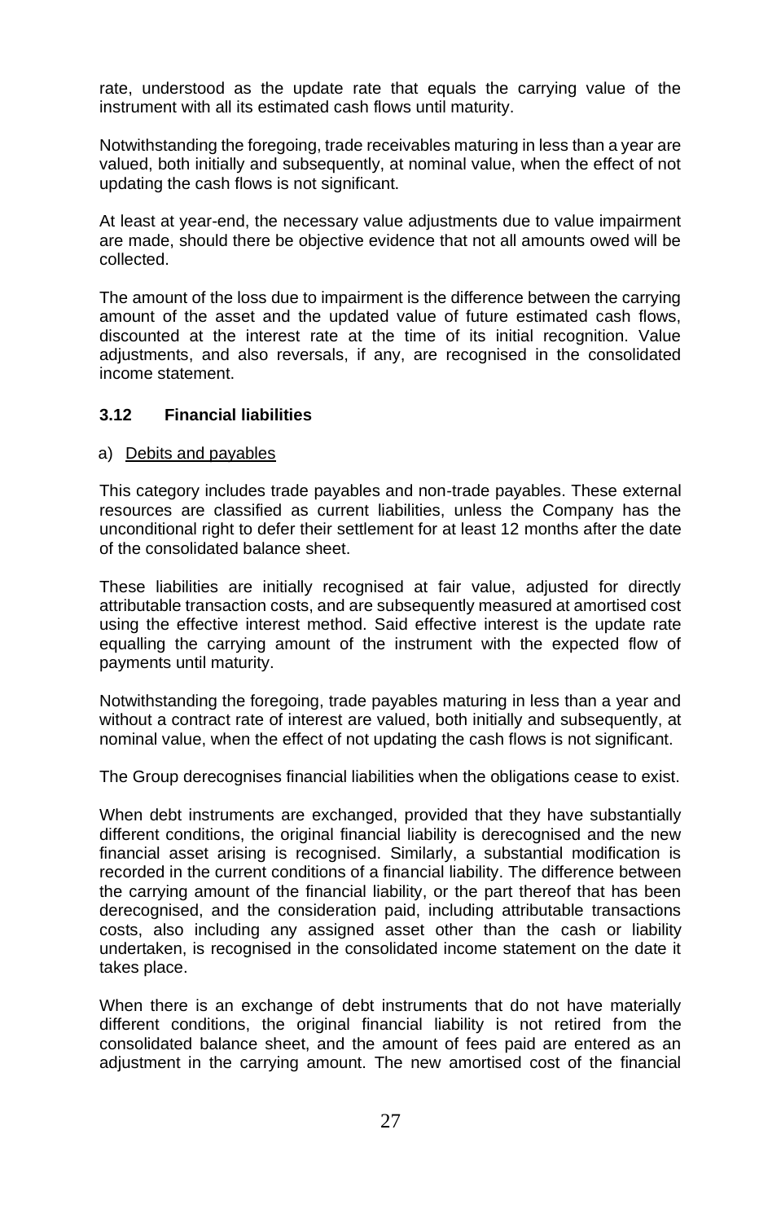rate, understood as the update rate that equals the carrying value of the instrument with all its estimated cash flows until maturity.

Notwithstanding the foregoing, trade receivables maturing in less than a year are valued, both initially and subsequently, at nominal value, when the effect of not updating the cash flows is not significant.

At least at year-end, the necessary value adjustments due to value impairment are made, should there be objective evidence that not all amounts owed will be collected.

The amount of the loss due to impairment is the difference between the carrying amount of the asset and the updated value of future estimated cash flows, discounted at the interest rate at the time of its initial recognition. Value adjustments, and also reversals, if any, are recognised in the consolidated income statement.

### 3.12 Financial liabilities

a) Debits and payables

This category includes trade payables and non-trade payables. These external resources are classified as current liabilities, unless the Company has the unconditional right to defer their settlement for at least 12 months after the date of the consolidated balance sheet.

These liabilities are initially recognised at fair value, adjusted for directly attributable transaction costs, and are subsequently measured at amortised cost using the effective interest method. Said effective interest is the update rate equalling the carrying amount of the instrument with the expected flow of payments until maturity.

Notwithstanding the foregoing, trade payables maturing in less than a year and without a contract rate of interest are valued, both initially and subsequently, at nominal value, when the effect of not updating the cash flows is not significant.

The Group derecognises financial liabilities when the obligations cease to exist.

When debt instruments are exchanged, provided that they have substantially different conditions, the original financial liability is derecognised and the new financial asset arising is recognised. Similarly, a substantial modification is recorded in the current conditions of a financial liability. The difference between the carrying amount of the financial liability, or the part thereof that has been derecognised, and the consideration paid, including attributable transactions costs, also including any assigned asset other than the cash or liability undertaken, is recognised in the consolidated income statement on the date it takes place.

When there is an exchange of debt instruments that do not have materially different conditions, the original financial liability is not retired from the consolidated balance sheet, and the amount of fees paid are entered as an adjustment in the carrying amount. The new amortised cost of the financial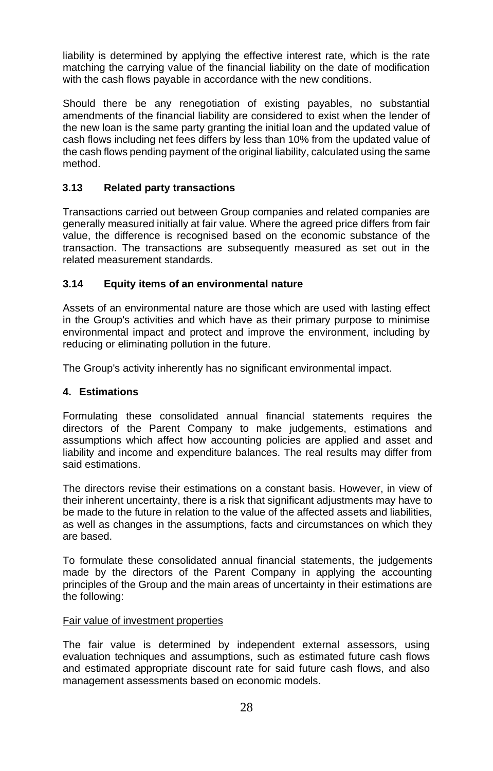liability is determined by applying the effective interest rate, which is the rate matching the carrying value of the financial liability on the date of modification with the cash flows payable in accordance with the new conditions.

Should there be any renegotiation of existing payables, no substantial amendments of the financial liability are considered to exist when the lender of the new loan is the same party granting the initial loan and the updated value of cash flows including net fees differs by less than 10% from the updated value of the cash flows pending payment of the original liability, calculated using the same method.

### 3.13 Related party transactions

Transactions carried out between Group companies and related companies are generally measured initially at fair value. Where the agreed price differs from fair value, the difference is recognised based on the economic substance of the transaction. The transactions are subsequently measured as set out in the related measurement standards.

### 3.14 Equity items of an environmental nature

Assets of an environmental nature are those which are used with lasting effect in the Group's activities and which have as their primary purpose to minimise environmental impact and protect and improve the environment, including by reducing or eliminating pollution in the future.

The Group's activity inherently has no significant environmental impact.

## 4. Estimations

Formulating these consolidated annual financial statements requires the directors of the Parent Company to make judgements, estimations and assumptions which affect how accounting policies are applied and asset and liability and income and expenditure balances. The real results may differ from said estimations.

The directors revise their estimations on a constant basis. However, in view of their inherent uncertainty, there is a risk that significant adjustments may have to be made to the future in relation to the value of the affected assets and liabilities, as well as changes in the assumptions, facts and circumstances on which they are based.

To formulate these consolidated annual financial statements, the judgements made by the directors of the Parent Company in applying the accounting principles of the Group and the main areas of uncertainty in their estimations are the following:

<u>Fair value of investment properties</u>

The fair value is determined by independent external assessors, using evaluation techniques and assumptions, such as estimated future cash flows and estimated appropriate discount rate for said future cash flows, and also management assessments based on economic models.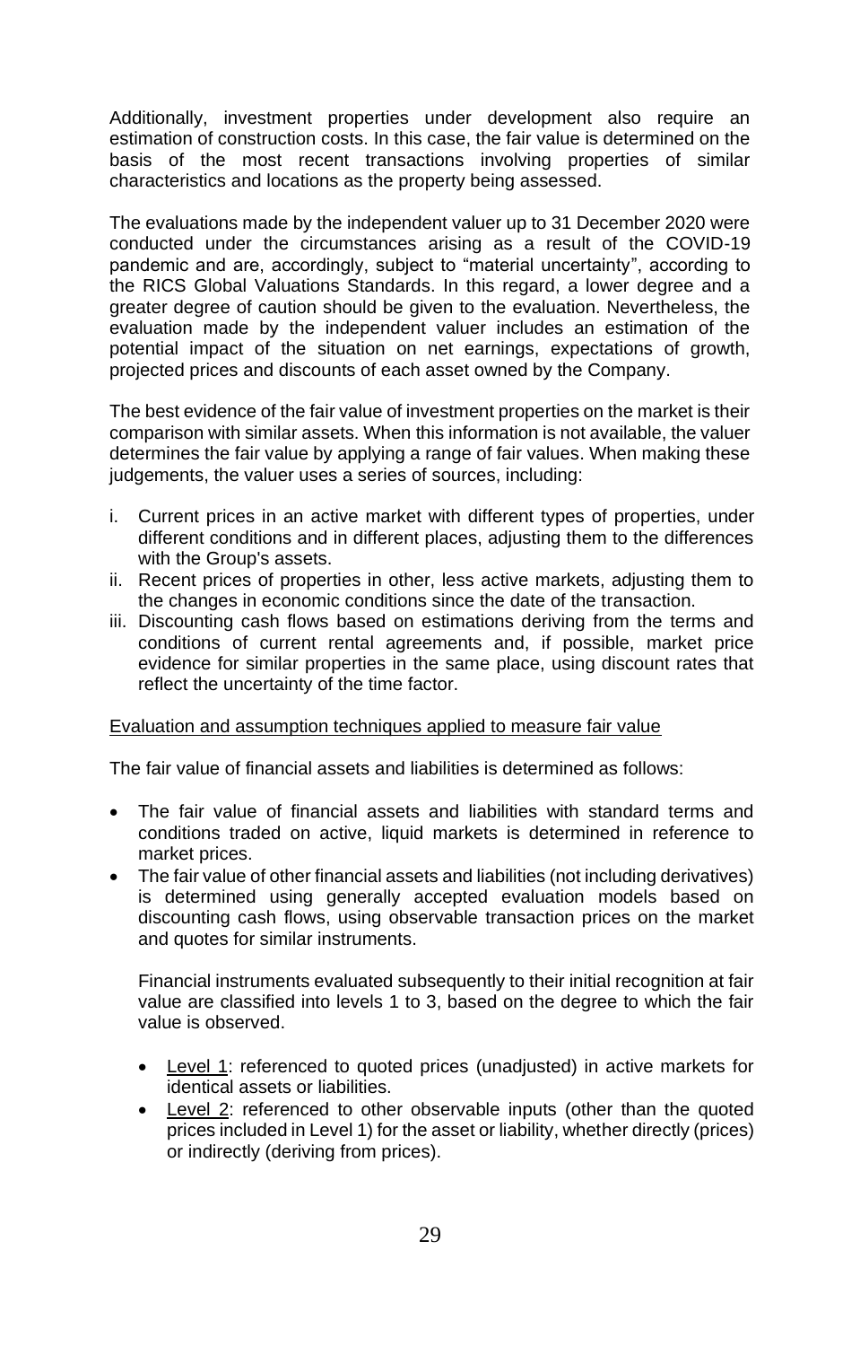Additionally, investment properties under development also require an estimation of construction costs. In this case, the fair value is determined on the basis of the most recent transactions involving properties of similar characteristics and locations as the property being assessed.

The evaluations made by the independent valuer up to 31 December 2020 were conducted under the circumstances arising as a result of the COVID-19 pandemic and are, accordingly, subject to "material uncertainty", according to the RICS Global Valuations Standards. In this regard, a lower degree and a greater degree of caution should be given to the evaluation. Nevertheless, the evaluation made by the independent valuer includes an estimation of the potential impact of the situation on net earnings, expectations of growth, projected prices and discounts of each asset owned by the Company.

The best evidence of the fair value of investment properties on the market is their comparison with similar assets. When this information is not available, the valuer determines the fair value by applying a range of fair values. When making these judgements, the valuer uses a series of sources, including:

i. Current prices in an active market with different types of properties, under different conditions and in different places, adjusting them to the differences with the Group's assets.
ii. Recent prices of properties in other, less active markets, adjusting them to the changes in economic conditions since the date of the transaction.
iii. Discounting cash flows based on estimations deriving from the terms and conditions of current rental agreements and, if possible, market price evidence for similar properties in the same place, using discount rates that reflect the uncertainty of the time factor.

<u>Evaluation and assumption techniques applied to measure fair value</u>

The fair value of financial assets and liabilities is determined as follows:

- The fair value of financial assets and liabilities with standard terms and conditions traded on active, liquid markets is determined in reference to market prices.
- The fair value of other financial assets and liabilities (not including derivatives) is determined using generally accepted evaluation models based on discounting cash flows, using observable transaction prices on the market and quotes for similar instruments.

  Financial instruments evaluated subsequently to their initial recognition at fair value are classified into levels 1 to 3, based on the degree to which the fair value is observed.

  - <u>Level 1</u>: referenced to quoted prices (unadjusted) in active markets for identical assets or liabilities.
  - <u>Level 2</u>: referenced to other observable inputs (other than the quoted prices included in Level 1) for the asset or liability, whether directly (prices) or indirectly (deriving from prices).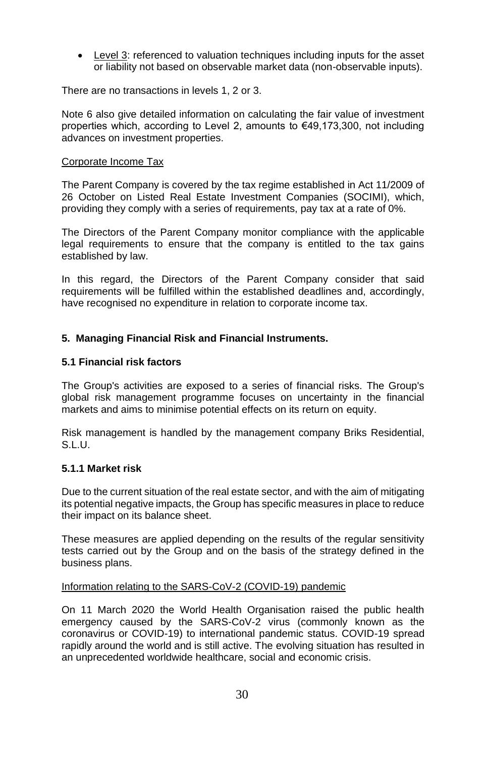- Level 3: referenced to valuation techniques including inputs for the asset or liability not based on observable market data (non-observable inputs).

There are no transactions in levels 1, 2 or 3.

Note 6 also give detailed information on calculating the fair value of investment properties which, according to Level 2, amounts to €49,173,300, not including advances on investment properties.

Corporate Income Tax

The Parent Company is covered by the tax regime established in Act 11/2009 of 26 October on Listed Real Estate Investment Companies (SOCIMI), which, providing they comply with a series of requirements, pay tax at a rate of 0%.

The Directors of the Parent Company monitor compliance with the applicable legal requirements to ensure that the company is entitled to the tax gains established by law.

In this regard, the Directors of the Parent Company consider that said requirements will be fulfilled within the established deadlines and, accordingly, have recognised no expenditure in relation to corporate income tax.

## 5. Managing Financial Risk and Financial Instruments.

### 5.1 Financial risk factors

The Group's activities are exposed to a series of financial risks. The Group's global risk management programme focuses on uncertainty in the financial markets and aims to minimise potential effects on its return on equity.

Risk management is handled by the management company Briks Residential, S.L.U.

#### 5.1.1 Market risk

Due to the current situation of the real estate sector, and with the aim of mitigating its potential negative impacts, the Group has specific measures in place to reduce their impact on its balance sheet.

These measures are applied depending on the results of the regular sensitivity tests carried out by the Group and on the basis of the strategy defined in the business plans.

Information relating to the SARS-CoV-2 (COVID-19) pandemic

On 11 March 2020 the World Health Organisation raised the public health emergency caused by the SARS-CoV-2 virus (commonly known as the coronavirus or COVID-19) to international pandemic status. COVID-19 spread rapidly around the world and is still active. The evolving situation has resulted in an unprecedented worldwide healthcare, social and economic crisis.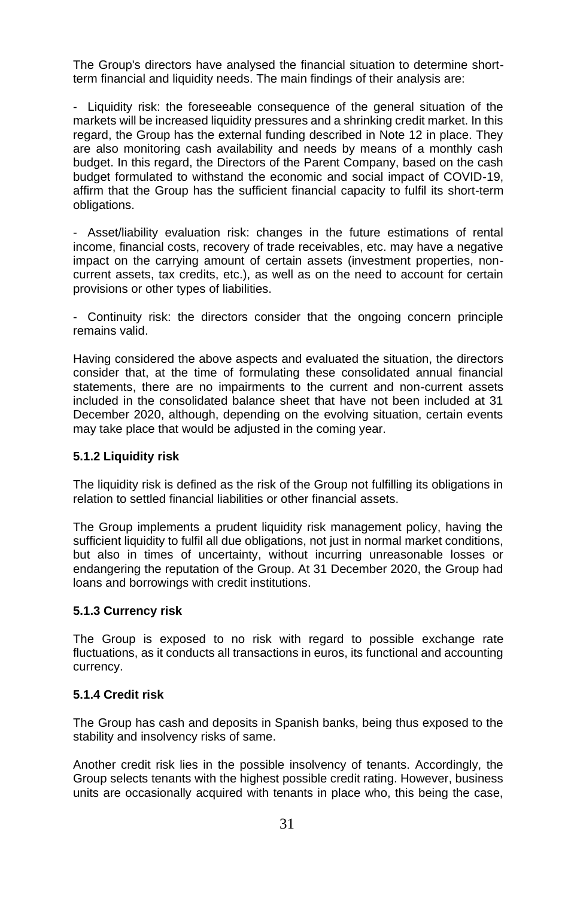The Group's directors have analysed the financial situation to determine short-term financial and liquidity needs. The main findings of their analysis are:

- Liquidity risk: the foreseeable consequence of the general situation of the markets will be increased liquidity pressures and a shrinking credit market. In this regard, the Group has the external funding described in Note 12 in place. They are also monitoring cash availability and needs by means of a monthly cash budget. In this regard, the Directors of the Parent Company, based on the cash budget formulated to withstand the economic and social impact of COVID-19, affirm that the Group has the sufficient financial capacity to fulfil its short-term obligations.

- Asset/liability evaluation risk: changes in the future estimations of rental income, financial costs, recovery of trade receivables, etc. may have a negative impact on the carrying amount of certain assets (investment properties, non-current assets, tax credits, etc.), as well as on the need to account for certain provisions or other types of liabilities.

- Continuity risk: the directors consider that the ongoing concern principle remains valid.

Having considered the above aspects and evaluated the situation, the directors consider that, at the time of formulating these consolidated annual financial statements, there are no impairments to the current and non-current assets included in the consolidated balance sheet that have not been included at 31 December 2020, although, depending on the evolving situation, certain events may take place that would be adjusted in the coming year.

### 5.1.2 Liquidity risk

The liquidity risk is defined as the risk of the Group not fulfilling its obligations in relation to settled financial liabilities or other financial assets.

The Group implements a prudent liquidity risk management policy, having the sufficient liquidity to fulfil all due obligations, not just in normal market conditions, but also in times of uncertainty, without incurring unreasonable losses or endangering the reputation of the Group. At 31 December 2020, the Group had loans and borrowings with credit institutions.

### 5.1.3 Currency risk

The Group is exposed to no risk with regard to possible exchange rate fluctuations, as it conducts all transactions in euros, its functional and accounting currency.

### 5.1.4 Credit risk

The Group has cash and deposits in Spanish banks, being thus exposed to the stability and insolvency risks of same.

Another credit risk lies in the possible insolvency of tenants. Accordingly, the Group selects tenants with the highest possible credit rating. However, business units are occasionally acquired with tenants in place who, this being the case,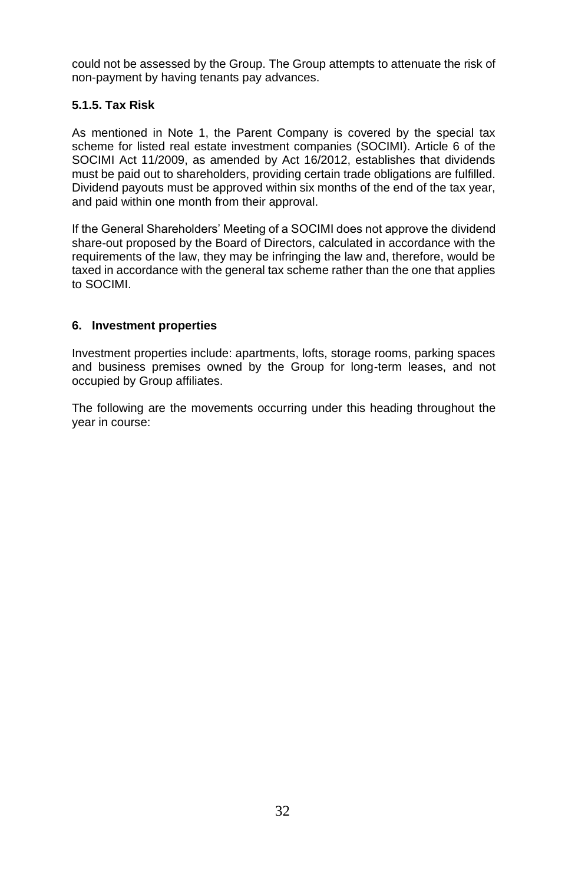could not be assessed by the Group. The Group attempts to attenuate the risk of non-payment by having tenants pay advances.

### 5.1.5. Tax Risk

As mentioned in Note 1, the Parent Company is covered by the special tax scheme for listed real estate investment companies (SOCIMI). Article 6 of the SOCIMI Act 11/2009, as amended by Act 16/2012, establishes that dividends must be paid out to shareholders, providing certain trade obligations are fulfilled. Dividend payouts must be approved within six months of the end of the tax year, and paid within one month from their approval.

If the General Shareholders' Meeting of a SOCIMI does not approve the dividend share-out proposed by the Board of Directors, calculated in accordance with the requirements of the law, they may be infringing the law and, therefore, would be taxed in accordance with the general tax scheme rather than the one that applies to SOCIMI.

## 6. Investment properties

Investment properties include: apartments, lofts, storage rooms, parking spaces and business premises owned by the Group for long-term leases, and not occupied by Group affiliates.

The following are the movements occurring under this heading throughout the year in course: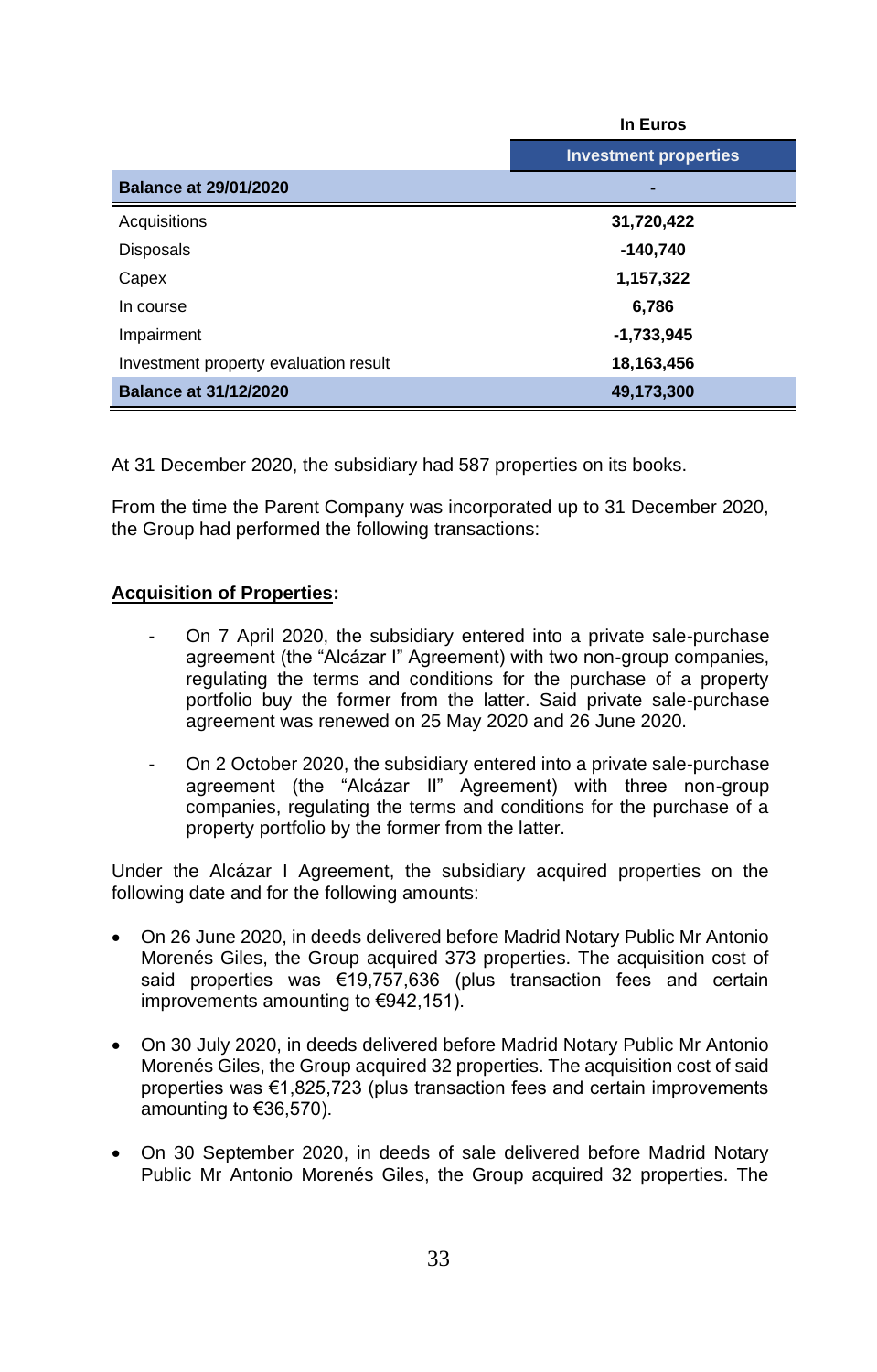| | In Euros |
|---|---|
| | **Investment properties** |
| **Balance at 29/01/2020** | **-** |
| Acquisitions | **31,720,422** |
| Disposals | **-140,740** |
| Capex | **1,157,322** |
| In course | **6,786** |
| Impairment | **-1,733,945** |
| Investment property evaluation result | **18,163,456** |
| **Balance at 31/12/2020** | **49,173,300** |

At 31 December 2020, the subsidiary had 587 properties on its books.

From the time the Parent Company was incorporated up to 31 December 2020, the Group had performed the following transactions:

**Acquisition of Properties:**

- On 7 April 2020, the subsidiary entered into a private sale-purchase agreement (the "Alcázar I" Agreement) with two non-group companies, regulating the terms and conditions for the purchase of a property portfolio buy the former from the latter. Said private sale-purchase agreement was renewed on 25 May 2020 and 26 June 2020.

- On 2 October 2020, the subsidiary entered into a private sale-purchase agreement (the "Alcázar II" Agreement) with three non-group companies, regulating the terms and conditions for the purchase of a property portfolio by the former from the latter.

Under the Alcázar I Agreement, the subsidiary acquired properties on the following date and for the following amounts:

- On 26 June 2020, in deeds delivered before Madrid Notary Public Mr Antonio Morenés Giles, the Group acquired 373 properties. The acquisition cost of said properties was €19,757,636 (plus transaction fees and certain improvements amounting to €942,151).

- On 30 July 2020, in deeds delivered before Madrid Notary Public Mr Antonio Morenés Giles, the Group acquired 32 properties. The acquisition cost of said properties was €1,825,723 (plus transaction fees and certain improvements amounting to €36,570).

- On 30 September 2020, in deeds of sale delivered before Madrid Notary Public Mr Antonio Morenés Giles, the Group acquired 32 properties. The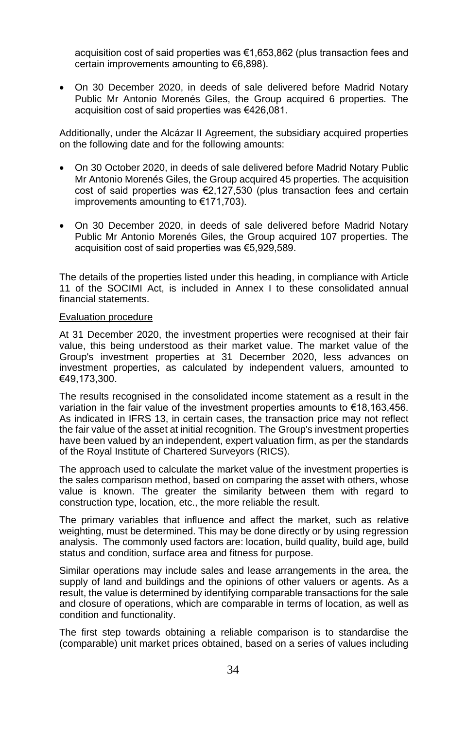acquisition cost of said properties was €1,653,862 (plus transaction fees and certain improvements amounting to €6,898).

- On 30 December 2020, in deeds of sale delivered before Madrid Notary Public Mr Antonio Morenés Giles, the Group acquired 6 properties. The acquisition cost of said properties was €426,081.

Additionally, under the Alcázar II Agreement, the subsidiary acquired properties on the following date and for the following amounts:

- On 30 October 2020, in deeds of sale delivered before Madrid Notary Public Mr Antonio Morenés Giles, the Group acquired 45 properties. The acquisition cost of said properties was €2,127,530 (plus transaction fees and certain improvements amounting to €171,703).

- On 30 December 2020, in deeds of sale delivered before Madrid Notary Public Mr Antonio Morenés Giles, the Group acquired 107 properties. The acquisition cost of said properties was €5,929,589.

The details of the properties listed under this heading, in compliance with Article 11 of the SOCIMI Act, is included in Annex I to these consolidated annual financial statements.

Evaluation procedure

At 31 December 2020, the investment properties were recognised at their fair value, this being understood as their market value. The market value of the Group's investment properties at 31 December 2020, less advances on investment properties, as calculated by independent valuers, amounted to €49,173,300.

The results recognised in the consolidated income statement as a result in the variation in the fair value of the investment properties amounts to €18,163,456. As indicated in IFRS 13, in certain cases, the transaction price may not reflect the fair value of the asset at initial recognition. The Group's investment properties have been valued by an independent, expert valuation firm, as per the standards of the Royal Institute of Chartered Surveyors (RICS).

The approach used to calculate the market value of the investment properties is the sales comparison method, based on comparing the asset with others, whose value is known. The greater the similarity between them with regard to construction type, location, etc., the more reliable the result.

The primary variables that influence and affect the market, such as relative weighting, must be determined. This may be done directly or by using regression analysis. The commonly used factors are: location, build quality, build age, build status and condition, surface area and fitness for purpose.

Similar operations may include sales and lease arrangements in the area, the supply of land and buildings and the opinions of other valuers or agents. As a result, the value is determined by identifying comparable transactions for the sale and closure of operations, which are comparable in terms of location, as well as condition and functionality.

The first step towards obtaining a reliable comparison is to standardise the (comparable) unit market prices obtained, based on a series of values including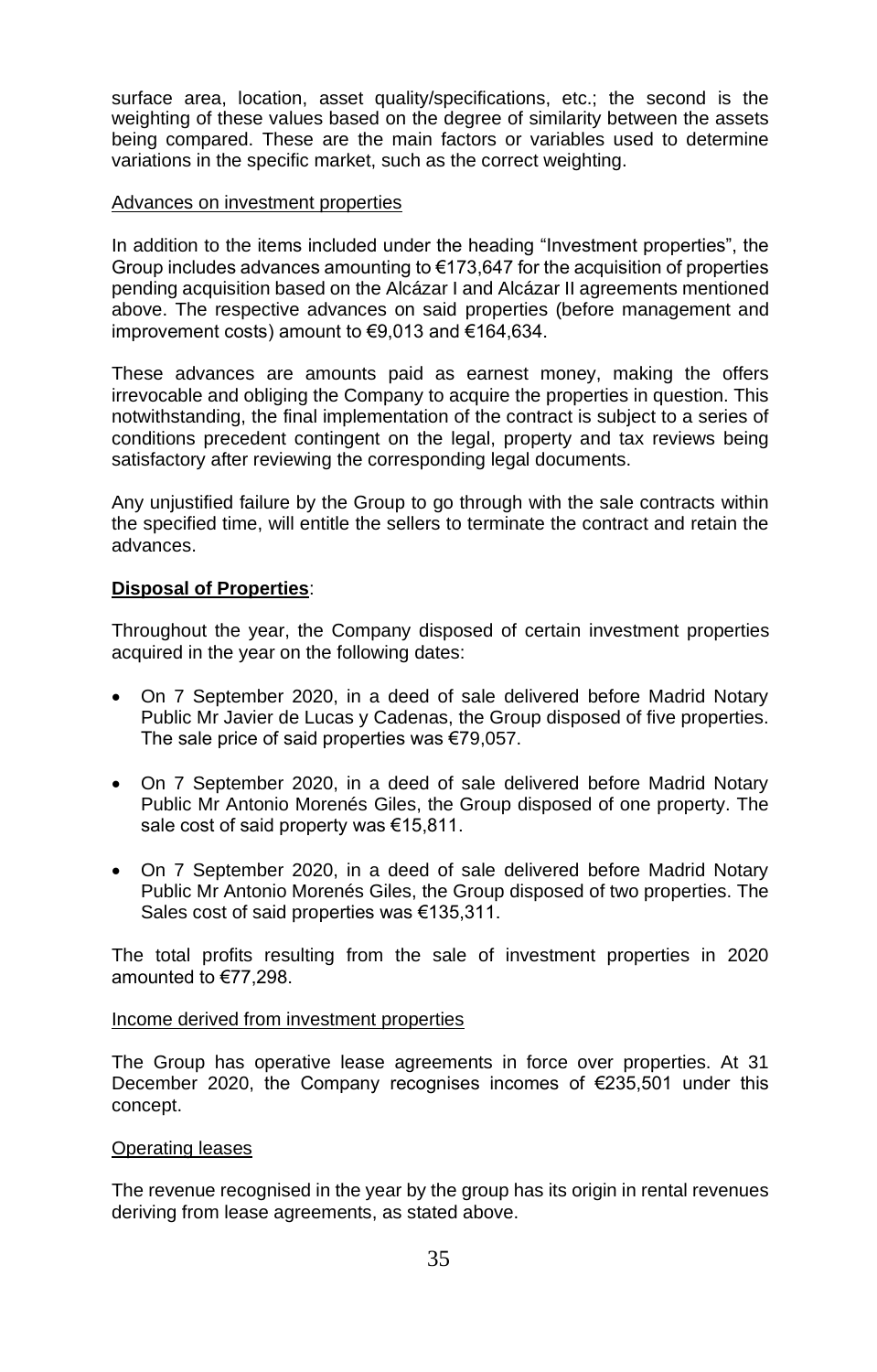surface area, location, asset quality/specifications, etc.; the second is the weighting of these values based on the degree of similarity between the assets being compared. These are the main factors or variables used to determine variations in the specific market, such as the correct weighting.

Advances on investment properties

In addition to the items included under the heading “Investment properties”, the Group includes advances amounting to €173,647 for the acquisition of properties pending acquisition based on the Alcázar I and Alcázar II agreements mentioned above. The respective advances on said properties (before management and improvement costs) amount to €9,013 and €164,634.

These advances are amounts paid as earnest money, making the offers irrevocable and obliging the Company to acquire the properties in question. This notwithstanding, the final implementation of the contract is subject to a series of conditions precedent contingent on the legal, property and tax reviews being satisfactory after reviewing the corresponding legal documents.

Any unjustified failure by the Group to go through with the sale contracts within the specified time, will entitle the sellers to terminate the contract and retain the advances.

**Disposal of Properties**:

Throughout the year, the Company disposed of certain investment properties acquired in the year on the following dates:

- On 7 September 2020, in a deed of sale delivered before Madrid Notary Public Mr Javier de Lucas y Cadenas, the Group disposed of five properties. The sale price of said properties was €79,057.
- On 7 September 2020, in a deed of sale delivered before Madrid Notary Public Mr Antonio Morenés Giles, the Group disposed of one property. The sale cost of said property was €15,811.
- On 7 September 2020, in a deed of sale delivered before Madrid Notary Public Mr Antonio Morenés Giles, the Group disposed of two properties. The Sales cost of said properties was €135,311.

The total profits resulting from the sale of investment properties in 2020 amounted to €77,298.

Income derived from investment properties

The Group has operative lease agreements in force over properties. At 31 December 2020, the Company recognises incomes of €235,501 under this concept.

Operating leases

The revenue recognised in the year by the group has its origin in rental revenues deriving from lease agreements, as stated above.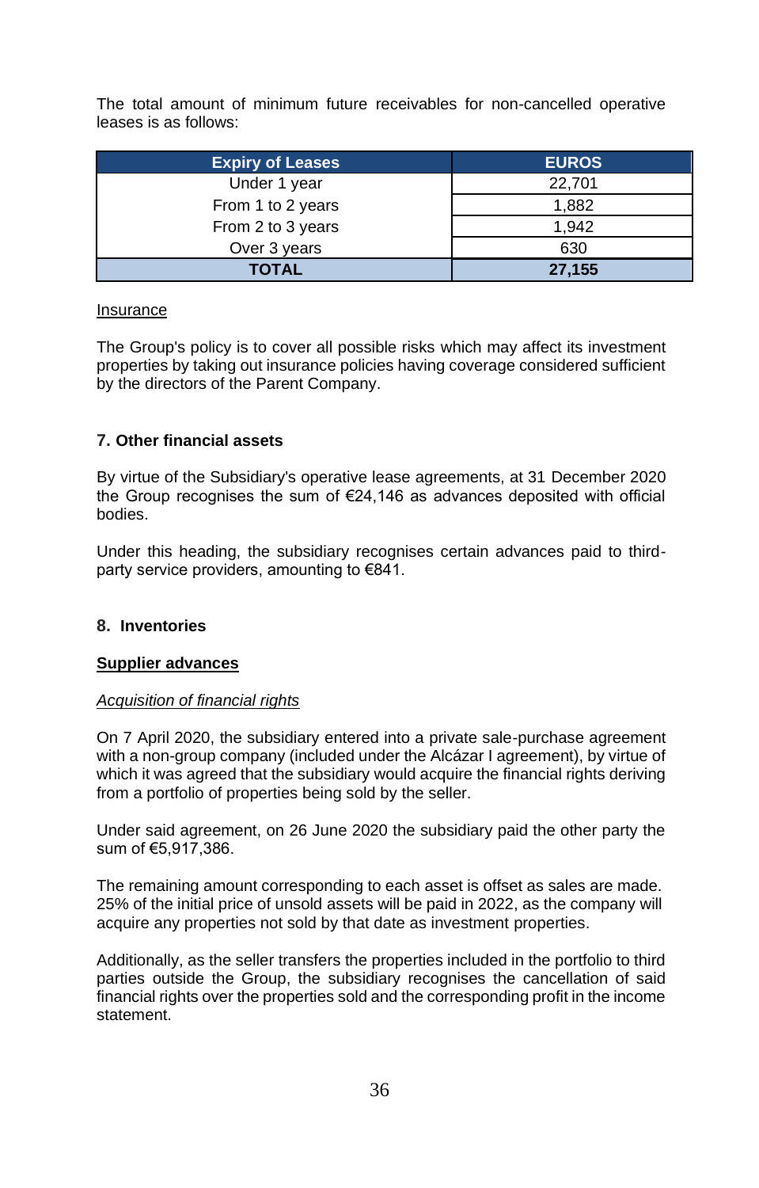The total amount of minimum future receivables for non-cancelled operative leases is as follows:

| Expiry of Leases | EUROS |
| --- | --- |
| Under 1 year | 22,701 |
| From 1 to 2 years | 1,882 |
| From 2 to 3 years | 1,942 |
| Over 3 years | 630 |
| **TOTAL** | **27,155** |

Insurance

The Group's policy is to cover all possible risks which may affect its investment properties by taking out insurance policies having coverage considered sufficient by the directors of the Parent Company.

## 7. Other financial assets

By virtue of the Subsidiary's operative lease agreements, at 31 December 2020 the Group recognises the sum of €24,146 as advances deposited with official bodies.

Under this heading, the subsidiary recognises certain advances paid to third-party service providers, amounting to €841.

## 8. Inventories

**Supplier advances**

*Acquisition of financial rights*

On 7 April 2020, the subsidiary entered into a private sale-purchase agreement with a non-group company (included under the Alcázar I agreement), by virtue of which it was agreed that the subsidiary would acquire the financial rights deriving from a portfolio of properties being sold by the seller.

Under said agreement, on 26 June 2020 the subsidiary paid the other party the sum of €5,917,386.

The remaining amount corresponding to each asset is offset as sales are made. 25% of the initial price of unsold assets will be paid in 2022, as the company will acquire any properties not sold by that date as investment properties.

Additionally, as the seller transfers the properties included in the portfolio to third parties outside the Group, the subsidiary recognises the cancellation of said financial rights over the properties sold and the corresponding profit in the income statement.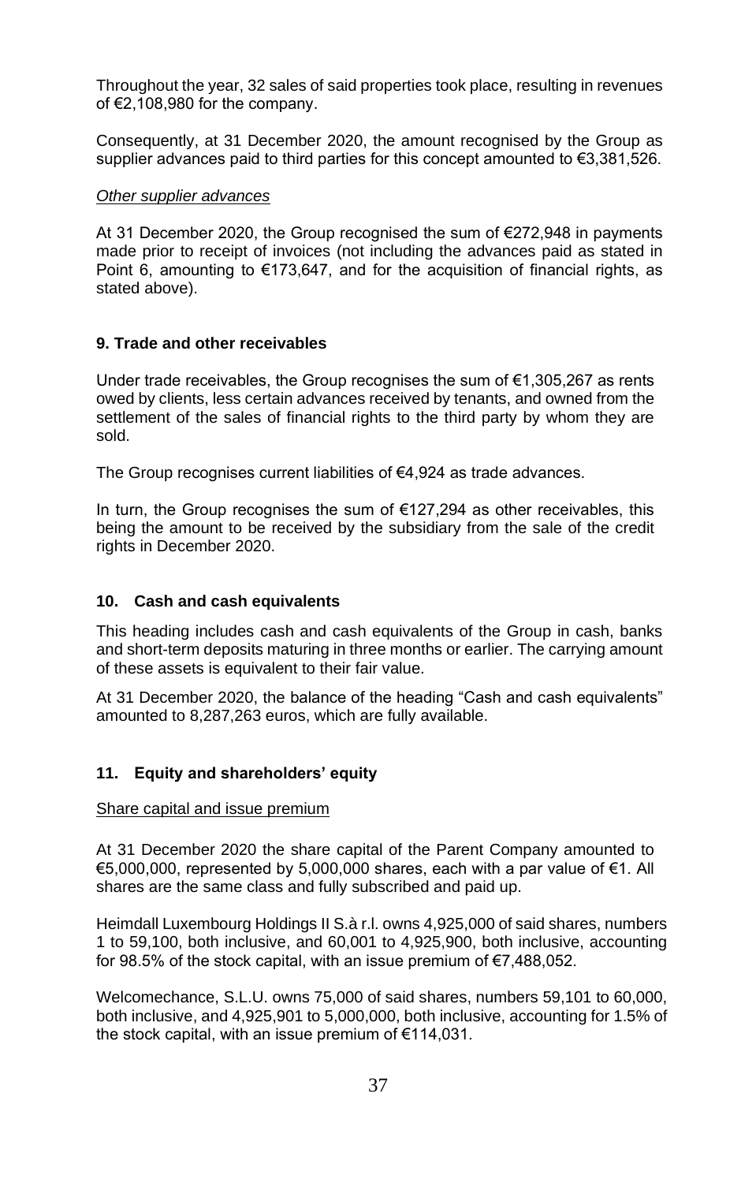Throughout the year, 32 sales of said properties took place, resulting in revenues of €2,108,980 for the company.

Consequently, at 31 December 2020, the amount recognised by the Group as supplier advances paid to third parties for this concept amounted to €3,381,526.

*Other supplier advances*

At 31 December 2020, the Group recognised the sum of €272,948 in payments made prior to receipt of invoices (not including the advances paid as stated in Point 6, amounting to €173,647, and for the acquisition of financial rights, as stated above).

### 9. Trade and other receivables

Under trade receivables, the Group recognises the sum of €1,305,267 as rents owed by clients, less certain advances received by tenants, and owned from the settlement of the sales of financial rights to the third party by whom they are sold.

The Group recognises current liabilities of €4,924 as trade advances.

In turn, the Group recognises the sum of €127,294 as other receivables, this being the amount to be received by the subsidiary from the sale of the credit rights in December 2020.

### 10. Cash and cash equivalents

This heading includes cash and cash equivalents of the Group in cash, banks and short-term deposits maturing in three months or earlier. The carrying amount of these assets is equivalent to their fair value.

At 31 December 2020, the balance of the heading "Cash and cash equivalents" amounted to 8,287,263 euros, which are fully available.

### 11. Equity and shareholders' equity

Share capital and issue premium

At 31 December 2020 the share capital of the Parent Company amounted to €5,000,000, represented by 5,000,000 shares, each with a par value of €1. All shares are the same class and fully subscribed and paid up.

Heimdall Luxembourg Holdings II S.à r.l. owns 4,925,000 of said shares, numbers 1 to 59,100, both inclusive, and 60,001 to 4,925,900, both inclusive, accounting for 98.5% of the stock capital, with an issue premium of €7,488,052.

Welcomechance, S.L.U. owns 75,000 of said shares, numbers 59,101 to 60,000, both inclusive, and 4,925,901 to 5,000,000, both inclusive, accounting for 1.5% of the stock capital, with an issue premium of €114,031.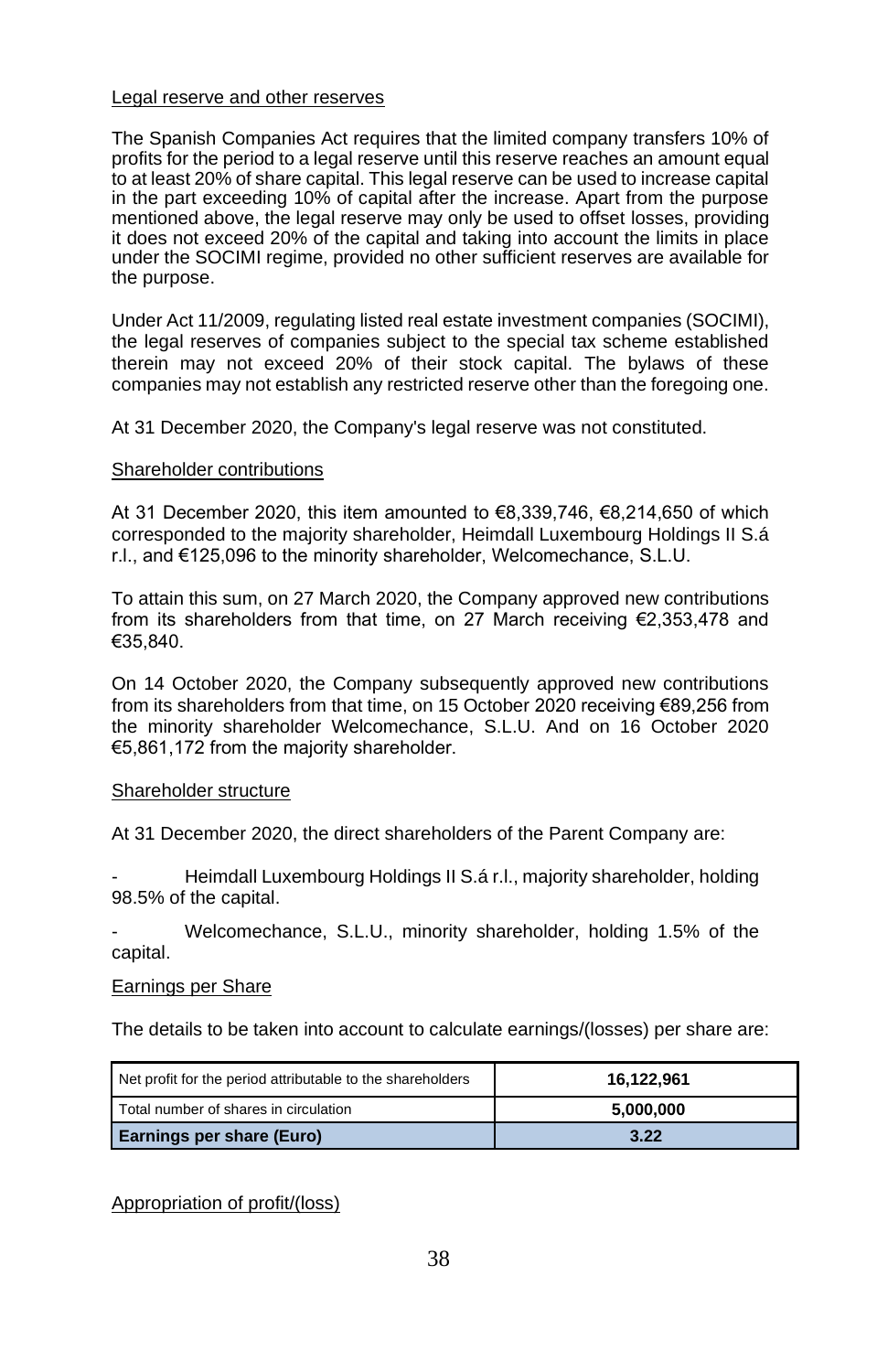Legal reserve and other reserves

The Spanish Companies Act requires that the limited company transfers 10% of profits for the period to a legal reserve until this reserve reaches an amount equal to at least 20% of share capital. This legal reserve can be used to increase capital in the part exceeding 10% of capital after the increase. Apart from the purpose mentioned above, the legal reserve may only be used to offset losses, providing it does not exceed 20% of the capital and taking into account the limits in place under the SOCIMI regime, provided no other sufficient reserves are available for the purpose.

Under Act 11/2009, regulating listed real estate investment companies (SOCIMI), the legal reserves of companies subject to the special tax scheme established therein may not exceed 20% of their stock capital. The bylaws of these companies may not establish any restricted reserve other than the foregoing one.

At 31 December 2020, the Company's legal reserve was not constituted.

Shareholder contributions

At 31 December 2020, this item amounted to €8,339,746, €8,214,650 of which corresponded to the majority shareholder, Heimdall Luxembourg Holdings II S.á r.l., and €125,096 to the minority shareholder, Welcomechance, S.L.U.

To attain this sum, on 27 March 2020, the Company approved new contributions from its shareholders from that time, on 27 March receiving €2,353,478 and €35,840.

On 14 October 2020, the Company subsequently approved new contributions from its shareholders from that time, on 15 October 2020 receiving €89,256 from the minority shareholder Welcomechance, S.L.U. And on 16 October 2020 €5,861,172 from the majority shareholder.

Shareholder structure

At 31 December 2020, the direct shareholders of the Parent Company are:

- Heimdall Luxembourg Holdings II S.á r.l., majority shareholder, holding 98.5% of the capital.
- Welcomechance, S.L.U., minority shareholder, holding 1.5% of the capital.

Earnings per Share

The details to be taken into account to calculate earnings/(losses) per share are:

| | |
|---|---|
| Net profit for the period attributable to the shareholders | **16,122,961** |
| Total number of shares in circulation | **5,000,000** |
| **Earnings per share (Euro)** | **3.22** |

Appropriation of profit/(loss)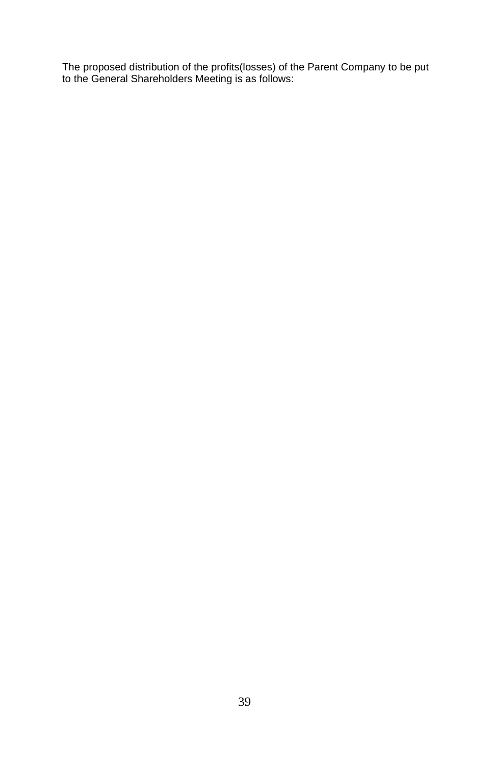The proposed distribution of the profits(losses) of the Parent Company to be put to the General Shareholders Meeting is as follows: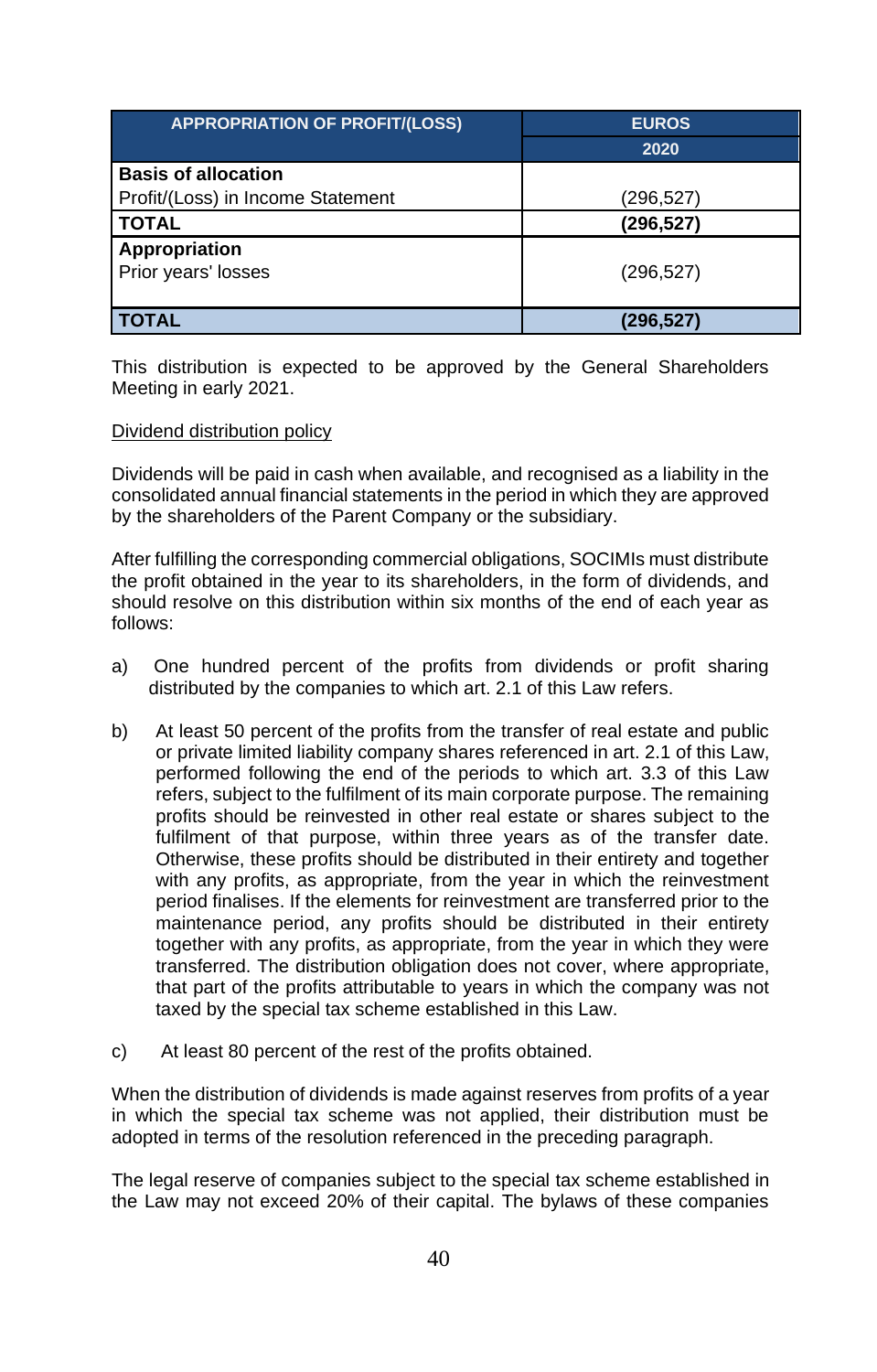| APPROPRIATION OF PROFIT/(LOSS) | EUROS |
| --- | --- |
| | 2020 |
| **Basis of allocation** | |
| Profit/(Loss) in Income Statement | (296,527) |
| **TOTAL** | **(296,527)** |
| **Appropriation** | |
| Prior years' losses | (296,527) |
| **TOTAL** | **(296,527)** |

This distribution is expected to be approved by the General Shareholders Meeting in early 2021.

Dividend distribution policy

Dividends will be paid in cash when available, and recognised as a liability in the consolidated annual financial statements in the period in which they are approved by the shareholders of the Parent Company or the subsidiary.

After fulfilling the corresponding commercial obligations, SOCIMIs must distribute the profit obtained in the year to its shareholders, in the form of dividends, and should resolve on this distribution within six months of the end of each year as follows:

a) One hundred percent of the profits from dividends or profit sharing distributed by the companies to which art. 2.1 of this Law refers.

b) At least 50 percent of the profits from the transfer of real estate and public or private limited liability company shares referenced in art. 2.1 of this Law, performed following the end of the periods to which art. 3.3 of this Law refers, subject to the fulfilment of its main corporate purpose. The remaining profits should be reinvested in other real estate or shares subject to the fulfilment of that purpose, within three years as of the transfer date. Otherwise, these profits should be distributed in their entirety and together with any profits, as appropriate, from the year in which the reinvestment period finalises. If the elements for reinvestment are transferred prior to the maintenance period, any profits should be distributed in their entirety together with any profits, as appropriate, from the year in which they were transferred. The distribution obligation does not cover, where appropriate, that part of the profits attributable to years in which the company was not taxed by the special tax scheme established in this Law.

c) At least 80 percent of the rest of the profits obtained.

When the distribution of dividends is made against reserves from profits of a year in which the special tax scheme was not applied, their distribution must be adopted in terms of the resolution referenced in the preceding paragraph.

The legal reserve of companies subject to the special tax scheme established in the Law may not exceed 20% of their capital. The bylaws of these companies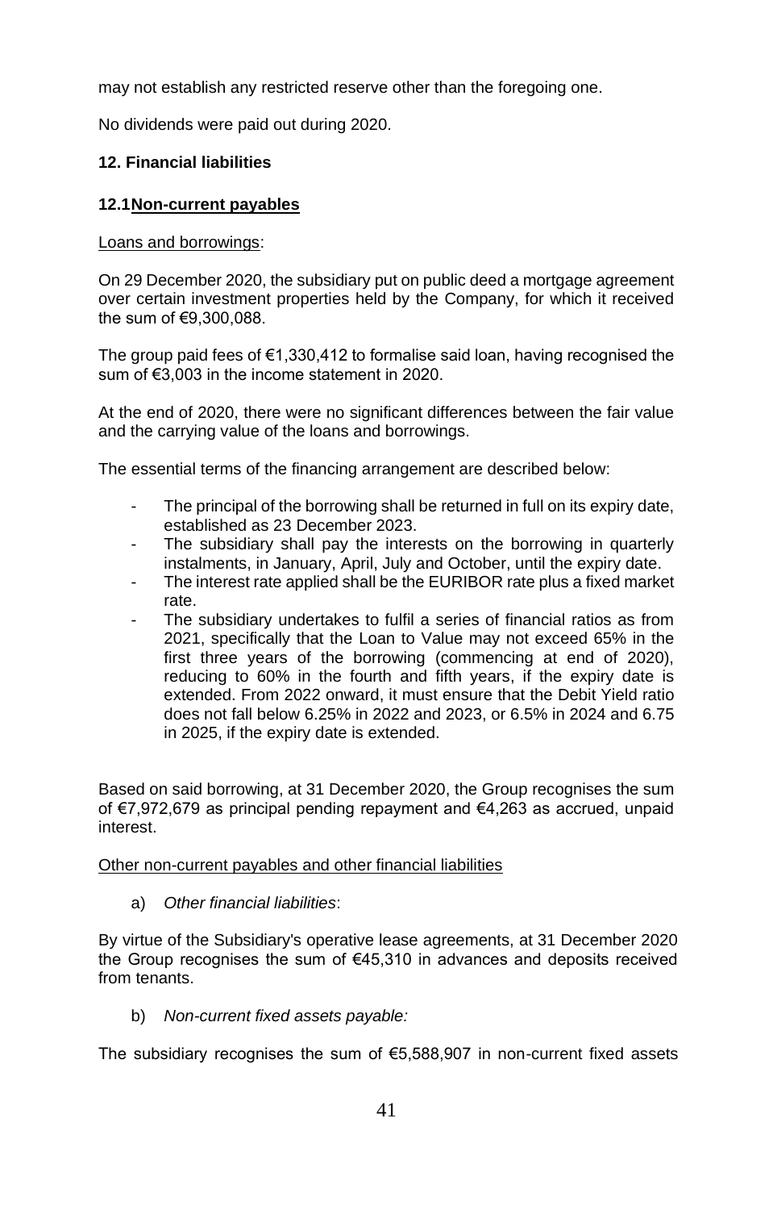may not establish any restricted reserve other than the foregoing one.

No dividends were paid out during 2020.

### 12. Financial liabilities

#### 12.1 Non-current payables

Loans and borrowings:

On 29 December 2020, the subsidiary put on public deed a mortgage agreement over certain investment properties held by the Company, for which it received the sum of €9,300,088.

The group paid fees of €1,330,412 to formalise said loan, having recognised the sum of €3,003 in the income statement in 2020.

At the end of 2020, there were no significant differences between the fair value and the carrying value of the loans and borrowings.

The essential terms of the financing arrangement are described below:

- The principal of the borrowing shall be returned in full on its expiry date, established as 23 December 2023.
- The subsidiary shall pay the interests on the borrowing in quarterly instalments, in January, April, July and October, until the expiry date.
- The interest rate applied shall be the EURIBOR rate plus a fixed market rate.
- The subsidiary undertakes to fulfil a series of financial ratios as from 2021, specifically that the Loan to Value may not exceed 65% in the first three years of the borrowing (commencing at end of 2020), reducing to 60% in the fourth and fifth years, if the expiry date is extended. From 2022 onward, it must ensure that the Debit Yield ratio does not fall below 6.25% in 2022 and 2023, or 6.5% in 2024 and 6.75 in 2025, if the expiry date is extended.

Based on said borrowing, at 31 December 2020, the Group recognises the sum of €7,972,679 as principal pending repayment and €4,263 as accrued, unpaid interest.

Other non-current payables and other financial liabilities

a) *Other financial liabilities*:

By virtue of the Subsidiary's operative lease agreements, at 31 December 2020 the Group recognises the sum of €45,310 in advances and deposits received from tenants.

b) *Non-current fixed assets payable:*

The subsidiary recognises the sum of €5,588,907 in non-current fixed assets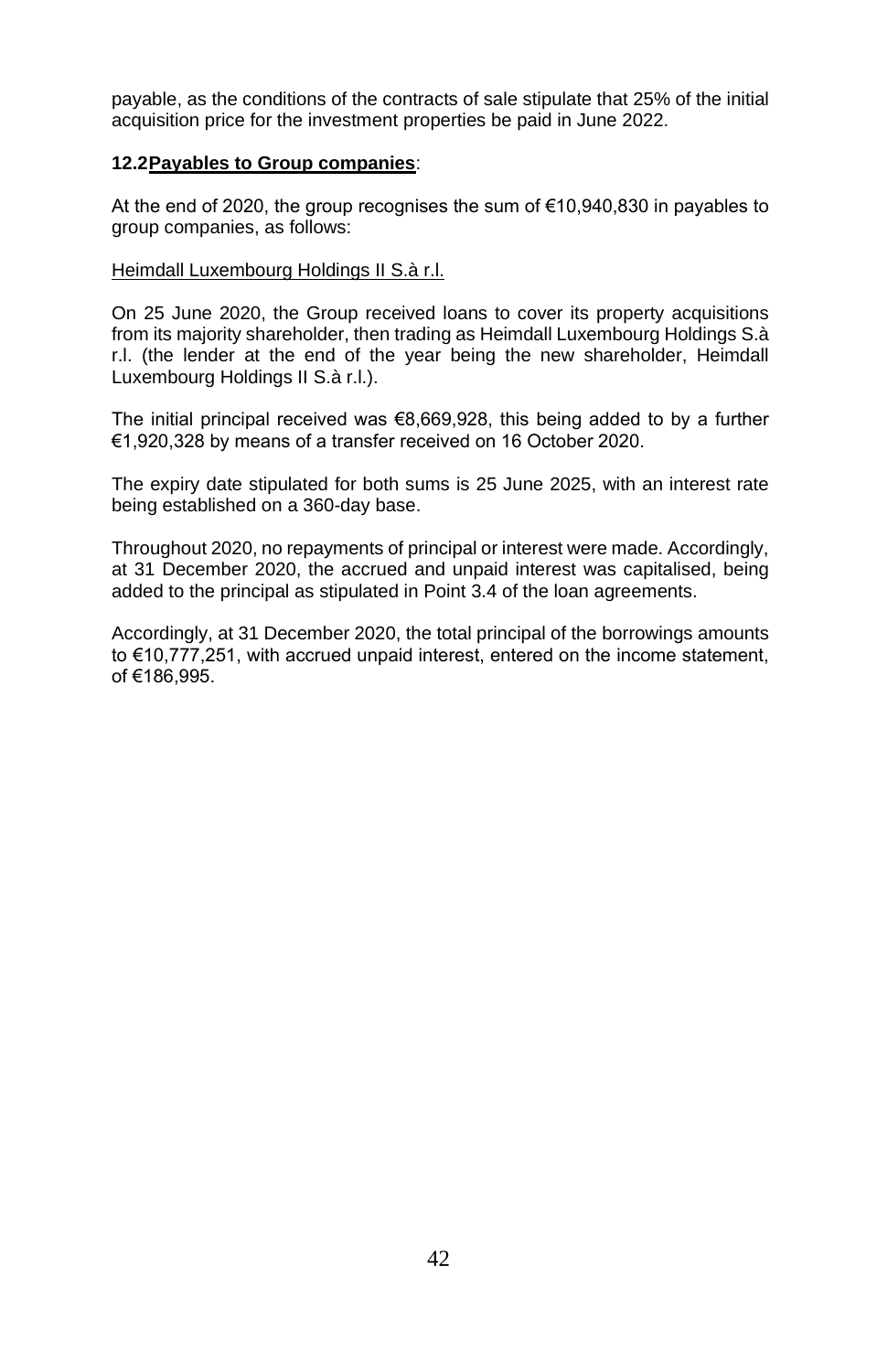payable, as the conditions of the contracts of sale stipulate that 25% of the initial acquisition price for the investment properties be paid in June 2022.

**12.2** **<u>Payables to Group companies</u>**:

At the end of 2020, the group recognises the sum of €10,940,830 in payables to group companies, as follows:

<u>Heimdall Luxembourg Holdings II S.à r.l.</u>

On 25 June 2020, the Group received loans to cover its property acquisitions from its majority shareholder, then trading as Heimdall Luxembourg Holdings S.à r.l. (the lender at the end of the year being the new shareholder, Heimdall Luxembourg Holdings II S.à r.l.).

The initial principal received was €8,669,928, this being added to by a further €1,920,328 by means of a transfer received on 16 October 2020.

The expiry date stipulated for both sums is 25 June 2025, with an interest rate being established on a 360-day base.

Throughout 2020, no repayments of principal or interest were made. Accordingly, at 31 December 2020, the accrued and unpaid interest was capitalised, being added to the principal as stipulated in Point 3.4 of the loan agreements.

Accordingly, at 31 December 2020, the total principal of the borrowings amounts to €10,777,251, with accrued unpaid interest, entered on the income statement, of €186,995.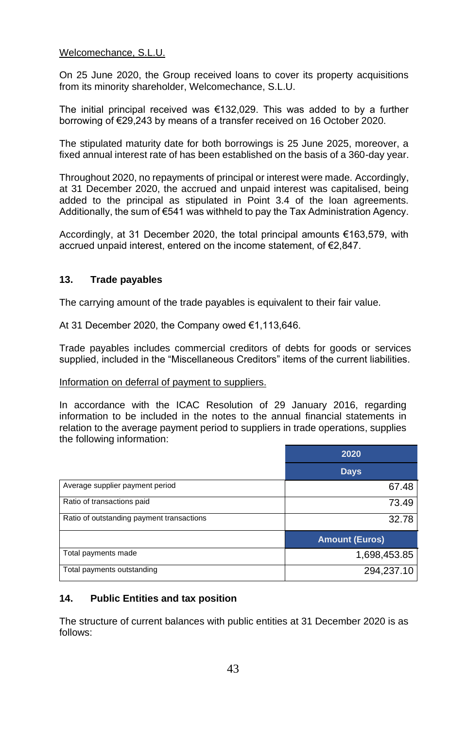Welcomechance, S.L.U.

On 25 June 2020, the Group received loans to cover its property acquisitions from its minority shareholder, Welcomechance, S.L.U.

The initial principal received was €132,029. This was added to by a further borrowing of €29,243 by means of a transfer received on 16 October 2020.

The stipulated maturity date for both borrowings is 25 June 2025, moreover, a fixed annual interest rate of has been established on the basis of a 360-day year.

Throughout 2020, no repayments of principal or interest were made. Accordingly, at 31 December 2020, the accrued and unpaid interest was capitalised, being added to the principal as stipulated in Point 3.4 of the loan agreements. Additionally, the sum of €541 was withheld to pay the Tax Administration Agency.

Accordingly, at 31 December 2020, the total principal amounts €163,579, with accrued unpaid interest, entered on the income statement, of €2,847.

## 13. Trade payables

The carrying amount of the trade payables is equivalent to their fair value.

At 31 December 2020, the Company owed €1,113,646.

Trade payables includes commercial creditors of debts for goods or services supplied, included in the "Miscellaneous Creditors" items of the current liabilities.

Information on deferral of payment to suppliers.

In accordance with the ICAC Resolution of 29 January 2016, regarding information to be included in the notes to the annual financial statements in relation to the average payment period to suppliers in trade operations, supplies the following information:

| | 2020 |
|---|---|
| | Days |
| Average supplier payment period | 67.48 |
| Ratio of transactions paid | 73.49 |
| Ratio of outstanding payment transactions | 32.78 |
| | Amount (Euros) |
| Total payments made | 1,698,453.85 |
| Total payments outstanding | 294,237.10 |

## 14. Public Entities and tax position

The structure of current balances with public entities at 31 December 2020 is as follows: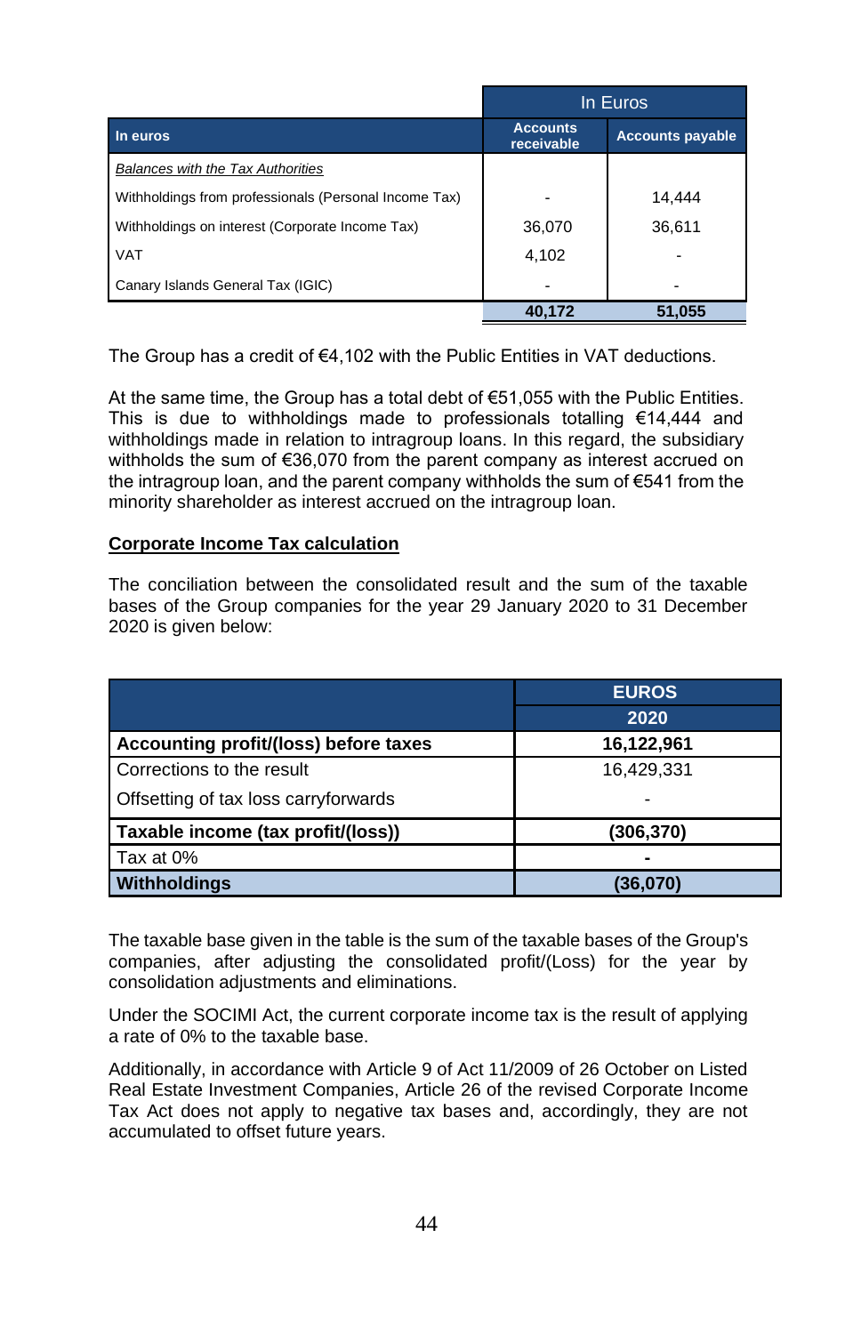| In euros | In Euros | |
|---|---|---|
| | Accounts receivable | Accounts payable |
| *Balances with the Tax Authorities* | | |
| Withholdings from professionals (Personal Income Tax) | - | 14,444 |
| Withholdings on interest (Corporate Income Tax) | 36,070 | 36,611 |
| VAT | 4,102 | - |
| Canary Islands General Tax (IGIC) | - | - |
| | **40,172** | **51,055** |

The Group has a credit of €4,102 with the Public Entities in VAT deductions.

At the same time, the Group has a total debt of €51,055 with the Public Entities. This is due to withholdings made to professionals totalling €14,444 and withholdings made in relation to intragroup loans. In this regard, the subsidiary withholds the sum of €36,070 from the parent company as interest accrued on the intragroup loan, and the parent company withholds the sum of €541 from the minority shareholder as interest accrued on the intragroup loan.

**Corporate Income Tax calculation**

The conciliation between the consolidated result and the sum of the taxable bases of the Group companies for the year 29 January 2020 to 31 December 2020 is given below:

| | EUROS |
|---|---|
| | 2020 |
| **Accounting profit/(loss) before taxes** | **16,122,961** |
| Corrections to the result | 16,429,331 |
| Offsetting of tax loss carryforwards | - |
| **Taxable income (tax profit/(loss))** | **(306,370)** |
| Tax at 0% | **-** |
| **Withholdings** | **(36,070)** |

The taxable base given in the table is the sum of the taxable bases of the Group's companies, after adjusting the consolidated profit/(Loss) for the year by consolidation adjustments and eliminations.

Under the SOCIMI Act, the current corporate income tax is the result of applying a rate of 0% to the taxable base.

Additionally, in accordance with Article 9 of Act 11/2009 of 26 October on Listed Real Estate Investment Companies, Article 26 of the revised Corporate Income Tax Act does not apply to negative tax bases and, accordingly, they are not accumulated to offset future years.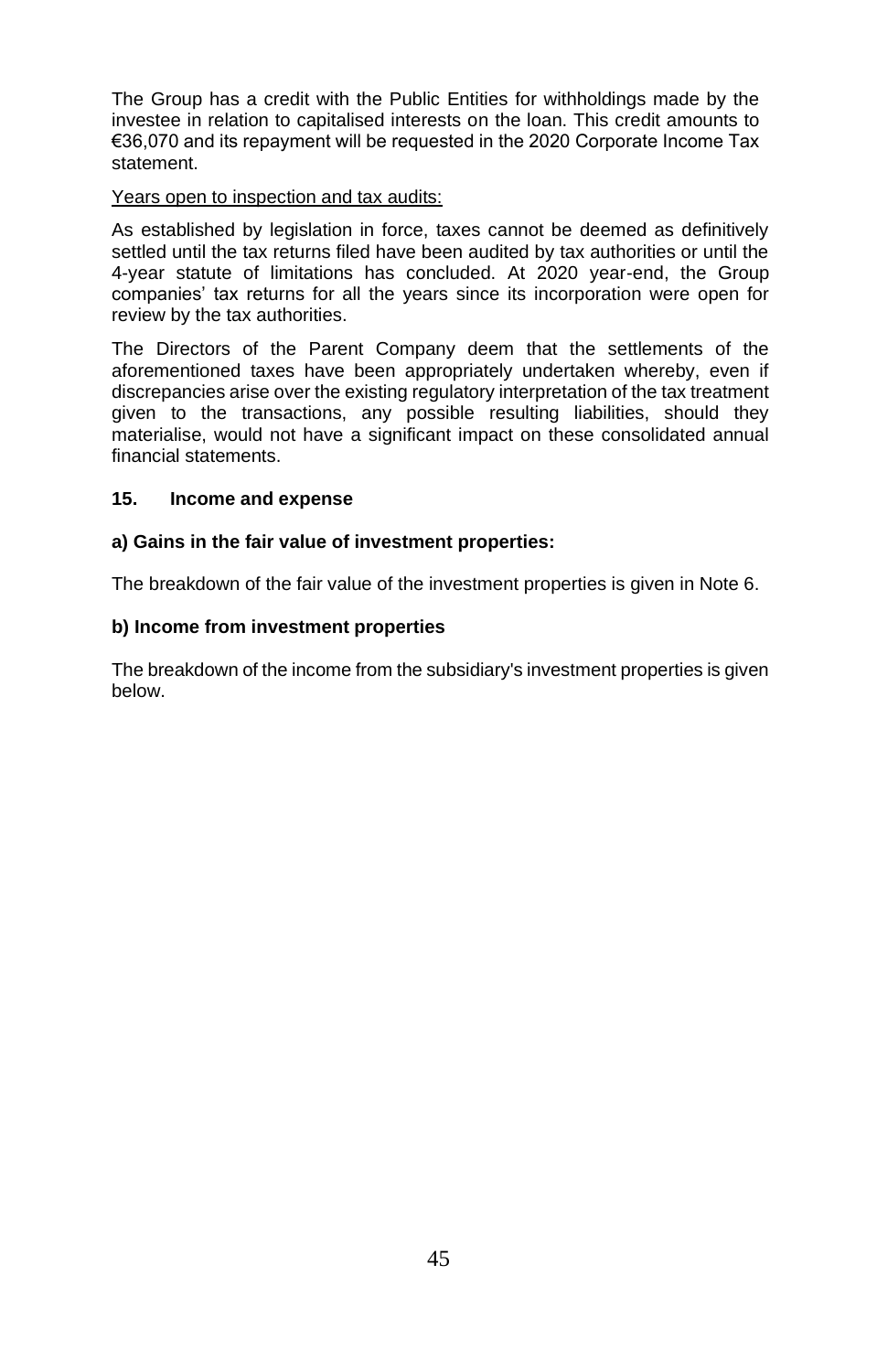The Group has a credit with the Public Entities for withholdings made by the investee in relation to capitalised interests on the loan. This credit amounts to €36,070 and its repayment will be requested in the 2020 Corporate Income Tax statement.

<u>Years open to inspection and tax audits:</u>

As established by legislation in force, taxes cannot be deemed as definitively settled until the tax returns filed have been audited by tax authorities or until the 4-year statute of limitations has concluded. At 2020 year-end, the Group companies' tax returns for all the years since its incorporation were open for review by the tax authorities.

The Directors of the Parent Company deem that the settlements of the aforementioned taxes have been appropriately undertaken whereby, even if discrepancies arise over the existing regulatory interpretation of the tax treatment given to the transactions, any possible resulting liabilities, should they materialise, would not have a significant impact on these consolidated annual financial statements.

## 15. Income and expense

### a) Gains in the fair value of investment properties:

The breakdown of the fair value of the investment properties is given in Note 6.

### b) Income from investment properties

The breakdown of the income from the subsidiary's investment properties is given below.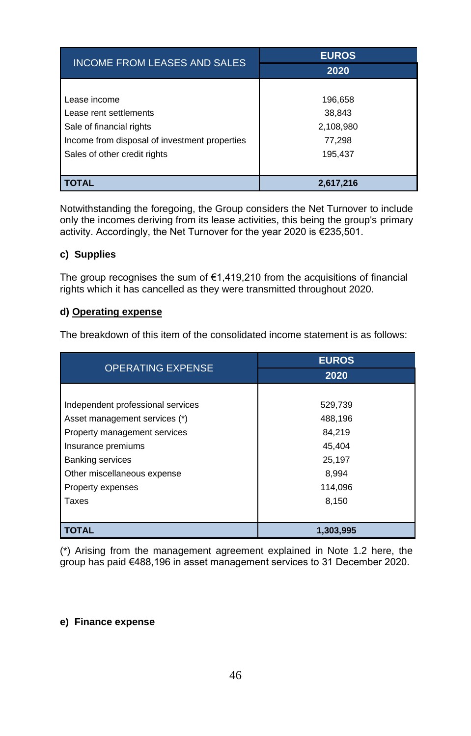| INCOME FROM LEASES AND SALES | EUROS |
|---|---|
| | 2020 |
| Lease income | 196,658 |
| Lease rent settlements | 38,843 |
| Sale of financial rights | 2,108,980 |
| Income from disposal of investment properties | 77,298 |
| Sales of other credit rights | 195,437 |
| **TOTAL** | **2,617,216** |

Notwithstanding the foregoing, the Group considers the Net Turnover to include only the incomes deriving from its lease activities, this being the group's primary activity. Accordingly, the Net Turnover for the year 2020 is €235,501.

**c) Supplies**

The group recognises the sum of €1,419,210 from the acquisitions of financial rights which it has cancelled as they were transmitted throughout 2020.

**d) <u>Operating expense</u>**

The breakdown of this item of the consolidated income statement is as follows:

| OPERATING EXPENSE | EUROS |
|---|---|
| | 2020 |
| Independent professional services | 529,739 |
| Asset management services (*) | 488,196 |
| Property management services | 84,219 |
| Insurance premiums | 45,404 |
| Banking services | 25,197 |
| Other miscellaneous expense | 8,994 |
| Property expenses | 114,096 |
| Taxes | 8,150 |
| **TOTAL** | **1,303,995** |

(*) Arising from the management agreement explained in Note 1.2 here, the group has paid €488,196 in asset management services to 31 December 2020.

**e) Finance expense**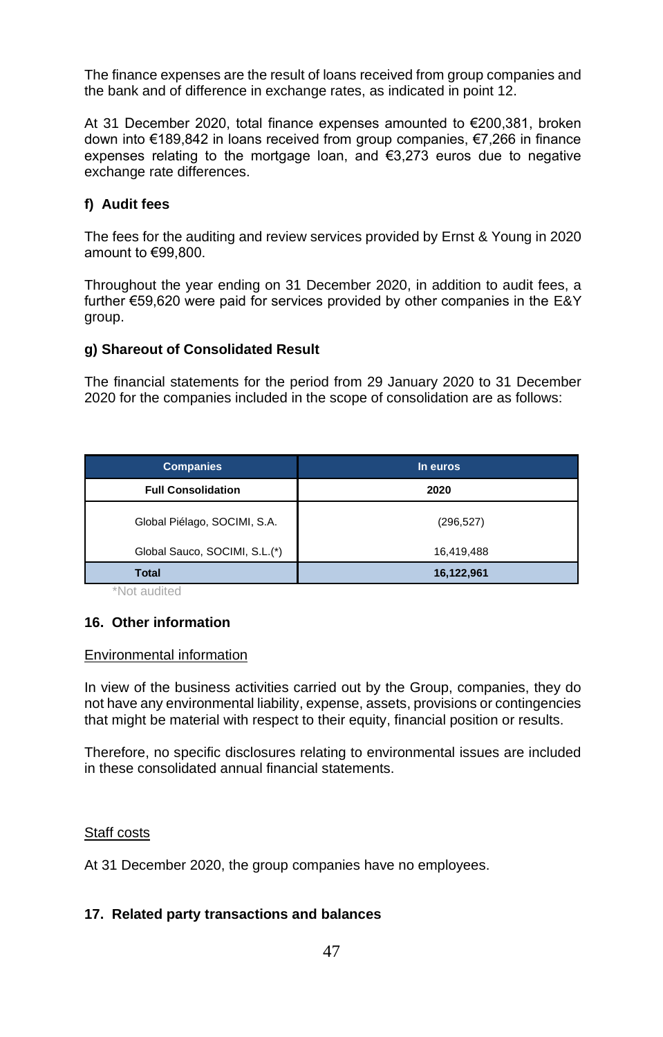The finance expenses are the result of loans received from group companies and the bank and of difference in exchange rates, as indicated in point 12.

At 31 December 2020, total finance expenses amounted to €200,381, broken down into €189,842 in loans received from group companies, €7,266 in finance expenses relating to the mortgage loan, and €3,273 euros due to negative exchange rate differences.

### f) Audit fees

The fees for the auditing and review services provided by Ernst & Young in 2020 amount to €99,800.

Throughout the year ending on 31 December 2020, in addition to audit fees, a further €59,620 were paid for services provided by other companies in the E&Y group.

### g) Shareout of Consolidated Result

The financial statements for the period from 29 January 2020 to 31 December 2020 for the companies included in the scope of consolidation are as follows:

| Companies | In euros |
|---|---|
| **Full Consolidation** | **2020** |
| Global Piélago, SOCIMI, S.A. | (296,527) |
| Global Sauco, SOCIMI, S.L.(*) | 16,419,488 |
| **Total** | **16,122,961** |

*Not audited

## 16. Other information

Environmental information

In view of the business activities carried out by the Group, companies, they do not have any environmental liability, expense, assets, provisions or contingencies that might be material with respect to their equity, financial position or results.

Therefore, no specific disclosures relating to environmental issues are included in these consolidated annual financial statements.

Staff costs

At 31 December 2020, the group companies have no employees.

## 17. Related party transactions and balances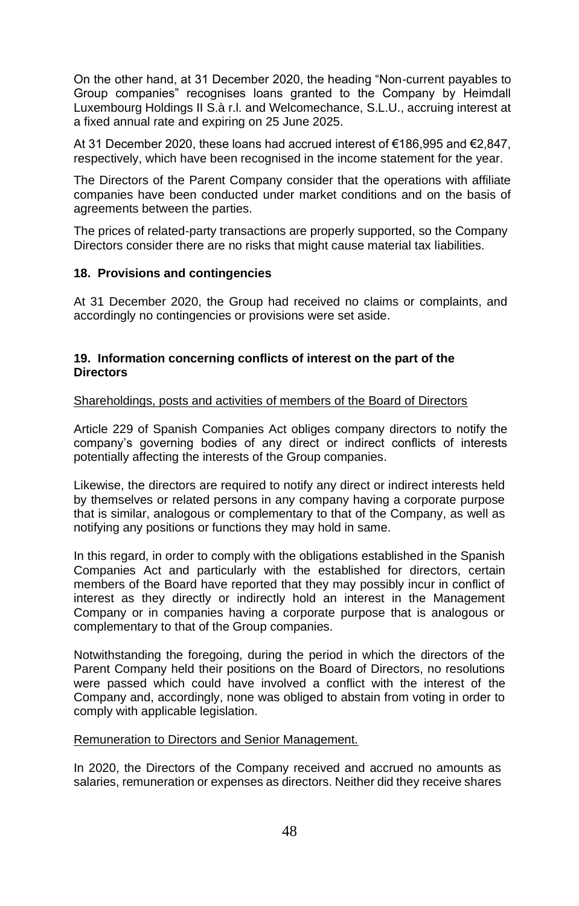On the other hand, at 31 December 2020, the heading "Non-current payables to Group companies" recognises loans granted to the Company by Heimdall Luxembourg Holdings II S.à r.l. and Welcomechance, S.L.U., accruing interest at a fixed annual rate and expiring on 25 June 2025.

At 31 December 2020, these loans had accrued interest of €186,995 and €2,847, respectively, which have been recognised in the income statement for the year.

The Directors of the Parent Company consider that the operations with affiliate companies have been conducted under market conditions and on the basis of agreements between the parties.

The prices of related-party transactions are properly supported, so the Company Directors consider there are no risks that might cause material tax liabilities.

## 18. Provisions and contingencies

At 31 December 2020, the Group had received no claims or complaints, and accordingly no contingencies or provisions were set aside.

## 19. Information concerning conflicts of interest on the part of the Directors

Shareholdings, posts and activities of members of the Board of Directors

Article 229 of Spanish Companies Act obliges company directors to notify the company's governing bodies of any direct or indirect conflicts of interests potentially affecting the interests of the Group companies.

Likewise, the directors are required to notify any direct or indirect interests held by themselves or related persons in any company having a corporate purpose that is similar, analogous or complementary to that of the Company, as well as notifying any positions or functions they may hold in same.

In this regard, in order to comply with the obligations established in the Spanish Companies Act and particularly with the established for directors, certain members of the Board have reported that they may possibly incur in conflict of interest as they directly or indirectly hold an interest in the Management Company or in companies having a corporate purpose that is analogous or complementary to that of the Group companies.

Notwithstanding the foregoing, during the period in which the directors of the Parent Company held their positions on the Board of Directors, no resolutions were passed which could have involved a conflict with the interest of the Company and, accordingly, none was obliged to abstain from voting in order to comply with applicable legislation.

Remuneration to Directors and Senior Management.

In 2020, the Directors of the Company received and accrued no amounts as salaries, remuneration or expenses as directors. Neither did they receive shares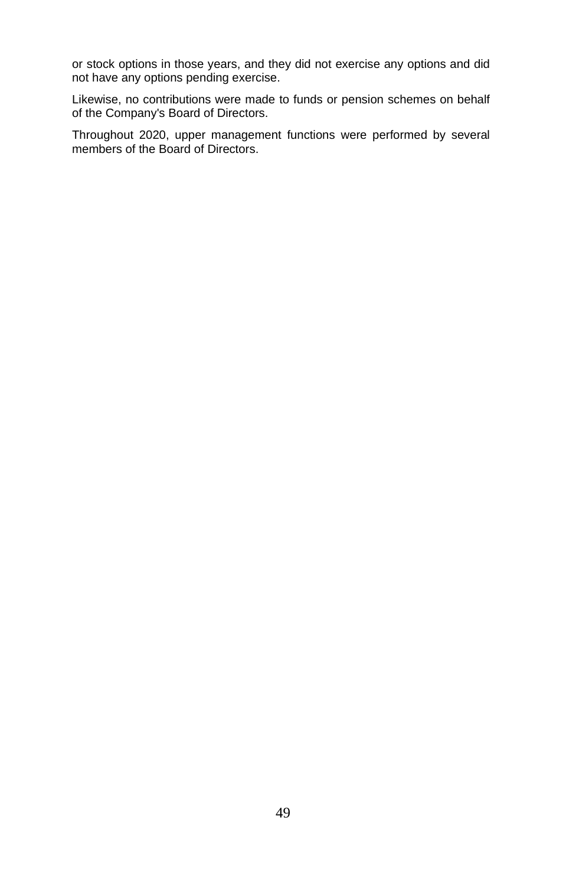or stock options in those years, and they did not exercise any options and did not have any options pending exercise.

Likewise, no contributions were made to funds or pension schemes on behalf of the Company's Board of Directors.

Throughout 2020, upper management functions were performed by several members of the Board of Directors.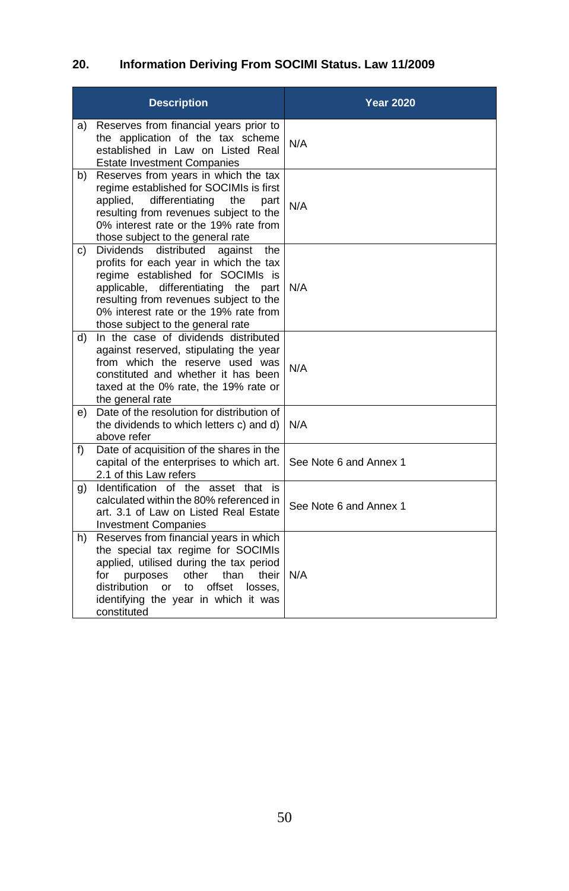## 20. Information Deriving From SOCIMI Status. Law 11/2009

| Description | Year 2020 |
|---|---|
| a) Reserves from financial years prior to the application of the tax scheme established in Law on Listed Real Estate Investment Companies | N/A |
| b) Reserves from years in which the tax regime established for SOCIMIs is first applied, differentiating the part resulting from revenues subject to the 0% interest rate or the 19% rate from those subject to the general rate | N/A |
| c) Dividends distributed against the profits for each year in which the tax regime established for SOCIMIs is applicable, differentiating the part resulting from revenues subject to the 0% interest rate or the 19% rate from those subject to the general rate | N/A |
| d) In the case of dividends distributed against reserved, stipulating the year from which the reserve used was constituted and whether it has been taxed at the 0% rate, the 19% rate or the general rate | N/A |
| e) Date of the resolution for distribution of the dividends to which letters c) and d) above refer | N/A |
| f) Date of acquisition of the shares in the capital of the enterprises to which art. 2.1 of this Law refers | See Note 6 and Annex 1 |
| g) Identification of the asset that is calculated within the 80% referenced in art. 3.1 of Law on Listed Real Estate Investment Companies | See Note 6 and Annex 1 |
| h) Reserves from financial years in which the special tax regime for SOCIMIs applied, utilised during the tax period for purposes other than their distribution or to offset losses, identifying the year in which it was constituted | N/A |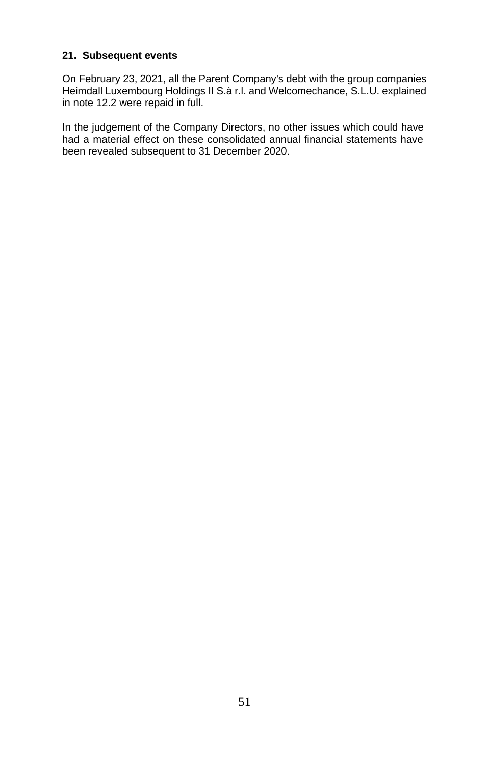## 21. Subsequent events

On February 23, 2021, all the Parent Company's debt with the group companies Heimdall Luxembourg Holdings II S.à r.l. and Welcomechance, S.L.U. explained in note 12.2 were repaid in full.

In the judgement of the Company Directors, no other issues which could have had a material effect on these consolidated annual financial statements have been revealed subsequent to 31 December 2020.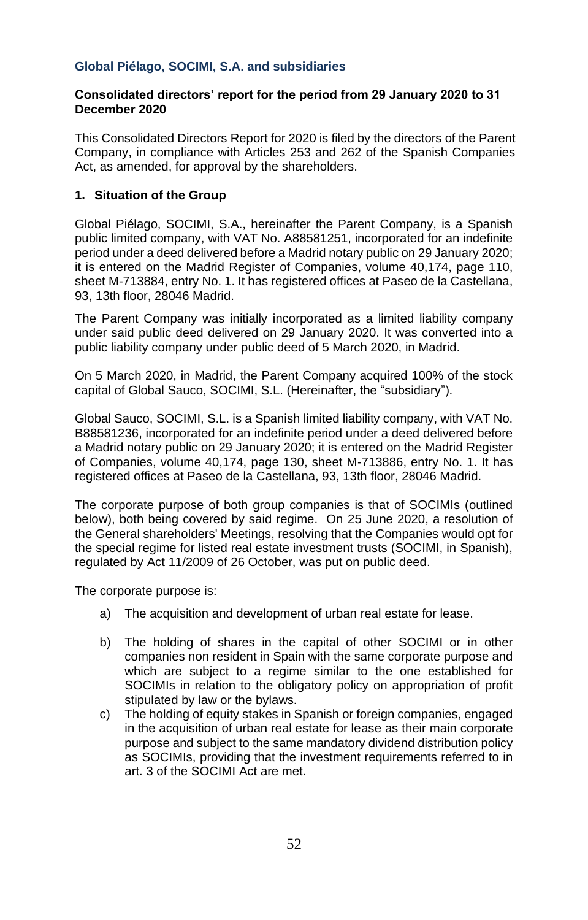**Global Piélago, SOCIMI, S.A. and subsidiaries**

**Consolidated directors' report for the period from 29 January 2020 to 31 December 2020**

This Consolidated Directors Report for 2020 is filed by the directors of the Parent Company, in compliance with Articles 253 and 262 of the Spanish Companies Act, as amended, for approval by the shareholders.

## 1. Situation of the Group

Global Piélago, SOCIMI, S.A., hereinafter the Parent Company, is a Spanish public limited company, with VAT No. A88581251, incorporated for an indefinite period under a deed delivered before a Madrid notary public on 29 January 2020; it is entered on the Madrid Register of Companies, volume 40,174, page 110, sheet M-713884, entry No. 1. It has registered offices at Paseo de la Castellana, 93, 13th floor, 28046 Madrid.

The Parent Company was initially incorporated as a limited liability company under said public deed delivered on 29 January 2020. It was converted into a public liability company under public deed of 5 March 2020, in Madrid.

On 5 March 2020, in Madrid, the Parent Company acquired 100% of the stock capital of Global Sauco, SOCIMI, S.L. (Hereinafter, the "subsidiary").

Global Sauco, SOCIMI, S.L. is a Spanish limited liability company, with VAT No. B88581236, incorporated for an indefinite period under a deed delivered before a Madrid notary public on 29 January 2020; it is entered on the Madrid Register of Companies, volume 40,174, page 130, sheet M-713886, entry No. 1. It has registered offices at Paseo de la Castellana, 93, 13th floor, 28046 Madrid.

The corporate purpose of both group companies is that of SOCIMIs (outlined below), both being covered by said regime. On 25 June 2020, a resolution of the General shareholders' Meetings, resolving that the Companies would opt for the special regime for listed real estate investment trusts (SOCIMI, in Spanish), regulated by Act 11/2009 of 26 October, was put on public deed.

The corporate purpose is:

a) The acquisition and development of urban real estate for lease.

b) The holding of shares in the capital of other SOCIMI or in other companies non resident in Spain with the same corporate purpose and which are subject to a regime similar to the one established for SOCIMIs in relation to the obligatory policy on appropriation of profit stipulated by law or the bylaws.

c) The holding of equity stakes in Spanish or foreign companies, engaged in the acquisition of urban real estate for lease as their main corporate purpose and subject to the same mandatory dividend distribution policy as SOCIMIs, providing that the investment requirements referred to in art. 3 of the SOCIMI Act are met.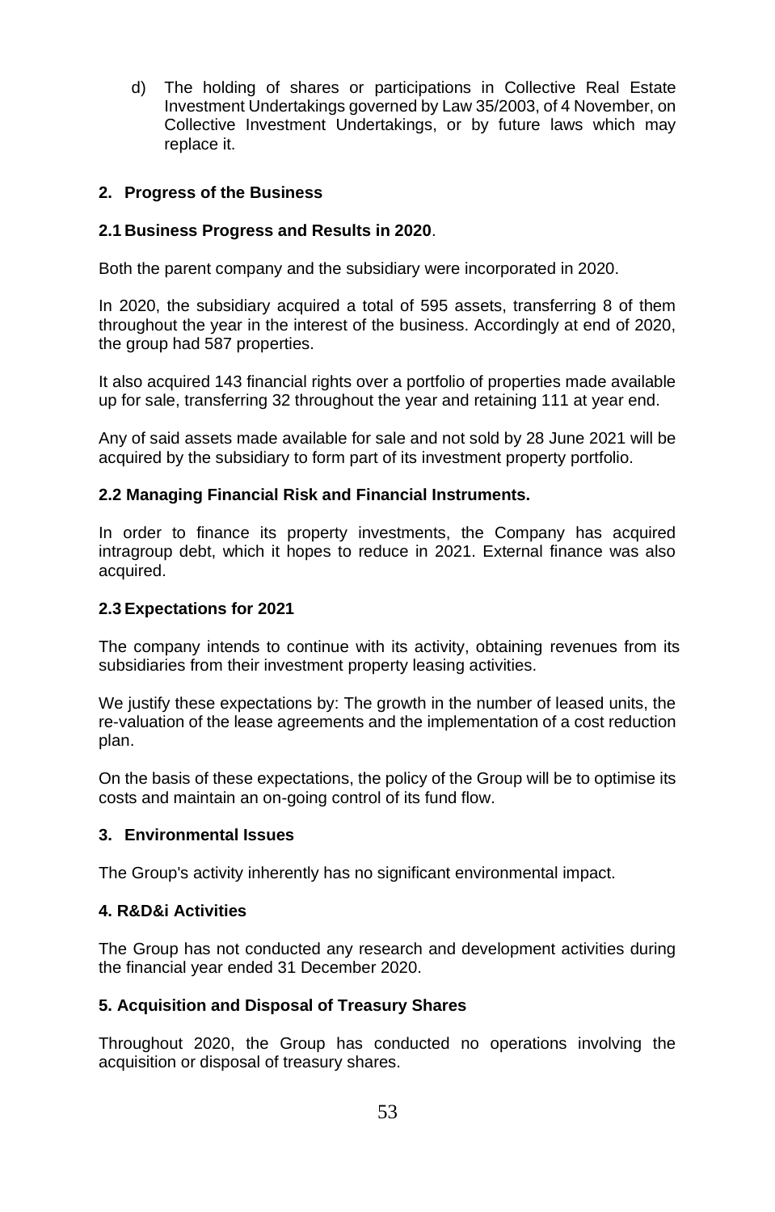d) The holding of shares or participations in Collective Real Estate Investment Undertakings governed by Law 35/2003, of 4 November, on Collective Investment Undertakings, or by future laws which may replace it.

## 2. Progress of the Business

### 2.1 Business Progress and Results in 2020.

Both the parent company and the subsidiary were incorporated in 2020.

In 2020, the subsidiary acquired a total of 595 assets, transferring 8 of them throughout the year in the interest of the business. Accordingly at end of 2020, the group had 587 properties.

It also acquired 143 financial rights over a portfolio of properties made available up for sale, transferring 32 throughout the year and retaining 111 at year end.

Any of said assets made available for sale and not sold by 28 June 2021 will be acquired by the subsidiary to form part of its investment property portfolio.

### 2.2 Managing Financial Risk and Financial Instruments.

In order to finance its property investments, the Company has acquired intragroup debt, which it hopes to reduce in 2021. External finance was also acquired.

### 2.3 Expectations for 2021

The company intends to continue with its activity, obtaining revenues from its subsidiaries from their investment property leasing activities.

We justify these expectations by: The growth in the number of leased units, the re-valuation of the lease agreements and the implementation of a cost reduction plan.

On the basis of these expectations, the policy of the Group will be to optimise its costs and maintain an on-going control of its fund flow.

## 3. Environmental Issues

The Group's activity inherently has no significant environmental impact.

## 4. R&D&i Activities

The Group has not conducted any research and development activities during the financial year ended 31 December 2020.

## 5. Acquisition and Disposal of Treasury Shares

Throughout 2020, the Group has conducted no operations involving the acquisition or disposal of treasury shares.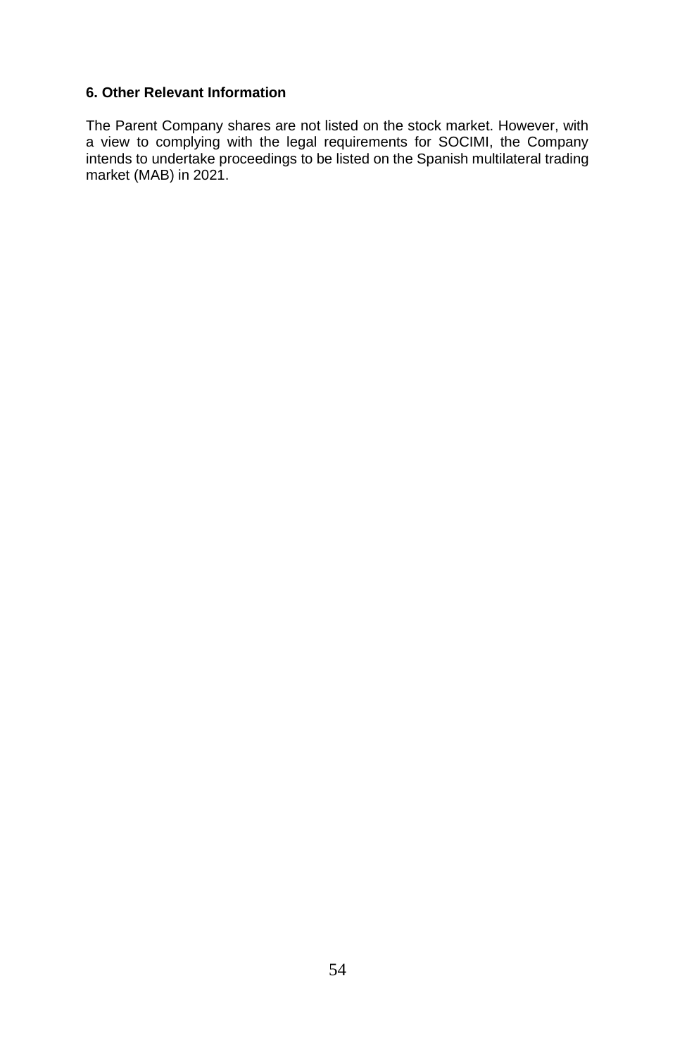**6. Other Relevant Information**

The Parent Company shares are not listed on the stock market. However, with a view to complying with the legal requirements for SOCIMI, the Company intends to undertake proceedings to be listed on the Spanish multilateral trading market (MAB) in 2021.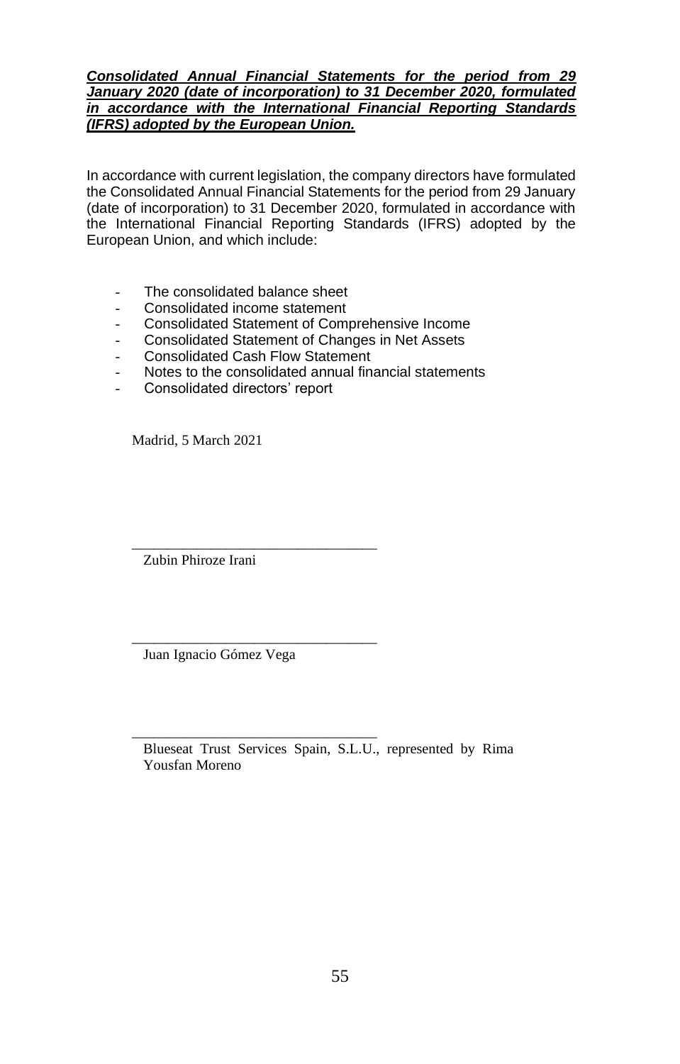***Consolidated Annual Financial Statements for the period from 29 January 2020 (date of incorporation) to 31 December 2020, formulated in accordance with the International Financial Reporting Standards (IFRS) adopted by the European Union.***

In accordance with current legislation, the company directors have formulated the Consolidated Annual Financial Statements for the period from 29 January (date of incorporation) to 31 December 2020, formulated in accordance with the International Financial Reporting Standards (IFRS) adopted by the European Union, and which include:

- The consolidated balance sheet
- Consolidated income statement
- Consolidated Statement of Comprehensive Income
- Consolidated Statement of Changes in Net Assets
- Consolidated Cash Flow Statement
- Notes to the consolidated annual financial statements
- Consolidated directors' report

Madrid, 5 March 2021

_________________________________

Zubin Phiroze Irani

_________________________________

Juan Ignacio Gómez Vega

_________________________________

Blueseat Trust Services Spain, S.L.U., represented by Rima Yousfan Moreno